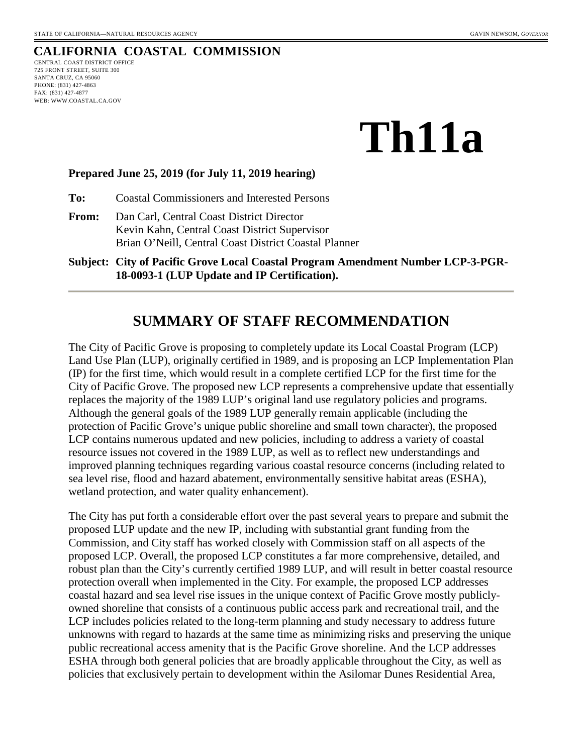STATE OF CALIFORNIA—NATURAL RESOURCES AGENCY GAVIN NEWSOM, *GOVERNOR*

**CALIFORNIA COASTAL COMMISSION**
CENTRAL COAST DISTRICT OFFICE
725 FRONT STREET, SUITE 300
SANTA CRUZ, CA 95060
PHONE: (831) 427-4863
FAX: (831) 427-4877
WEB: WWW.COASTAL.CA.GOV

# Th11a

**Prepared June 25, 2019 (for July 11, 2019 hearing)**

**To:** Coastal Commissioners and Interested Persons

**From:** Dan Carl, Central Coast District Director
Kevin Kahn, Central Coast District Supervisor
Brian O'Neill, Central Coast District Coastal Planner

**Subject: City of Pacific Grove Local Coastal Program Amendment Number LCP-3-PGR-18-0093-1 (LUP Update and IP Certification).**

## SUMMARY OF STAFF RECOMMENDATION

The City of Pacific Grove is proposing to completely update its Local Coastal Program (LCP) Land Use Plan (LUP), originally certified in 1989, and is proposing an LCP Implementation Plan (IP) for the first time, which would result in a complete certified LCP for the first time for the City of Pacific Grove. The proposed new LCP represents a comprehensive update that essentially replaces the majority of the 1989 LUP's original land use regulatory policies and programs. Although the general goals of the 1989 LUP generally remain applicable (including the protection of Pacific Grove's unique public shoreline and small town character), the proposed LCP contains numerous updated and new policies, including to address a variety of coastal resource issues not covered in the 1989 LUP, as well as to reflect new understandings and improved planning techniques regarding various coastal resource concerns (including related to sea level rise, flood and hazard abatement, environmentally sensitive habitat areas (ESHA), wetland protection, and water quality enhancement).

The City has put forth a considerable effort over the past several years to prepare and submit the proposed LUP update and the new IP, including with substantial grant funding from the Commission, and City staff has worked closely with Commission staff on all aspects of the proposed LCP. Overall, the proposed LCP constitutes a far more comprehensive, detailed, and robust plan than the City's currently certified 1989 LUP, and will result in better coastal resource protection overall when implemented in the City. For example, the proposed LCP addresses coastal hazard and sea level rise issues in the unique context of Pacific Grove mostly publicly-owned shoreline that consists of a continuous public access park and recreational trail, and the LCP includes policies related to the long-term planning and study necessary to address future unknowns with regard to hazards at the same time as minimizing risks and preserving the unique public recreational access amenity that is the Pacific Grove shoreline. And the LCP addresses ESHA through both general policies that are broadly applicable throughout the City, as well as policies that exclusively pertain to development within the Asilomar Dunes Residential Area,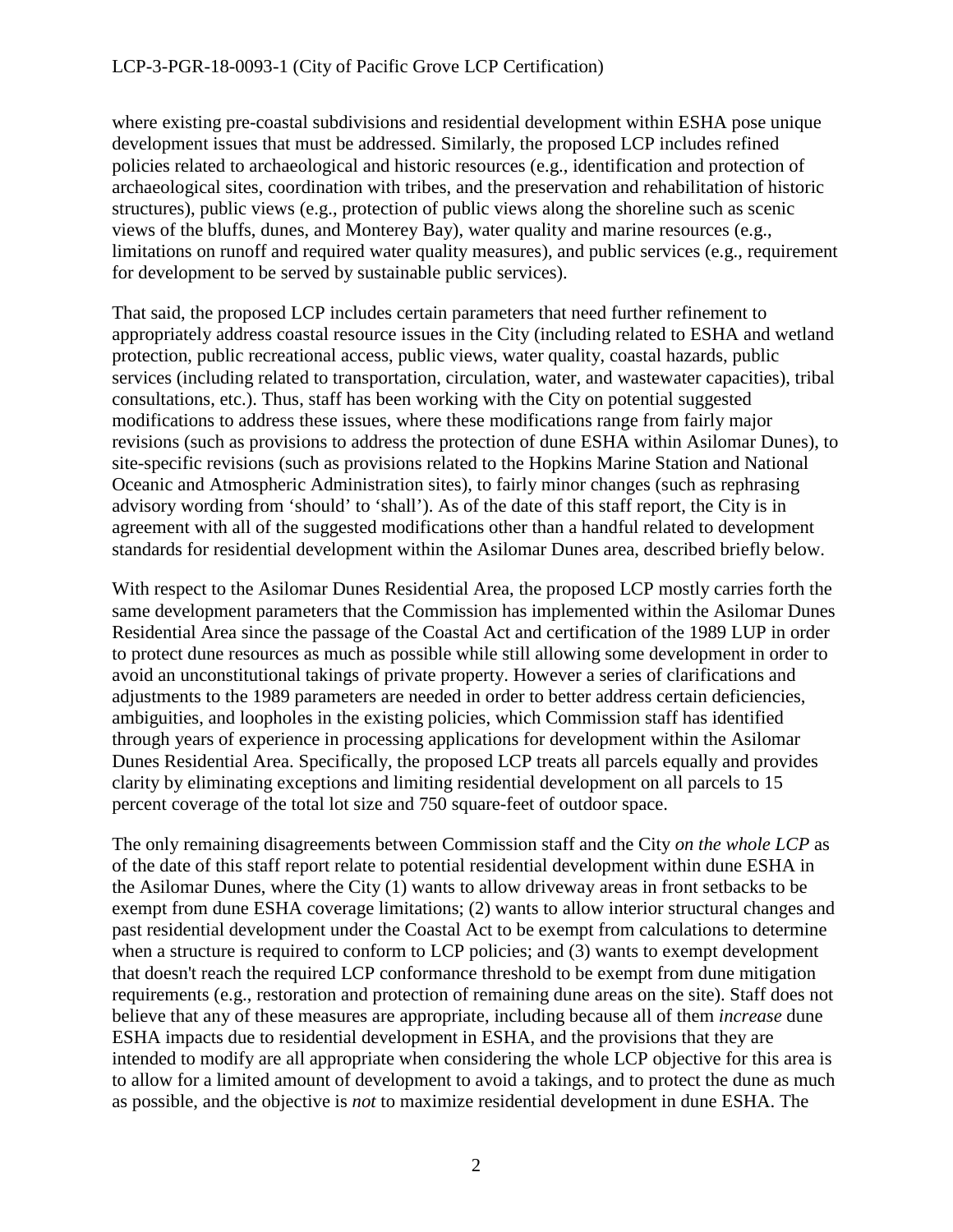where existing pre-coastal subdivisions and residential development within ESHA pose unique development issues that must be addressed. Similarly, the proposed LCP includes refined policies related to archaeological and historic resources (e.g., identification and protection of archaeological sites, coordination with tribes, and the preservation and rehabilitation of historic structures), public views (e.g., protection of public views along the shoreline such as scenic views of the bluffs, dunes, and Monterey Bay), water quality and marine resources (e.g., limitations on runoff and required water quality measures), and public services (e.g., requirement for development to be served by sustainable public services).

That said, the proposed LCP includes certain parameters that need further refinement to appropriately address coastal resource issues in the City (including related to ESHA and wetland protection, public recreational access, public views, water quality, coastal hazards, public services (including related to transportation, circulation, water, and wastewater capacities), tribal consultations, etc.). Thus, staff has been working with the City on potential suggested modifications to address these issues, where these modifications range from fairly major revisions (such as provisions to address the protection of dune ESHA within Asilomar Dunes), to site-specific revisions (such as provisions related to the Hopkins Marine Station and National Oceanic and Atmospheric Administration sites), to fairly minor changes (such as rephrasing advisory wording from 'should' to 'shall'). As of the date of this staff report, the City is in agreement with all of the suggested modifications other than a handful related to development standards for residential development within the Asilomar Dunes area, described briefly below.

With respect to the Asilomar Dunes Residential Area, the proposed LCP mostly carries forth the same development parameters that the Commission has implemented within the Asilomar Dunes Residential Area since the passage of the Coastal Act and certification of the 1989 LUP in order to protect dune resources as much as possible while still allowing some development in order to avoid an unconstitutional takings of private property. However a series of clarifications and adjustments to the 1989 parameters are needed in order to better address certain deficiencies, ambiguities, and loopholes in the existing policies, which Commission staff has identified through years of experience in processing applications for development within the Asilomar Dunes Residential Area. Specifically, the proposed LCP treats all parcels equally and provides clarity by eliminating exceptions and limiting residential development on all parcels to 15 percent coverage of the total lot size and 750 square-feet of outdoor space.

The only remaining disagreements between Commission staff and the City *on the whole LCP* as of the date of this staff report relate to potential residential development within dune ESHA in the Asilomar Dunes, where the City (1) wants to allow driveway areas in front setbacks to be exempt from dune ESHA coverage limitations; (2) wants to allow interior structural changes and past residential development under the Coastal Act to be exempt from calculations to determine when a structure is required to conform to LCP policies; and (3) wants to exempt development that doesn't reach the required LCP conformance threshold to be exempt from dune mitigation requirements (e.g., restoration and protection of remaining dune areas on the site). Staff does not believe that any of these measures are appropriate, including because all of them *increase* dune ESHA impacts due to residential development in ESHA, and the provisions that they are intended to modify are all appropriate when considering the whole LCP objective for this area is to allow for a limited amount of development to avoid a takings, and to protect the dune as much as possible, and the objective is *not* to maximize residential development in dune ESHA. The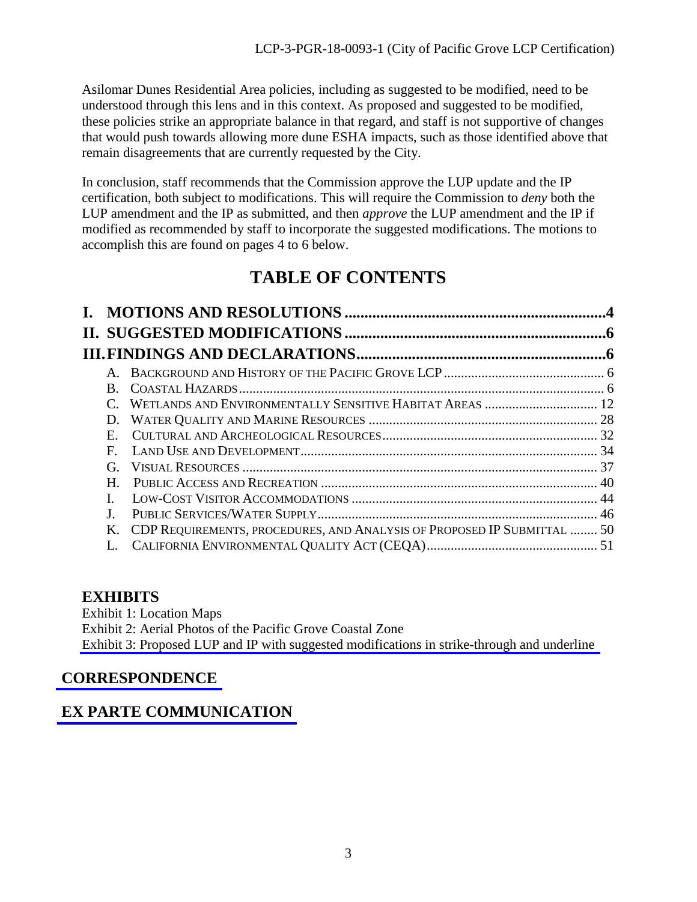Asilomar Dunes Residential Area policies, including as suggested to be modified, need to be understood through this lens and in this context. As proposed and suggested to be modified, these policies strike an appropriate balance in that regard, and staff is not supportive of changes that would push towards allowing more dune ESHA impacts, such as those identified above that remain disagreements that are currently requested by the City.

In conclusion, staff recommends that the Commission approve the LUP update and the IP certification, both subject to modifications. This will require the Commission to *deny* both the LUP amendment and the IP as submitted, and then *approve* the LUP amendment and the IP if modified as recommended by staff to incorporate the suggested modifications. The motions to accomplish this are found on pages 4 to 6 below.

# TABLE OF CONTENTS

**I. MOTIONS AND RESOLUTIONS .................................................................. 4**
**II. SUGGESTED MODIFICATIONS .................................................................. 6**
**III. FINDINGS AND DECLARATIONS .............................................................. 6**

- A. Background and History of the Pacific Grove LCP ............................................... 6
- B. Coastal Hazards ........................................................................................................... 6
- C. Wetlands and Environmentally Sensitive Habitat Areas ................................. 12
- D. Water Quality and Marine Resources ................................................................... 28
- E. Cultural and Archeological Resources ............................................................... 32
- F. Land Use and Development ....................................................................................... 34
- G. Visual Resources ........................................................................................................ 37
- H. Public Access and Recreation ................................................................................. 40
- I. Low-Cost Visitor Accommodations ........................................................................ 44
- J. Public Services/Water Supply .................................................................................. 46
- K. CDP Requirements, Procedures, and Analysis of Proposed IP Submittal ........ 50
- L. California Environmental Quality Act (CEQA) .................................................. 51

## EXHIBITS

Exhibit 1: Location Maps
Exhibit 2: Aerial Photos of the Pacific Grove Coastal Zone
Exhibit 3: Proposed LUP and IP with suggested modifications in strike-through and underline

## CORRESPONDENCE

## EX PARTE COMMUNICATION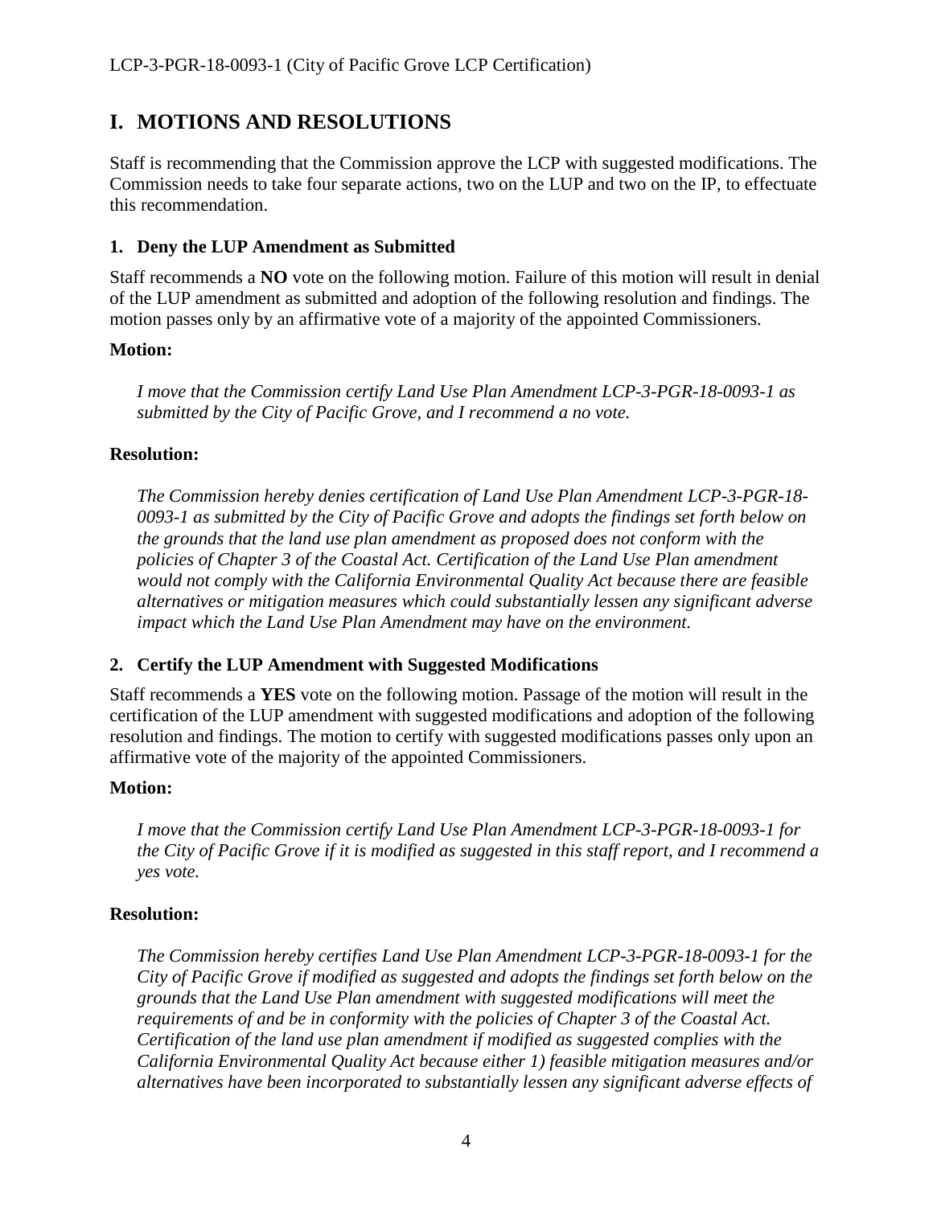# I. MOTIONS AND RESOLUTIONS

Staff is recommending that the Commission approve the LCP with suggested modifications. The Commission needs to take four separate actions, two on the LUP and two on the IP, to effectuate this recommendation.

### 1. Deny the LUP Amendment as Submitted

Staff recommends a **NO** vote on the following motion. Failure of this motion will result in denial of the LUP amendment as submitted and adoption of the following resolution and findings. The motion passes only by an affirmative vote of a majority of the appointed Commissioners.

**Motion:**

*I move that the Commission certify Land Use Plan Amendment LCP-3-PGR-18-0093-1 as submitted by the City of Pacific Grove, and I recommend a no vote.*

**Resolution:**

*The Commission hereby denies certification of Land Use Plan Amendment LCP-3-PGR-18-0093-1 as submitted by the City of Pacific Grove and adopts the findings set forth below on the grounds that the land use plan amendment as proposed does not conform with the policies of Chapter 3 of the Coastal Act. Certification of the Land Use Plan amendment would not comply with the California Environmental Quality Act because there are feasible alternatives or mitigation measures which could substantially lessen any significant adverse impact which the Land Use Plan Amendment may have on the environment.*

### 2. Certify the LUP Amendment with Suggested Modifications

Staff recommends a **YES** vote on the following motion. Passage of the motion will result in the certification of the LUP amendment with suggested modifications and adoption of the following resolution and findings. The motion to certify with suggested modifications passes only upon an affirmative vote of the majority of the appointed Commissioners.

**Motion:**

*I move that the Commission certify Land Use Plan Amendment LCP-3-PGR-18-0093-1 for the City of Pacific Grove if it is modified as suggested in this staff report, and I recommend a yes vote.*

**Resolution:**

*The Commission hereby certifies Land Use Plan Amendment LCP-3-PGR-18-0093-1 for the City of Pacific Grove if modified as suggested and adopts the findings set forth below on the grounds that the Land Use Plan amendment with suggested modifications will meet the requirements of and be in conformity with the policies of Chapter 3 of the Coastal Act. Certification of the land use plan amendment if modified as suggested complies with the California Environmental Quality Act because either 1) feasible mitigation measures and/or alternatives have been incorporated to substantially lessen any significant adverse effects of*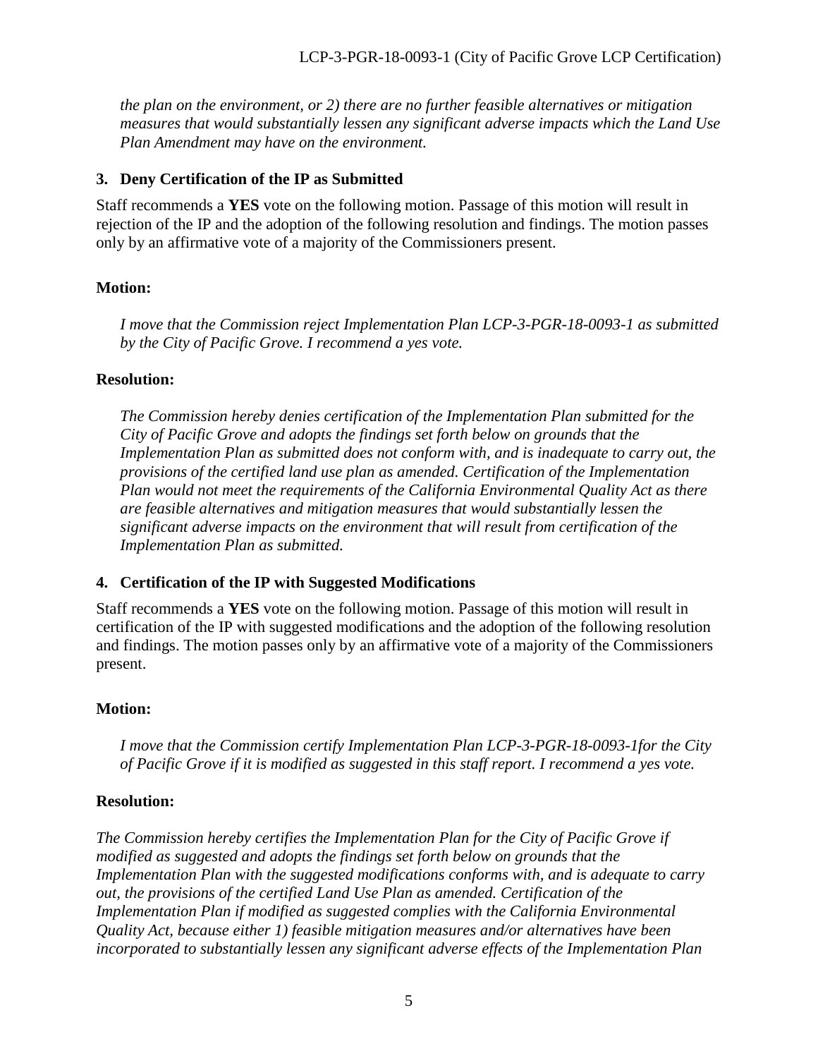*the plan on the environment, or 2) there are no further feasible alternatives or mitigation measures that would substantially lessen any significant adverse impacts which the Land Use Plan Amendment may have on the environment.*

### 3. Deny Certification of the IP as Submitted

Staff recommends a **YES** vote on the following motion. Passage of this motion will result in rejection of the IP and the adoption of the following resolution and findings. The motion passes only by an affirmative vote of a majority of the Commissioners present.

**Motion:**

*I move that the Commission reject Implementation Plan LCP-3-PGR-18-0093-1 as submitted by the City of Pacific Grove. I recommend a yes vote.*

**Resolution:**

*The Commission hereby denies certification of the Implementation Plan submitted for the City of Pacific Grove and adopts the findings set forth below on grounds that the Implementation Plan as submitted does not conform with, and is inadequate to carry out, the provisions of the certified land use plan as amended. Certification of the Implementation Plan would not meet the requirements of the California Environmental Quality Act as there are feasible alternatives and mitigation measures that would substantially lessen the significant adverse impacts on the environment that will result from certification of the Implementation Plan as submitted.*

### 4. Certification of the IP with Suggested Modifications

Staff recommends a **YES** vote on the following motion. Passage of this motion will result in certification of the IP with suggested modifications and the adoption of the following resolution and findings. The motion passes only by an affirmative vote of a majority of the Commissioners present.

**Motion:**

*I move that the Commission certify Implementation Plan LCP-3-PGR-18-0093-1for the City of Pacific Grove if it is modified as suggested in this staff report. I recommend a yes vote.*

**Resolution:**

*The Commission hereby certifies the Implementation Plan for the City of Pacific Grove if modified as suggested and adopts the findings set forth below on grounds that the Implementation Plan with the suggested modifications conforms with, and is adequate to carry out, the provisions of the certified Land Use Plan as amended. Certification of the Implementation Plan if modified as suggested complies with the California Environmental Quality Act, because either 1) feasible mitigation measures and/or alternatives have been incorporated to substantially lessen any significant adverse effects of the Implementation Plan*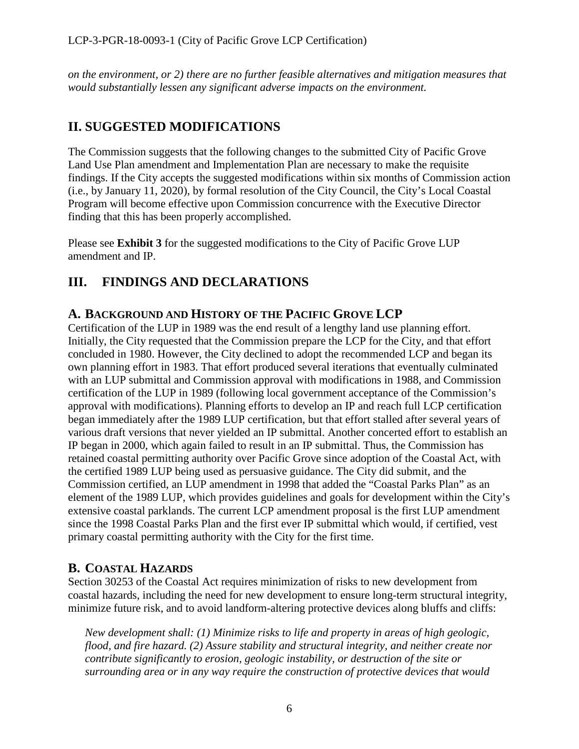*on the environment, or 2) there are no further feasible alternatives and mitigation measures that would substantially lessen any significant adverse impacts on the environment.*

## II. SUGGESTED MODIFICATIONS

The Commission suggests that the following changes to the submitted City of Pacific Grove Land Use Plan amendment and Implementation Plan are necessary to make the requisite findings. If the City accepts the suggested modifications within six months of Commission action (i.e., by January 11, 2020), by formal resolution of the City Council, the City's Local Coastal Program will become effective upon Commission concurrence with the Executive Director finding that this has been properly accomplished.

Please see **Exhibit 3** for the suggested modifications to the City of Pacific Grove LUP amendment and IP.

## III. FINDINGS AND DECLARATIONS

### A. BACKGROUND AND HISTORY OF THE PACIFIC GROVE LCP

Certification of the LUP in 1989 was the end result of a lengthy land use planning effort. Initially, the City requested that the Commission prepare the LCP for the City, and that effort concluded in 1980. However, the City declined to adopt the recommended LCP and began its own planning effort in 1983. That effort produced several iterations that eventually culminated with an LUP submittal and Commission approval with modifications in 1988, and Commission certification of the LUP in 1989 (following local government acceptance of the Commission's approval with modifications). Planning efforts to develop an IP and reach full LCP certification began immediately after the 1989 LUP certification, but that effort stalled after several years of various draft versions that never yielded an IP submittal. Another concerted effort to establish an IP began in 2000, which again failed to result in an IP submittal. Thus, the Commission has retained coastal permitting authority over Pacific Grove since adoption of the Coastal Act, with the certified 1989 LUP being used as persuasive guidance. The City did submit, and the Commission certified, an LUP amendment in 1998 that added the "Coastal Parks Plan" as an element of the 1989 LUP, which provides guidelines and goals for development within the City's extensive coastal parklands. The current LCP amendment proposal is the first LUP amendment since the 1998 Coastal Parks Plan and the first ever IP submittal which would, if certified, vest primary coastal permitting authority with the City for the first time.

### B. COASTAL HAZARDS

Section 30253 of the Coastal Act requires minimization of risks to new development from coastal hazards, including the need for new development to ensure long-term structural integrity, minimize future risk, and to avoid landform-altering protective devices along bluffs and cliffs:

> *New development shall: (1) Minimize risks to life and property in areas of high geologic, flood, and fire hazard. (2) Assure stability and structural integrity, and neither create nor contribute significantly to erosion, geologic instability, or destruction of the site or surrounding area or in any way require the construction of protective devices that would*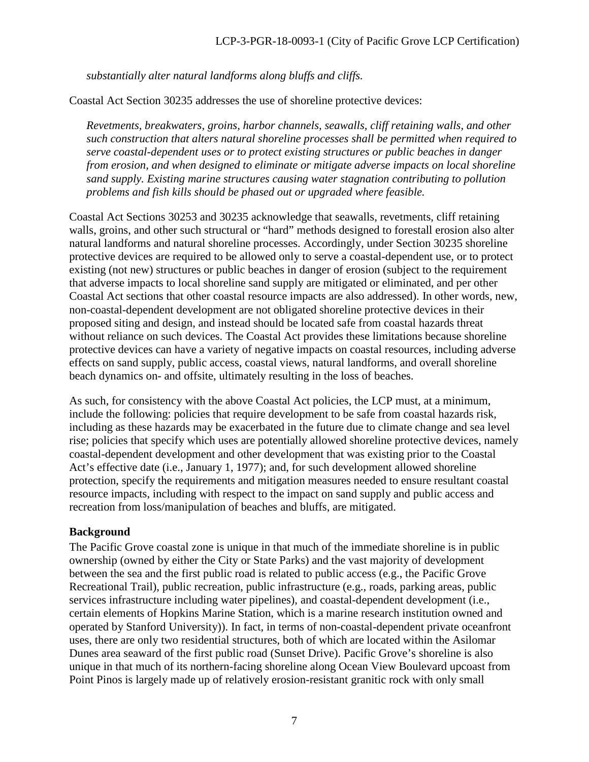*substantially alter natural landforms along bluffs and cliffs.*

Coastal Act Section 30235 addresses the use of shoreline protective devices:

*Revetments, breakwaters, groins, harbor channels, seawalls, cliff retaining walls, and other such construction that alters natural shoreline processes shall be permitted when required to serve coastal-dependent uses or to protect existing structures or public beaches in danger from erosion, and when designed to eliminate or mitigate adverse impacts on local shoreline sand supply. Existing marine structures causing water stagnation contributing to pollution problems and fish kills should be phased out or upgraded where feasible.*

Coastal Act Sections 30253 and 30235 acknowledge that seawalls, revetments, cliff retaining walls, groins, and other such structural or "hard" methods designed to forestall erosion also alter natural landforms and natural shoreline processes. Accordingly, under Section 30235 shoreline protective devices are required to be allowed only to serve a coastal-dependent use, or to protect existing (not new) structures or public beaches in danger of erosion (subject to the requirement that adverse impacts to local shoreline sand supply are mitigated or eliminated, and per other Coastal Act sections that other coastal resource impacts are also addressed). In other words, new, non-coastal-dependent development are not obligated shoreline protective devices in their proposed siting and design, and instead should be located safe from coastal hazards threat without reliance on such devices. The Coastal Act provides these limitations because shoreline protective devices can have a variety of negative impacts on coastal resources, including adverse effects on sand supply, public access, coastal views, natural landforms, and overall shoreline beach dynamics on- and offsite, ultimately resulting in the loss of beaches.

As such, for consistency with the above Coastal Act policies, the LCP must, at a minimum, include the following: policies that require development to be safe from coastal hazards risk, including as these hazards may be exacerbated in the future due to climate change and sea level rise; policies that specify which uses are potentially allowed shoreline protective devices, namely coastal-dependent development and other development that was existing prior to the Coastal Act's effective date (i.e., January 1, 1977); and, for such development allowed shoreline protection, specify the requirements and mitigation measures needed to ensure resultant coastal resource impacts, including with respect to the impact on sand supply and public access and recreation from loss/manipulation of beaches and bluffs, are mitigated.

**Background**

The Pacific Grove coastal zone is unique in that much of the immediate shoreline is in public ownership (owned by either the City or State Parks) and the vast majority of development between the sea and the first public road is related to public access (e.g., the Pacific Grove Recreational Trail), public recreation, public infrastructure (e.g., roads, parking areas, public services infrastructure including water pipelines), and coastal-dependent development (i.e., certain elements of Hopkins Marine Station, which is a marine research institution owned and operated by Stanford University)). In fact, in terms of non-coastal-dependent private oceanfront uses, there are only two residential structures, both of which are located within the Asilomar Dunes area seaward of the first public road (Sunset Drive). Pacific Grove's shoreline is also unique in that much of its northern-facing shoreline along Ocean View Boulevard upcoast from Point Pinos is largely made up of relatively erosion-resistant granitic rock with only small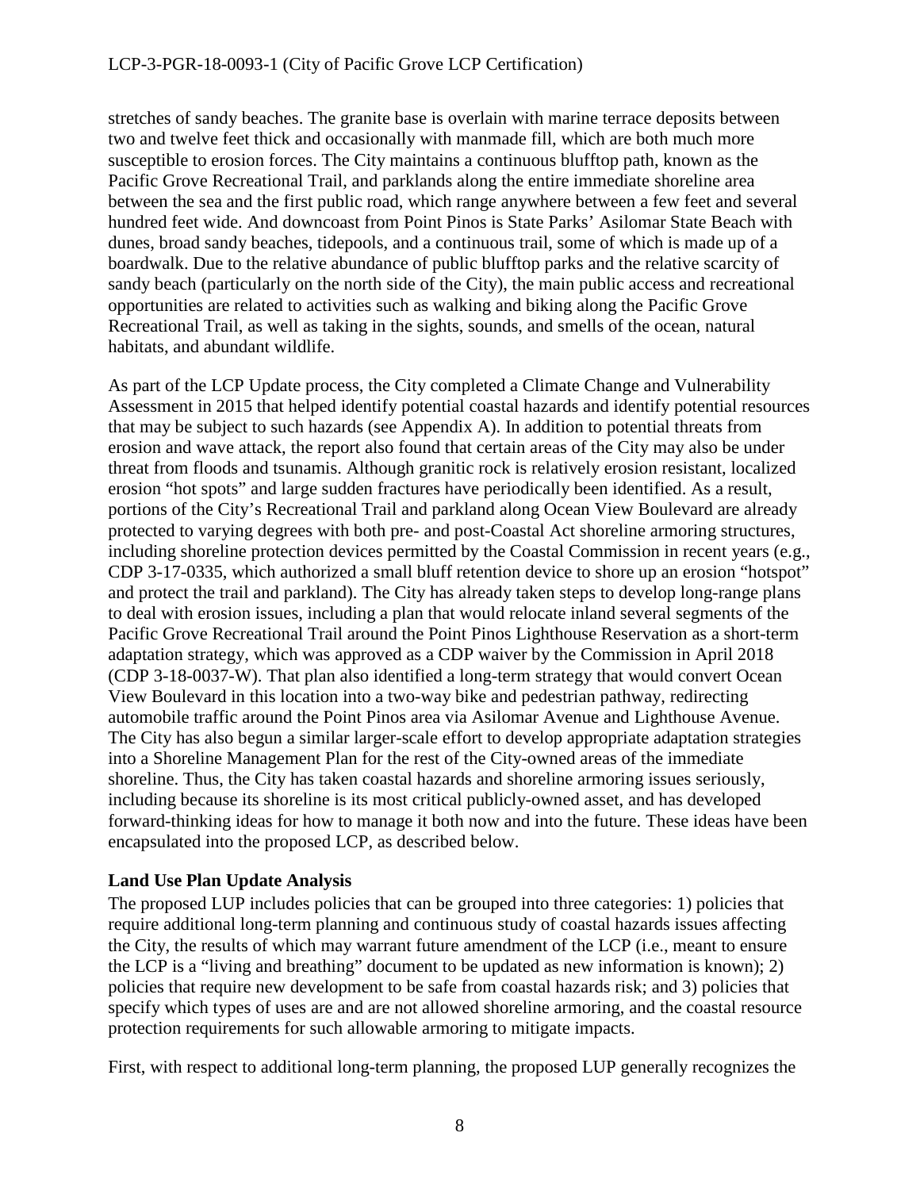stretches of sandy beaches. The granite base is overlain with marine terrace deposits between two and twelve feet thick and occasionally with manmade fill, which are both much more susceptible to erosion forces. The City maintains a continuous blufftop path, known as the Pacific Grove Recreational Trail, and parklands along the entire immediate shoreline area between the sea and the first public road, which range anywhere between a few feet and several hundred feet wide. And downcoast from Point Pinos is State Parks' Asilomar State Beach with dunes, broad sandy beaches, tidepools, and a continuous trail, some of which is made up of a boardwalk. Due to the relative abundance of public blufftop parks and the relative scarcity of sandy beach (particularly on the north side of the City), the main public access and recreational opportunities are related to activities such as walking and biking along the Pacific Grove Recreational Trail, as well as taking in the sights, sounds, and smells of the ocean, natural habitats, and abundant wildlife.

As part of the LCP Update process, the City completed a Climate Change and Vulnerability Assessment in 2015 that helped identify potential coastal hazards and identify potential resources that may be subject to such hazards (see Appendix A). In addition to potential threats from erosion and wave attack, the report also found that certain areas of the City may also be under threat from floods and tsunamis. Although granitic rock is relatively erosion resistant, localized erosion "hot spots" and large sudden fractures have periodically been identified. As a result, portions of the City's Recreational Trail and parkland along Ocean View Boulevard are already protected to varying degrees with both pre- and post-Coastal Act shoreline armoring structures, including shoreline protection devices permitted by the Coastal Commission in recent years (e.g., CDP 3-17-0335, which authorized a small bluff retention device to shore up an erosion "hotspot" and protect the trail and parkland). The City has already taken steps to develop long-range plans to deal with erosion issues, including a plan that would relocate inland several segments of the Pacific Grove Recreational Trail around the Point Pinos Lighthouse Reservation as a short-term adaptation strategy, which was approved as a CDP waiver by the Commission in April 2018 (CDP 3-18-0037-W). That plan also identified a long-term strategy that would convert Ocean View Boulevard in this location into a two-way bike and pedestrian pathway, redirecting automobile traffic around the Point Pinos area via Asilomar Avenue and Lighthouse Avenue. The City has also begun a similar larger-scale effort to develop appropriate adaptation strategies into a Shoreline Management Plan for the rest of the City-owned areas of the immediate shoreline. Thus, the City has taken coastal hazards and shoreline armoring issues seriously, including because its shoreline is its most critical publicly-owned asset, and has developed forward-thinking ideas for how to manage it both now and into the future. These ideas have been encapsulated into the proposed LCP, as described below.

**Land Use Plan Update Analysis**

The proposed LUP includes policies that can be grouped into three categories: 1) policies that require additional long-term planning and continuous study of coastal hazards issues affecting the City, the results of which may warrant future amendment of the LCP (i.e., meant to ensure the LCP is a "living and breathing" document to be updated as new information is known); 2) policies that require new development to be safe from coastal hazards risk; and 3) policies that specify which types of uses are and are not allowed shoreline armoring, and the coastal resource protection requirements for such allowable armoring to mitigate impacts.

First, with respect to additional long-term planning, the proposed LUP generally recognizes the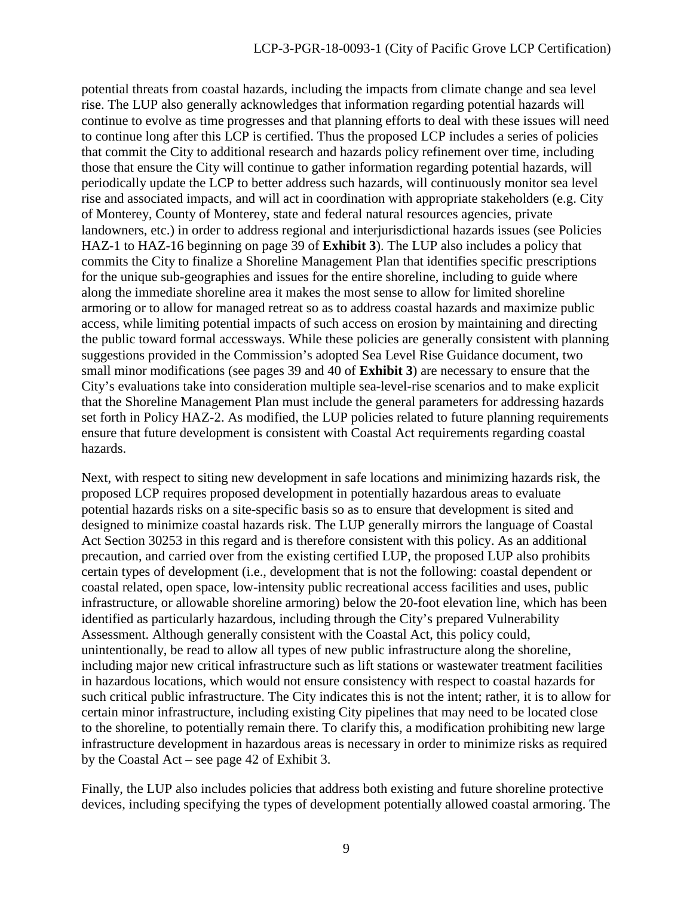potential threats from coastal hazards, including the impacts from climate change and sea level rise. The LUP also generally acknowledges that information regarding potential hazards will continue to evolve as time progresses and that planning efforts to deal with these issues will need to continue long after this LCP is certified. Thus the proposed LCP includes a series of policies that commit the City to additional research and hazards policy refinement over time, including those that ensure the City will continue to gather information regarding potential hazards, will periodically update the LCP to better address such hazards, will continuously monitor sea level rise and associated impacts, and will act in coordination with appropriate stakeholders (e.g. City of Monterey, County of Monterey, state and federal natural resources agencies, private landowners, etc.) in order to address regional and interjurisdictional hazards issues (see Policies HAZ-1 to HAZ-16 beginning on page 39 of **Exhibit 3**). The LUP also includes a policy that commits the City to finalize a Shoreline Management Plan that identifies specific prescriptions for the unique sub-geographies and issues for the entire shoreline, including to guide where along the immediate shoreline area it makes the most sense to allow for limited shoreline armoring or to allow for managed retreat so as to address coastal hazards and maximize public access, while limiting potential impacts of such access on erosion by maintaining and directing the public toward formal accessways. While these policies are generally consistent with planning suggestions provided in the Commission's adopted Sea Level Rise Guidance document, two small minor modifications (see pages 39 and 40 of **Exhibit 3**) are necessary to ensure that the City's evaluations take into consideration multiple sea-level-rise scenarios and to make explicit that the Shoreline Management Plan must include the general parameters for addressing hazards set forth in Policy HAZ-2. As modified, the LUP policies related to future planning requirements ensure that future development is consistent with Coastal Act requirements regarding coastal hazards.

Next, with respect to siting new development in safe locations and minimizing hazards risk, the proposed LCP requires proposed development in potentially hazardous areas to evaluate potential hazards risks on a site-specific basis so as to ensure that development is sited and designed to minimize coastal hazards risk. The LUP generally mirrors the language of Coastal Act Section 30253 in this regard and is therefore consistent with this policy. As an additional precaution, and carried over from the existing certified LUP, the proposed LUP also prohibits certain types of development (i.e., development that is not the following: coastal dependent or coastal related, open space, low-intensity public recreational access facilities and uses, public infrastructure, or allowable shoreline armoring) below the 20-foot elevation line, which has been identified as particularly hazardous, including through the City's prepared Vulnerability Assessment. Although generally consistent with the Coastal Act, this policy could, unintentionally, be read to allow all types of new public infrastructure along the shoreline, including major new critical infrastructure such as lift stations or wastewater treatment facilities in hazardous locations, which would not ensure consistency with respect to coastal hazards for such critical public infrastructure. The City indicates this is not the intent; rather, it is to allow for certain minor infrastructure, including existing City pipelines that may need to be located close to the shoreline, to potentially remain there. To clarify this, a modification prohibiting new large infrastructure development in hazardous areas is necessary in order to minimize risks as required by the Coastal Act – see page 42 of Exhibit 3.

Finally, the LUP also includes policies that address both existing and future shoreline protective devices, including specifying the types of development potentially allowed coastal armoring. The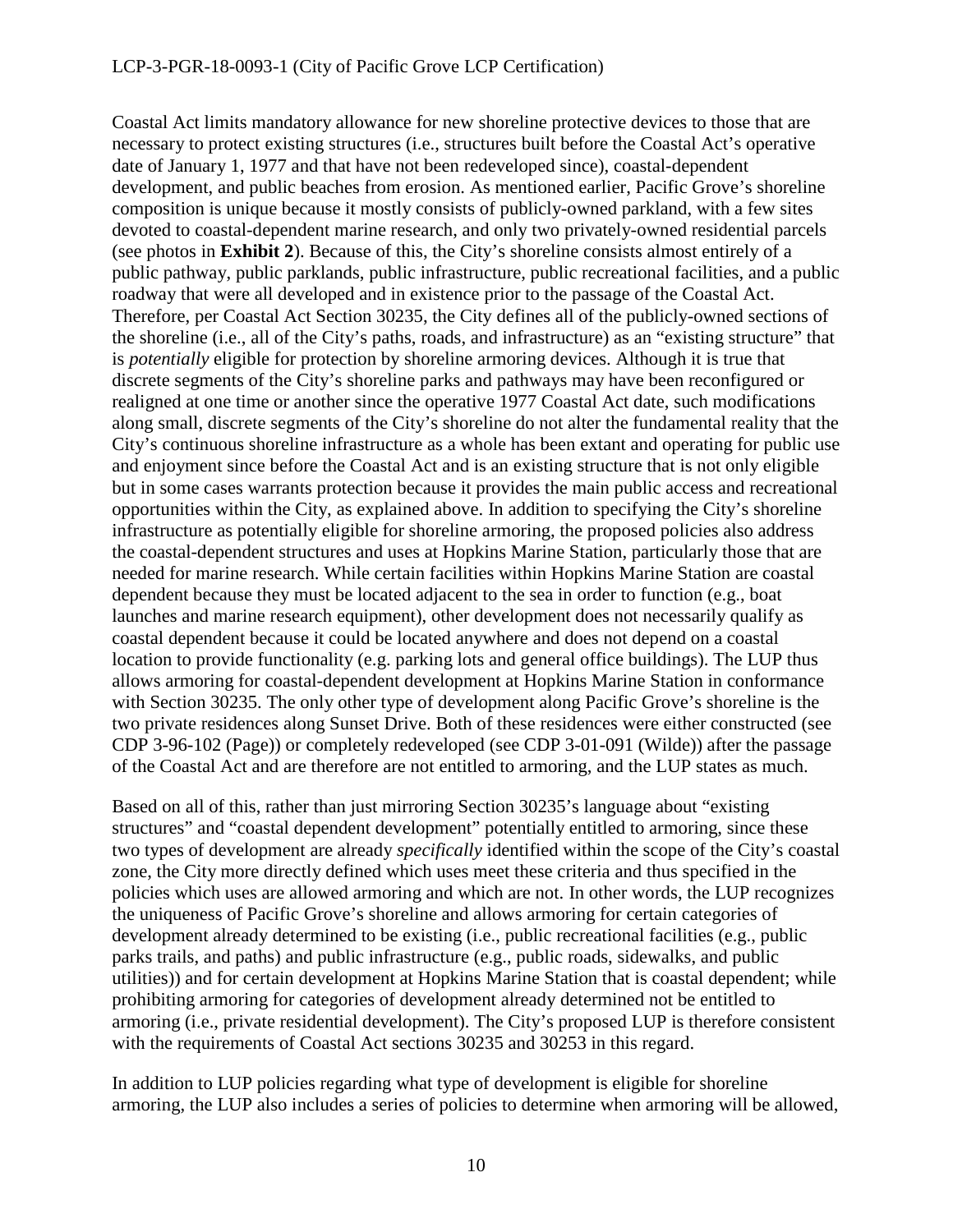Coastal Act limits mandatory allowance for new shoreline protective devices to those that are necessary to protect existing structures (i.e., structures built before the Coastal Act's operative date of January 1, 1977 and that have not been redeveloped since), coastal-dependent development, and public beaches from erosion. As mentioned earlier, Pacific Grove's shoreline composition is unique because it mostly consists of publicly-owned parkland, with a few sites devoted to coastal-dependent marine research, and only two privately-owned residential parcels (see photos in **Exhibit 2**). Because of this, the City's shoreline consists almost entirely of a public pathway, public parklands, public infrastructure, public recreational facilities, and a public roadway that were all developed and in existence prior to the passage of the Coastal Act. Therefore, per Coastal Act Section 30235, the City defines all of the publicly-owned sections of the shoreline (i.e., all of the City's paths, roads, and infrastructure) as an "existing structure" that is *potentially* eligible for protection by shoreline armoring devices. Although it is true that discrete segments of the City's shoreline parks and pathways may have been reconfigured or realigned at one time or another since the operative 1977 Coastal Act date, such modifications along small, discrete segments of the City's shoreline do not alter the fundamental reality that the City's continuous shoreline infrastructure as a whole has been extant and operating for public use and enjoyment since before the Coastal Act and is an existing structure that is not only eligible but in some cases warrants protection because it provides the main public access and recreational opportunities within the City, as explained above. In addition to specifying the City's shoreline infrastructure as potentially eligible for shoreline armoring, the proposed policies also address the coastal-dependent structures and uses at Hopkins Marine Station, particularly those that are needed for marine research. While certain facilities within Hopkins Marine Station are coastal dependent because they must be located adjacent to the sea in order to function (e.g., boat launches and marine research equipment), other development does not necessarily qualify as coastal dependent because it could be located anywhere and does not depend on a coastal location to provide functionality (e.g. parking lots and general office buildings). The LUP thus allows armoring for coastal-dependent development at Hopkins Marine Station in conformance with Section 30235. The only other type of development along Pacific Grove's shoreline is the two private residences along Sunset Drive. Both of these residences were either constructed (see CDP 3-96-102 (Page)) or completely redeveloped (see CDP 3-01-091 (Wilde)) after the passage of the Coastal Act and are therefore are not entitled to armoring, and the LUP states as much.

Based on all of this, rather than just mirroring Section 30235's language about "existing structures" and "coastal dependent development" potentially entitled to armoring, since these two types of development are already *specifically* identified within the scope of the City's coastal zone, the City more directly defined which uses meet these criteria and thus specified in the policies which uses are allowed armoring and which are not. In other words, the LUP recognizes the uniqueness of Pacific Grove's shoreline and allows armoring for certain categories of development already determined to be existing (i.e., public recreational facilities (e.g., public parks trails, and paths) and public infrastructure (e.g., public roads, sidewalks, and public utilities)) and for certain development at Hopkins Marine Station that is coastal dependent; while prohibiting armoring for categories of development already determined not be entitled to armoring (i.e., private residential development). The City's proposed LUP is therefore consistent with the requirements of Coastal Act sections 30235 and 30253 in this regard.

In addition to LUP policies regarding what type of development is eligible for shoreline armoring, the LUP also includes a series of policies to determine when armoring will be allowed,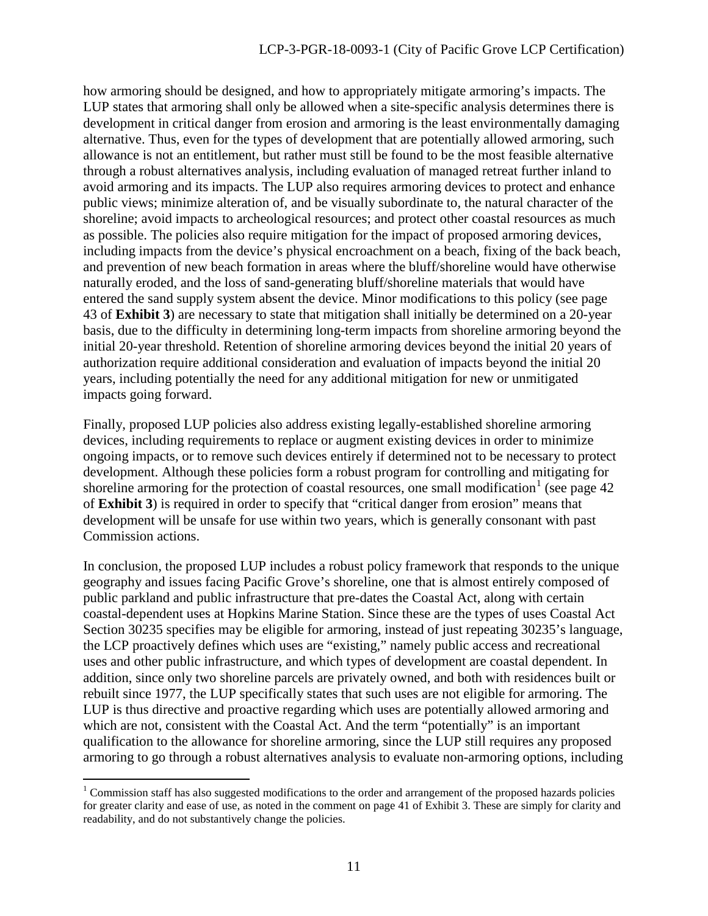how armoring should be designed, and how to appropriately mitigate armoring's impacts. The LUP states that armoring shall only be allowed when a site-specific analysis determines there is development in critical danger from erosion and armoring is the least environmentally damaging alternative. Thus, even for the types of development that are potentially allowed armoring, such allowance is not an entitlement, but rather must still be found to be the most feasible alternative through a robust alternatives analysis, including evaluation of managed retreat further inland to avoid armoring and its impacts. The LUP also requires armoring devices to protect and enhance public views; minimize alteration of, and be visually subordinate to, the natural character of the shoreline; avoid impacts to archeological resources; and protect other coastal resources as much as possible. The policies also require mitigation for the impact of proposed armoring devices, including impacts from the device's physical encroachment on a beach, fixing of the back beach, and prevention of new beach formation in areas where the bluff/shoreline would have otherwise naturally eroded, and the loss of sand-generating bluff/shoreline materials that would have entered the sand supply system absent the device. Minor modifications to this policy (see page 43 of **Exhibit 3**) are necessary to state that mitigation shall initially be determined on a 20-year basis, due to the difficulty in determining long-term impacts from shoreline armoring beyond the initial 20-year threshold. Retention of shoreline armoring devices beyond the initial 20 years of authorization require additional consideration and evaluation of impacts beyond the initial 20 years, including potentially the need for any additional mitigation for new or unmitigated impacts going forward.

Finally, proposed LUP policies also address existing legally-established shoreline armoring devices, including requirements to replace or augment existing devices in order to minimize ongoing impacts, or to remove such devices entirely if determined not to be necessary to protect development. Although these policies form a robust program for controlling and mitigating for shoreline armoring for the protection of coastal resources, one small modification[1] (see page 42 of **Exhibit 3**) is required in order to specify that "critical danger from erosion" means that development will be unsafe for use within two years, which is generally consonant with past Commission actions.

In conclusion, the proposed LUP includes a robust policy framework that responds to the unique geography and issues facing Pacific Grove's shoreline, one that is almost entirely composed of public parkland and public infrastructure that pre-dates the Coastal Act, along with certain coastal-dependent uses at Hopkins Marine Station. Since these are the types of uses Coastal Act Section 30235 specifies may be eligible for armoring, instead of just repeating 30235's language, the LCP proactively defines which uses are "existing," namely public access and recreational uses and other public infrastructure, and which types of development are coastal dependent. In addition, since only two shoreline parcels are privately owned, and both with residences built or rebuilt since 1977, the LUP specifically states that such uses are not eligible for armoring. The LUP is thus directive and proactive regarding which uses are potentially allowed armoring and which are not, consistent with the Coastal Act. And the term "potentially" is an important qualification to the allowance for shoreline armoring, since the LUP still requires any proposed armoring to go through a robust alternatives analysis to evaluate non-armoring options, including

[1] Commission staff has also suggested modifications to the order and arrangement of the proposed hazards policies for greater clarity and ease of use, as noted in the comment on page 41 of Exhibit 3. These are simply for clarity and readability, and do not substantively change the policies.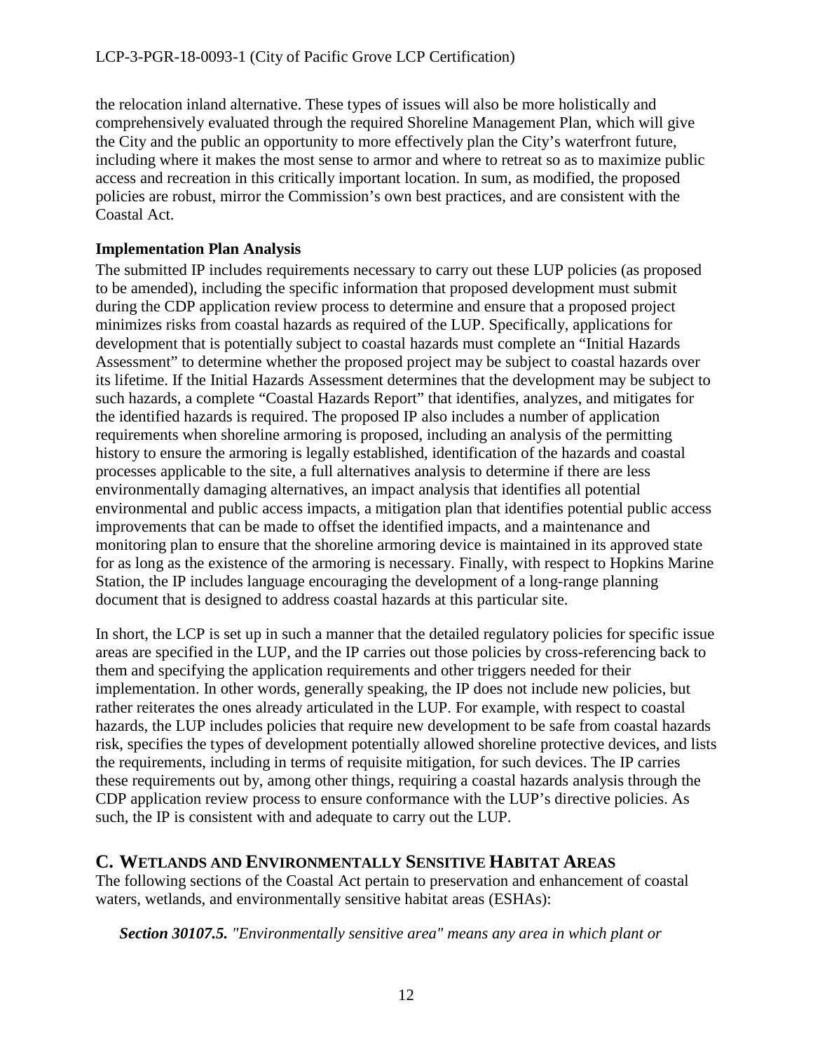the relocation inland alternative. These types of issues will also be more holistically and comprehensively evaluated through the required Shoreline Management Plan, which will give the City and the public an opportunity to more effectively plan the City's waterfront future, including where it makes the most sense to armor and where to retreat so as to maximize public access and recreation in this critically important location. In sum, as modified, the proposed policies are robust, mirror the Commission's own best practices, and are consistent with the Coastal Act.

**Implementation Plan Analysis**

The submitted IP includes requirements necessary to carry out these LUP policies (as proposed to be amended), including the specific information that proposed development must submit during the CDP application review process to determine and ensure that a proposed project minimizes risks from coastal hazards as required of the LUP. Specifically, applications for development that is potentially subject to coastal hazards must complete an "Initial Hazards Assessment" to determine whether the proposed project may be subject to coastal hazards over its lifetime. If the Initial Hazards Assessment determines that the development may be subject to such hazards, a complete "Coastal Hazards Report" that identifies, analyzes, and mitigates for the identified hazards is required. The proposed IP also includes a number of application requirements when shoreline armoring is proposed, including an analysis of the permitting history to ensure the armoring is legally established, identification of the hazards and coastal processes applicable to the site, a full alternatives analysis to determine if there are less environmentally damaging alternatives, an impact analysis that identifies all potential environmental and public access impacts, a mitigation plan that identifies potential public access improvements that can be made to offset the identified impacts, and a maintenance and monitoring plan to ensure that the shoreline armoring device is maintained in its approved state for as long as the existence of the armoring is necessary. Finally, with respect to Hopkins Marine Station, the IP includes language encouraging the development of a long-range planning document that is designed to address coastal hazards at this particular site.

In short, the LCP is set up in such a manner that the detailed regulatory policies for specific issue areas are specified in the LUP, and the IP carries out those policies by cross-referencing back to them and specifying the application requirements and other triggers needed for their implementation. In other words, generally speaking, the IP does not include new policies, but rather reiterates the ones already articulated in the LUP. For example, with respect to coastal hazards, the LUP includes policies that require new development to be safe from coastal hazards risk, specifies the types of development potentially allowed shoreline protective devices, and lists the requirements, including in terms of requisite mitigation, for such devices. The IP carries these requirements out by, among other things, requiring a coastal hazards analysis through the CDP application review process to ensure conformance with the LUP's directive policies. As such, the IP is consistent with and adequate to carry out the LUP.

## C. Wetlands and Environmentally Sensitive Habitat Areas

The following sections of the Coastal Act pertain to preservation and enhancement of coastal waters, wetlands, and environmentally sensitive habitat areas (ESHAs):

> ***Section 30107.5.*** *"Environmentally sensitive area" means any area in which plant or*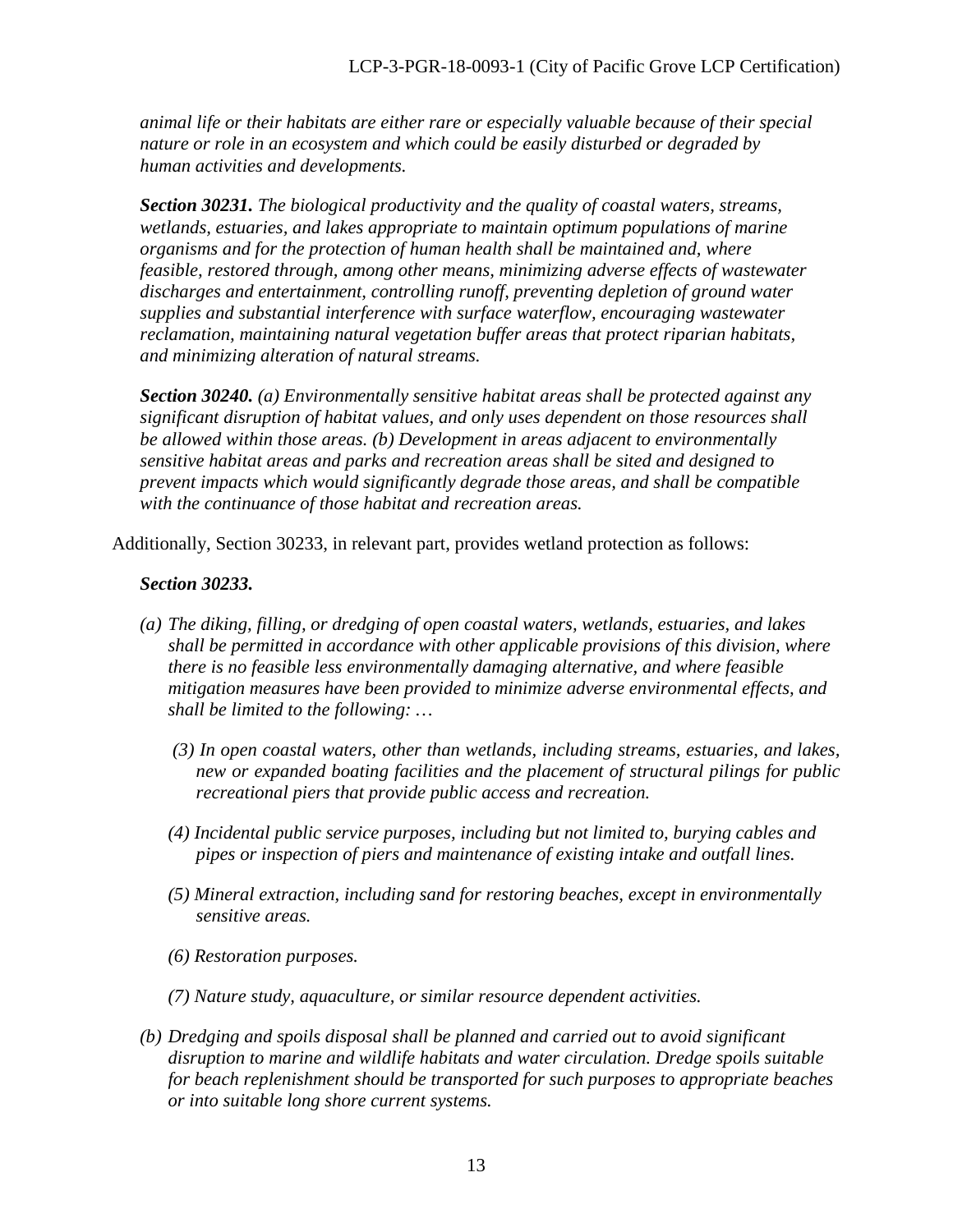*animal life or their habitats are either rare or especially valuable because of their special nature or role in an ecosystem and which could be easily disturbed or degraded by human activities and developments.*

***Section 30231.*** *The biological productivity and the quality of coastal waters, streams, wetlands, estuaries, and lakes appropriate to maintain optimum populations of marine organisms and for the protection of human health shall be maintained and, where feasible, restored through, among other means, minimizing adverse effects of wastewater discharges and entertainment, controlling runoff, preventing depletion of ground water supplies and substantial interference with surface waterflow, encouraging wastewater reclamation, maintaining natural vegetation buffer areas that protect riparian habitats, and minimizing alteration of natural streams.*

***Section 30240.*** *(a) Environmentally sensitive habitat areas shall be protected against any significant disruption of habitat values, and only uses dependent on those resources shall be allowed within those areas. (b) Development in areas adjacent to environmentally sensitive habitat areas and parks and recreation areas shall be sited and designed to prevent impacts which would significantly degrade those areas, and shall be compatible with the continuance of those habitat and recreation areas.*

Additionally, Section 30233, in relevant part, provides wetland protection as follows:

***Section 30233.***

*(a) The diking, filling, or dredging of open coastal waters, wetlands, estuaries, and lakes shall be permitted in accordance with other applicable provisions of this division, where there is no feasible less environmentally damaging alternative, and where feasible mitigation measures have been provided to minimize adverse environmental effects, and shall be limited to the following: …*

*(3) In open coastal waters, other than wetlands, including streams, estuaries, and lakes, new or expanded boating facilities and the placement of structural pilings for public recreational piers that provide public access and recreation.*

*(4) Incidental public service purposes, including but not limited to, burying cables and pipes or inspection of piers and maintenance of existing intake and outfall lines.*

*(5) Mineral extraction, including sand for restoring beaches, except in environmentally sensitive areas.*

*(6) Restoration purposes.*

*(7) Nature study, aquaculture, or similar resource dependent activities.*

*(b) Dredging and spoils disposal shall be planned and carried out to avoid significant disruption to marine and wildlife habitats and water circulation. Dredge spoils suitable for beach replenishment should be transported for such purposes to appropriate beaches or into suitable long shore current systems.*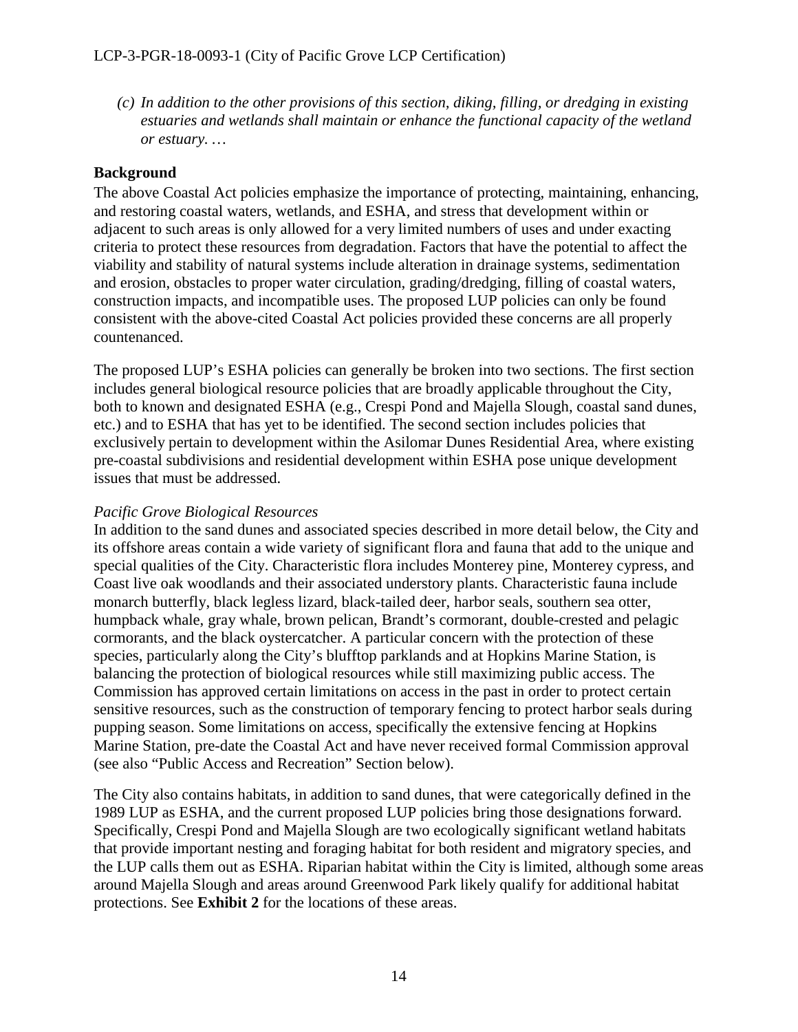*(c) In addition to the other provisions of this section, diking, filling, or dredging in existing estuaries and wetlands shall maintain or enhance the functional capacity of the wetland or estuary. …*

**Background**

The above Coastal Act policies emphasize the importance of protecting, maintaining, enhancing, and restoring coastal waters, wetlands, and ESHA, and stress that development within or adjacent to such areas is only allowed for a very limited numbers of uses and under exacting criteria to protect these resources from degradation. Factors that have the potential to affect the viability and stability of natural systems include alteration in drainage systems, sedimentation and erosion, obstacles to proper water circulation, grading/dredging, filling of coastal waters, construction impacts, and incompatible uses. The proposed LUP policies can only be found consistent with the above-cited Coastal Act policies provided these concerns are all properly countenanced.

The proposed LUP's ESHA policies can generally be broken into two sections. The first section includes general biological resource policies that are broadly applicable throughout the City, both to known and designated ESHA (e.g., Crespi Pond and Majella Slough, coastal sand dunes, etc.) and to ESHA that has yet to be identified. The second section includes policies that exclusively pertain to development within the Asilomar Dunes Residential Area, where existing pre-coastal subdivisions and residential development within ESHA pose unique development issues that must be addressed.

*Pacific Grove Biological Resources*

In addition to the sand dunes and associated species described in more detail below, the City and its offshore areas contain a wide variety of significant flora and fauna that add to the unique and special qualities of the City. Characteristic flora includes Monterey pine, Monterey cypress, and Coast live oak woodlands and their associated understory plants. Characteristic fauna include monarch butterfly, black legless lizard, black-tailed deer, harbor seals, southern sea otter, humpback whale, gray whale, brown pelican, Brandt's cormorant, double-crested and pelagic cormorants, and the black oystercatcher. A particular concern with the protection of these species, particularly along the City's blufftop parklands and at Hopkins Marine Station, is balancing the protection of biological resources while still maximizing public access. The Commission has approved certain limitations on access in the past in order to protect certain sensitive resources, such as the construction of temporary fencing to protect harbor seals during pupping season. Some limitations on access, specifically the extensive fencing at Hopkins Marine Station, pre-date the Coastal Act and have never received formal Commission approval (see also "Public Access and Recreation" Section below).

The City also contains habitats, in addition to sand dunes, that were categorically defined in the 1989 LUP as ESHA, and the current proposed LUP policies bring those designations forward. Specifically, Crespi Pond and Majella Slough are two ecologically significant wetland habitats that provide important nesting and foraging habitat for both resident and migratory species, and the LUP calls them out as ESHA. Riparian habitat within the City is limited, although some areas around Majella Slough and areas around Greenwood Park likely qualify for additional habitat protections. See **Exhibit 2** for the locations of these areas.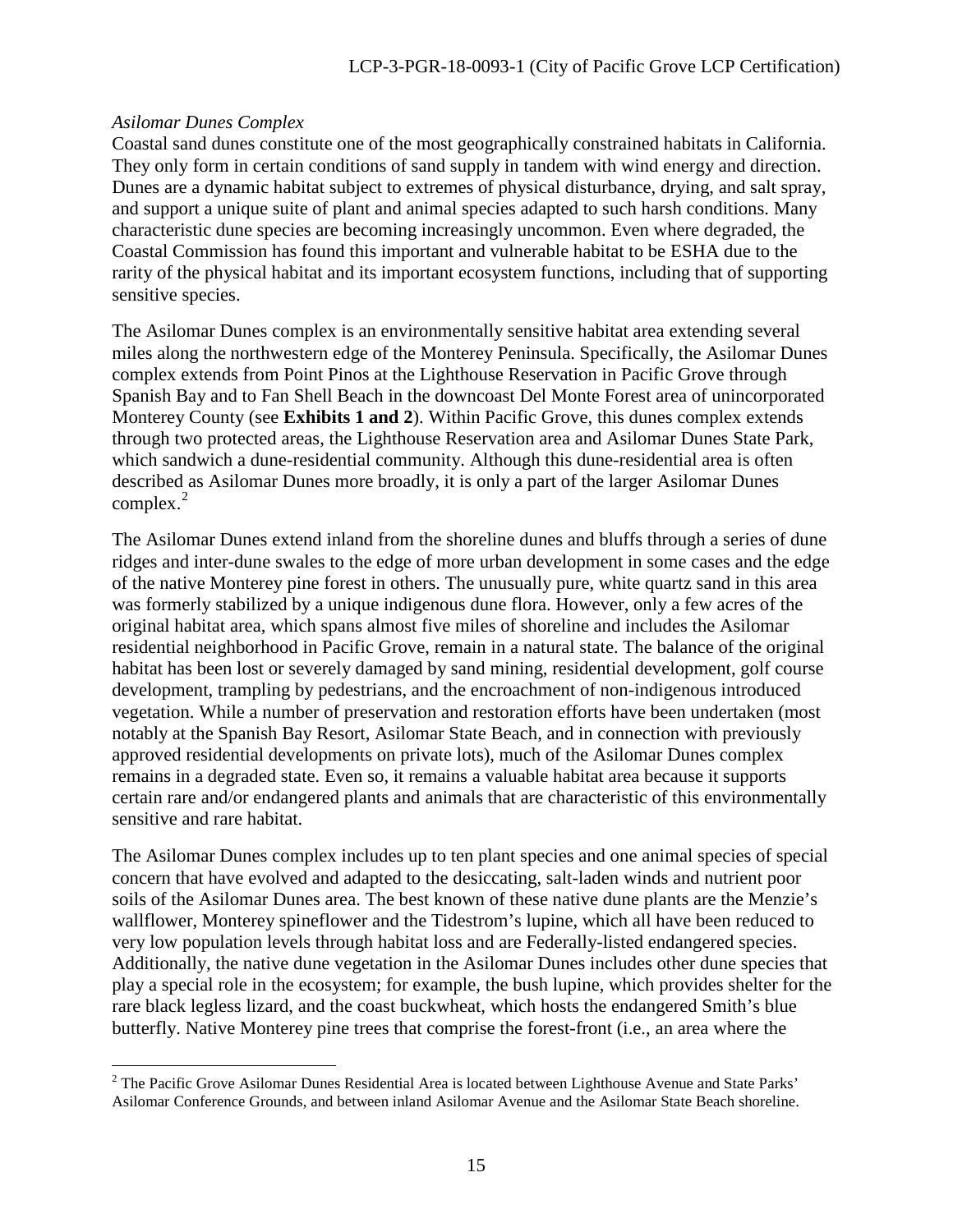*Asilomar Dunes Complex*

Coastal sand dunes constitute one of the most geographically constrained habitats in California. They only form in certain conditions of sand supply in tandem with wind energy and direction. Dunes are a dynamic habitat subject to extremes of physical disturbance, drying, and salt spray, and support a unique suite of plant and animal species adapted to such harsh conditions. Many characteristic dune species are becoming increasingly uncommon. Even where degraded, the Coastal Commission has found this important and vulnerable habitat to be ESHA due to the rarity of the physical habitat and its important ecosystem functions, including that of supporting sensitive species.

The Asilomar Dunes complex is an environmentally sensitive habitat area extending several miles along the northwestern edge of the Monterey Peninsula. Specifically, the Asilomar Dunes complex extends from Point Pinos at the Lighthouse Reservation in Pacific Grove through Spanish Bay and to Fan Shell Beach in the downcoast Del Monte Forest area of unincorporated Monterey County (see **Exhibits 1 and 2**). Within Pacific Grove, this dunes complex extends through two protected areas, the Lighthouse Reservation area and Asilomar Dunes State Park, which sandwich a dune-residential community. Although this dune-residential area is often described as Asilomar Dunes more broadly, it is only a part of the larger Asilomar Dunes complex.[2]

The Asilomar Dunes extend inland from the shoreline dunes and bluffs through a series of dune ridges and inter-dune swales to the edge of more urban development in some cases and the edge of the native Monterey pine forest in others. The unusually pure, white quartz sand in this area was formerly stabilized by a unique indigenous dune flora. However, only a few acres of the original habitat area, which spans almost five miles of shoreline and includes the Asilomar residential neighborhood in Pacific Grove, remain in a natural state. The balance of the original habitat has been lost or severely damaged by sand mining, residential development, golf course development, trampling by pedestrians, and the encroachment of non-indigenous introduced vegetation. While a number of preservation and restoration efforts have been undertaken (most notably at the Spanish Bay Resort, Asilomar State Beach, and in connection with previously approved residential developments on private lots), much of the Asilomar Dunes complex remains in a degraded state. Even so, it remains a valuable habitat area because it supports certain rare and/or endangered plants and animals that are characteristic of this environmentally sensitive and rare habitat.

The Asilomar Dunes complex includes up to ten plant species and one animal species of special concern that have evolved and adapted to the desiccating, salt-laden winds and nutrient poor soils of the Asilomar Dunes area. The best known of these native dune plants are the Menzie's wallflower, Monterey spineflower and the Tidestrom's lupine, which all have been reduced to very low population levels through habitat loss and are Federally-listed endangered species. Additionally, the native dune vegetation in the Asilomar Dunes includes other dune species that play a special role in the ecosystem; for example, the bush lupine, which provides shelter for the rare black legless lizard, and the coast buckwheat, which hosts the endangered Smith's blue butterfly. Native Monterey pine trees that comprise the forest-front (i.e., an area where the

---

[2] The Pacific Grove Asilomar Dunes Residential Area is located between Lighthouse Avenue and State Parks' Asilomar Conference Grounds, and between inland Asilomar Avenue and the Asilomar State Beach shoreline.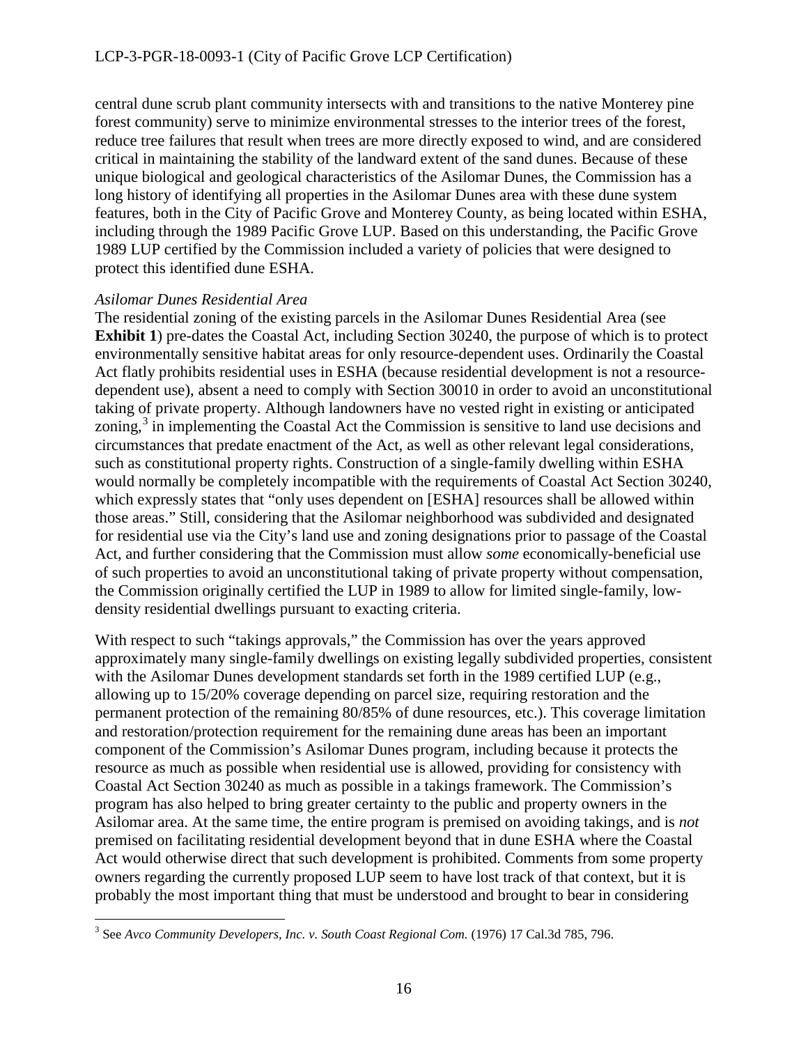central dune scrub plant community intersects with and transitions to the native Monterey pine forest community) serve to minimize environmental stresses to the interior trees of the forest, reduce tree failures that result when trees are more directly exposed to wind, and are considered critical in maintaining the stability of the landward extent of the sand dunes. Because of these unique biological and geological characteristics of the Asilomar Dunes, the Commission has a long history of identifying all properties in the Asilomar Dunes area with these dune system features, both in the City of Pacific Grove and Monterey County, as being located within ESHA, including through the 1989 Pacific Grove LUP. Based on this understanding, the Pacific Grove 1989 LUP certified by the Commission included a variety of policies that were designed to protect this identified dune ESHA.

*Asilomar Dunes Residential Area*

The residential zoning of the existing parcels in the Asilomar Dunes Residential Area (see **Exhibit 1**) pre-dates the Coastal Act, including Section 30240, the purpose of which is to protect environmentally sensitive habitat areas for only resource-dependent uses. Ordinarily the Coastal Act flatly prohibits residential uses in ESHA (because residential development is not a resource-dependent use), absent a need to comply with Section 30010 in order to avoid an unconstitutional taking of private property. Although landowners have no vested right in existing or anticipated zoning,[3] in implementing the Coastal Act the Commission is sensitive to land use decisions and circumstances that predate enactment of the Act, as well as other relevant legal considerations, such as constitutional property rights. Construction of a single-family dwelling within ESHA would normally be completely incompatible with the requirements of Coastal Act Section 30240, which expressly states that "only uses dependent on [ESHA] resources shall be allowed within those areas." Still, considering that the Asilomar neighborhood was subdivided and designated for residential use via the City's land use and zoning designations prior to passage of the Coastal Act, and further considering that the Commission must allow *some* economically-beneficial use of such properties to avoid an unconstitutional taking of private property without compensation, the Commission originally certified the LUP in 1989 to allow for limited single-family, low-density residential dwellings pursuant to exacting criteria.

With respect to such "takings approvals," the Commission has over the years approved approximately many single-family dwellings on existing legally subdivided properties, consistent with the Asilomar Dunes development standards set forth in the 1989 certified LUP (e.g., allowing up to 15/20% coverage depending on parcel size, requiring restoration and the permanent protection of the remaining 80/85% of dune resources, etc.). This coverage limitation and restoration/protection requirement for the remaining dune areas has been an important component of the Commission's Asilomar Dunes program, including because it protects the resource as much as possible when residential use is allowed, providing for consistency with Coastal Act Section 30240 as much as possible in a takings framework. The Commission's program has also helped to bring greater certainty to the public and property owners in the Asilomar area. At the same time, the entire program is premised on avoiding takings, and is *not* premised on facilitating residential development beyond that in dune ESHA where the Coastal Act would otherwise direct that such development is prohibited. Comments from some property owners regarding the currently proposed LUP seem to have lost track of that context, but it is probably the most important thing that must be understood and brought to bear in considering

[3] See *Avco Community Developers, Inc. v. South Coast Regional Com.* (1976) 17 Cal.3d 785, 796.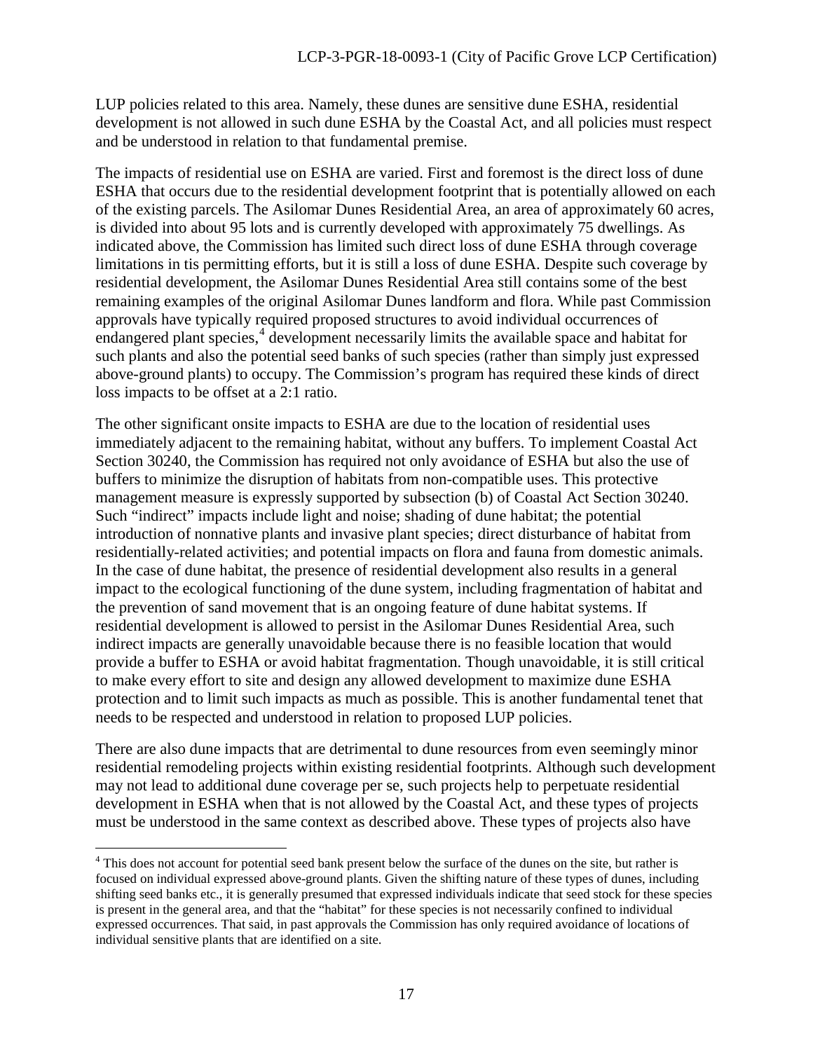LUP policies related to this area. Namely, these dunes are sensitive dune ESHA, residential development is not allowed in such dune ESHA by the Coastal Act, and all policies must respect and be understood in relation to that fundamental premise.

The impacts of residential use on ESHA are varied. First and foremost is the direct loss of dune ESHA that occurs due to the residential development footprint that is potentially allowed on each of the existing parcels. The Asilomar Dunes Residential Area, an area of approximately 60 acres, is divided into about 95 lots and is currently developed with approximately 75 dwellings. As indicated above, the Commission has limited such direct loss of dune ESHA through coverage limitations in tis permitting efforts, but it is still a loss of dune ESHA. Despite such coverage by residential development, the Asilomar Dunes Residential Area still contains some of the best remaining examples of the original Asilomar Dunes landform and flora. While past Commission approvals have typically required proposed structures to avoid individual occurrences of endangered plant species,[4] development necessarily limits the available space and habitat for such plants and also the potential seed banks of such species (rather than simply just expressed above-ground plants) to occupy. The Commission's program has required these kinds of direct loss impacts to be offset at a 2:1 ratio.

The other significant onsite impacts to ESHA are due to the location of residential uses immediately adjacent to the remaining habitat, without any buffers. To implement Coastal Act Section 30240, the Commission has required not only avoidance of ESHA but also the use of buffers to minimize the disruption of habitats from non-compatible uses. This protective management measure is expressly supported by subsection (b) of Coastal Act Section 30240. Such "indirect" impacts include light and noise; shading of dune habitat; the potential introduction of nonnative plants and invasive plant species; direct disturbance of habitat from residentially-related activities; and potential impacts on flora and fauna from domestic animals. In the case of dune habitat, the presence of residential development also results in a general impact to the ecological functioning of the dune system, including fragmentation of habitat and the prevention of sand movement that is an ongoing feature of dune habitat systems. If residential development is allowed to persist in the Asilomar Dunes Residential Area, such indirect impacts are generally unavoidable because there is no feasible location that would provide a buffer to ESHA or avoid habitat fragmentation. Though unavoidable, it is still critical to make every effort to site and design any allowed development to maximize dune ESHA protection and to limit such impacts as much as possible. This is another fundamental tenet that needs to be respected and understood in relation to proposed LUP policies.

There are also dune impacts that are detrimental to dune resources from even seemingly minor residential remodeling projects within existing residential footprints. Although such development may not lead to additional dune coverage per se, such projects help to perpetuate residential development in ESHA when that is not allowed by the Coastal Act, and these types of projects must be understood in the same context as described above. These types of projects also have

[4] This does not account for potential seed bank present below the surface of the dunes on the site, but rather is focused on individual expressed above-ground plants. Given the shifting nature of these types of dunes, including shifting seed banks etc., it is generally presumed that expressed individuals indicate that seed stock for these species is present in the general area, and that the "habitat" for these species is not necessarily confined to individual expressed occurrences. That said, in past approvals the Commission has only required avoidance of locations of individual sensitive plants that are identified on a site.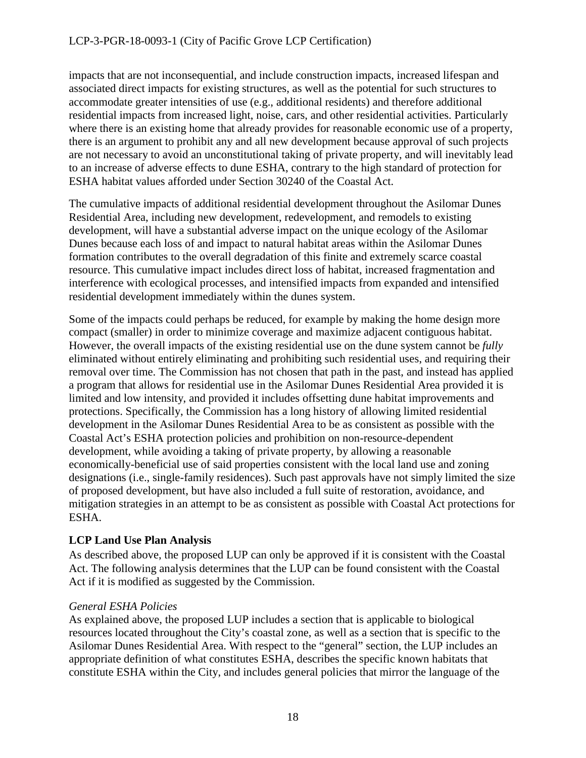impacts that are not inconsequential, and include construction impacts, increased lifespan and associated direct impacts for existing structures, as well as the potential for such structures to accommodate greater intensities of use (e.g., additional residents) and therefore additional residential impacts from increased light, noise, cars, and other residential activities. Particularly where there is an existing home that already provides for reasonable economic use of a property, there is an argument to prohibit any and all new development because approval of such projects are not necessary to avoid an unconstitutional taking of private property, and will inevitably lead to an increase of adverse effects to dune ESHA, contrary to the high standard of protection for ESHA habitat values afforded under Section 30240 of the Coastal Act.

The cumulative impacts of additional residential development throughout the Asilomar Dunes Residential Area, including new development, redevelopment, and remodels to existing development, will have a substantial adverse impact on the unique ecology of the Asilomar Dunes because each loss of and impact to natural habitat areas within the Asilomar Dunes formation contributes to the overall degradation of this finite and extremely scarce coastal resource. This cumulative impact includes direct loss of habitat, increased fragmentation and interference with ecological processes, and intensified impacts from expanded and intensified residential development immediately within the dunes system.

Some of the impacts could perhaps be reduced, for example by making the home design more compact (smaller) in order to minimize coverage and maximize adjacent contiguous habitat. However, the overall impacts of the existing residential use on the dune system cannot be *fully* eliminated without entirely eliminating and prohibiting such residential uses, and requiring their removal over time. The Commission has not chosen that path in the past, and instead has applied a program that allows for residential use in the Asilomar Dunes Residential Area provided it is limited and low intensity, and provided it includes offsetting dune habitat improvements and protections. Specifically, the Commission has a long history of allowing limited residential development in the Asilomar Dunes Residential Area to be as consistent as possible with the Coastal Act's ESHA protection policies and prohibition on non-resource-dependent development, while avoiding a taking of private property, by allowing a reasonable economically-beneficial use of said properties consistent with the local land use and zoning designations (i.e., single-family residences). Such past approvals have not simply limited the size of proposed development, but have also included a full suite of restoration, avoidance, and mitigation strategies in an attempt to be as consistent as possible with Coastal Act protections for ESHA.

**LCP Land Use Plan Analysis**

As described above, the proposed LUP can only be approved if it is consistent with the Coastal Act. The following analysis determines that the LUP can be found consistent with the Coastal Act if it is modified as suggested by the Commission.

*General ESHA Policies*

As explained above, the proposed LUP includes a section that is applicable to biological resources located throughout the City's coastal zone, as well as a section that is specific to the Asilomar Dunes Residential Area. With respect to the "general" section, the LUP includes an appropriate definition of what constitutes ESHA, describes the specific known habitats that constitute ESHA within the City, and includes general policies that mirror the language of the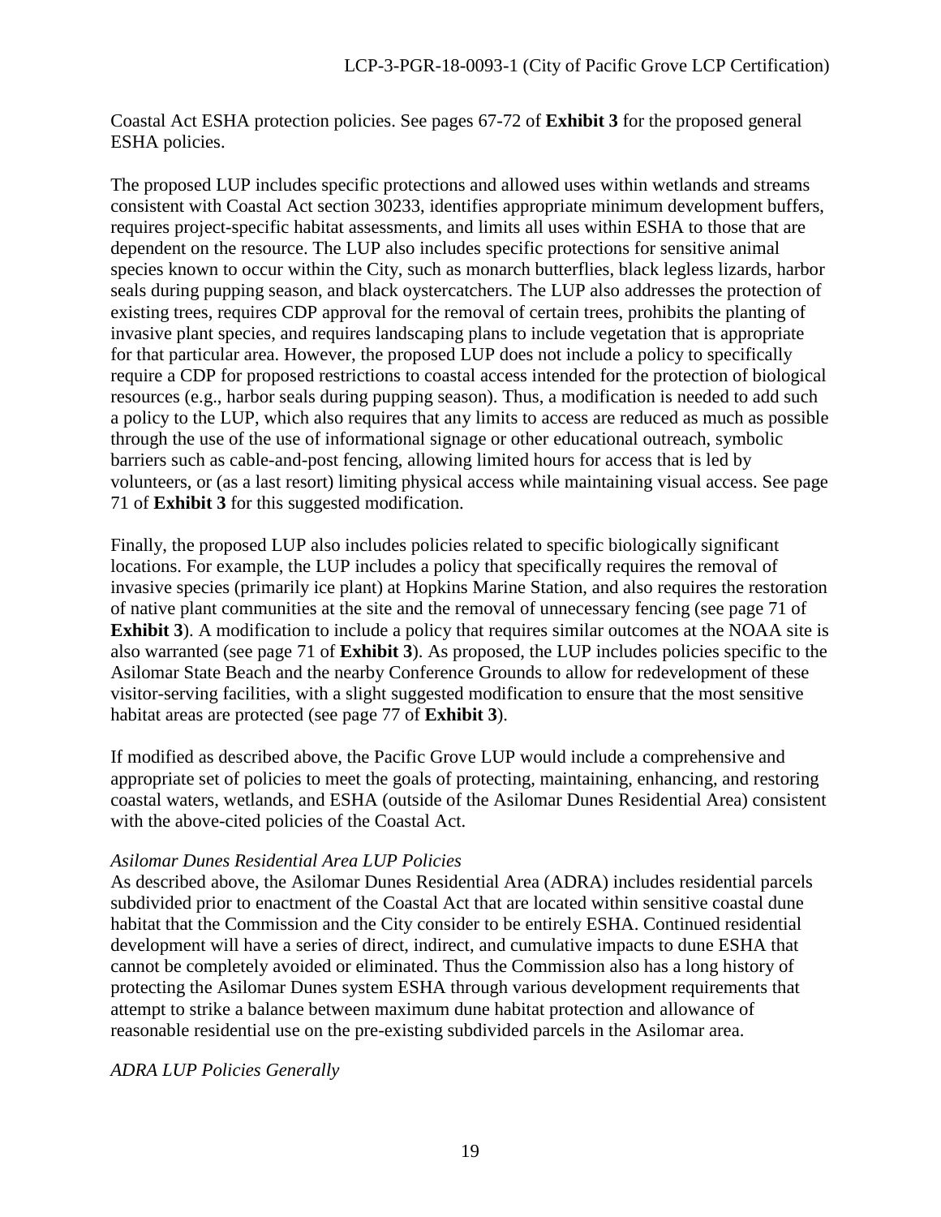Coastal Act ESHA protection policies. See pages 67-72 of **Exhibit 3** for the proposed general ESHA policies.

The proposed LUP includes specific protections and allowed uses within wetlands and streams consistent with Coastal Act section 30233, identifies appropriate minimum development buffers, requires project-specific habitat assessments, and limits all uses within ESHA to those that are dependent on the resource. The LUP also includes specific protections for sensitive animal species known to occur within the City, such as monarch butterflies, black legless lizards, harbor seals during pupping season, and black oystercatchers. The LUP also addresses the protection of existing trees, requires CDP approval for the removal of certain trees, prohibits the planting of invasive plant species, and requires landscaping plans to include vegetation that is appropriate for that particular area. However, the proposed LUP does not include a policy to specifically require a CDP for proposed restrictions to coastal access intended for the protection of biological resources (e.g., harbor seals during pupping season). Thus, a modification is needed to add such a policy to the LUP, which also requires that any limits to access are reduced as much as possible through the use of the use of informational signage or other educational outreach, symbolic barriers such as cable-and-post fencing, allowing limited hours for access that is led by volunteers, or (as a last resort) limiting physical access while maintaining visual access. See page 71 of **Exhibit 3** for this suggested modification.

Finally, the proposed LUP also includes policies related to specific biologically significant locations. For example, the LUP includes a policy that specifically requires the removal of invasive species (primarily ice plant) at Hopkins Marine Station, and also requires the restoration of native plant communities at the site and the removal of unnecessary fencing (see page 71 of **Exhibit 3**). A modification to include a policy that requires similar outcomes at the NOAA site is also warranted (see page 71 of **Exhibit 3**). As proposed, the LUP includes policies specific to the Asilomar State Beach and the nearby Conference Grounds to allow for redevelopment of these visitor-serving facilities, with a slight suggested modification to ensure that the most sensitive habitat areas are protected (see page 77 of **Exhibit 3**).

If modified as described above, the Pacific Grove LUP would include a comprehensive and appropriate set of policies to meet the goals of protecting, maintaining, enhancing, and restoring coastal waters, wetlands, and ESHA (outside of the Asilomar Dunes Residential Area) consistent with the above-cited policies of the Coastal Act.

*Asilomar Dunes Residential Area LUP Policies*

As described above, the Asilomar Dunes Residential Area (ADRA) includes residential parcels subdivided prior to enactment of the Coastal Act that are located within sensitive coastal dune habitat that the Commission and the City consider to be entirely ESHA. Continued residential development will have a series of direct, indirect, and cumulative impacts to dune ESHA that cannot be completely avoided or eliminated. Thus the Commission also has a long history of protecting the Asilomar Dunes system ESHA through various development requirements that attempt to strike a balance between maximum dune habitat protection and allowance of reasonable residential use on the pre-existing subdivided parcels in the Asilomar area.

*ADRA LUP Policies Generally*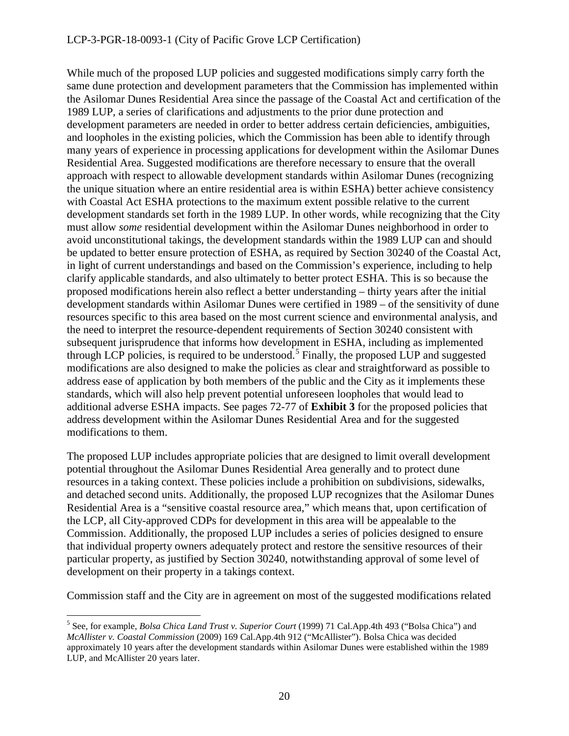While much of the proposed LUP policies and suggested modifications simply carry forth the same dune protection and development parameters that the Commission has implemented within the Asilomar Dunes Residential Area since the passage of the Coastal Act and certification of the 1989 LUP, a series of clarifications and adjustments to the prior dune protection and development parameters are needed in order to better address certain deficiencies, ambiguities, and loopholes in the existing policies, which the Commission has been able to identify through many years of experience in processing applications for development within the Asilomar Dunes Residential Area. Suggested modifications are therefore necessary to ensure that the overall approach with respect to allowable development standards within Asilomar Dunes (recognizing the unique situation where an entire residential area is within ESHA) better achieve consistency with Coastal Act ESHA protections to the maximum extent possible relative to the current development standards set forth in the 1989 LUP. In other words, while recognizing that the City must allow *some* residential development within the Asilomar Dunes neighborhood in order to avoid unconstitutional takings, the development standards within the 1989 LUP can and should be updated to better ensure protection of ESHA, as required by Section 30240 of the Coastal Act, in light of current understandings and based on the Commission's experience, including to help clarify applicable standards, and also ultimately to better protect ESHA. This is so because the proposed modifications herein also reflect a better understanding – thirty years after the initial development standards within Asilomar Dunes were certified in 1989 – of the sensitivity of dune resources specific to this area based on the most current science and environmental analysis, and the need to interpret the resource-dependent requirements of Section 30240 consistent with subsequent jurisprudence that informs how development in ESHA, including as implemented through LCP policies, is required to be understood.[5] Finally, the proposed LUP and suggested modifications are also designed to make the policies as clear and straightforward as possible to address ease of application by both members of the public and the City as it implements these standards, which will also help prevent potential unforeseen loopholes that would lead to additional adverse ESHA impacts. See pages 72-77 of **Exhibit 3** for the proposed policies that address development within the Asilomar Dunes Residential Area and for the suggested modifications to them.

The proposed LUP includes appropriate policies that are designed to limit overall development potential throughout the Asilomar Dunes Residential Area generally and to protect dune resources in a taking context. These policies include a prohibition on subdivisions, sidewalks, and detached second units. Additionally, the proposed LUP recognizes that the Asilomar Dunes Residential Area is a "sensitive coastal resource area," which means that, upon certification of the LCP, all City-approved CDPs for development in this area will be appealable to the Commission. Additionally, the proposed LUP includes a series of policies designed to ensure that individual property owners adequately protect and restore the sensitive resources of their particular property, as justified by Section 30240, notwithstanding approval of some level of development on their property in a takings context.

Commission staff and the City are in agreement on most of the suggested modifications related

---

[5] See, for example, *Bolsa Chica Land Trust v. Superior Court* (1999) 71 Cal.App.4th 493 ("Bolsa Chica") and *McAllister v. Coastal Commission* (2009) 169 Cal.App.4th 912 ("McAllister"). Bolsa Chica was decided approximately 10 years after the development standards within Asilomar Dunes were established within the 1989 LUP, and McAllister 20 years later.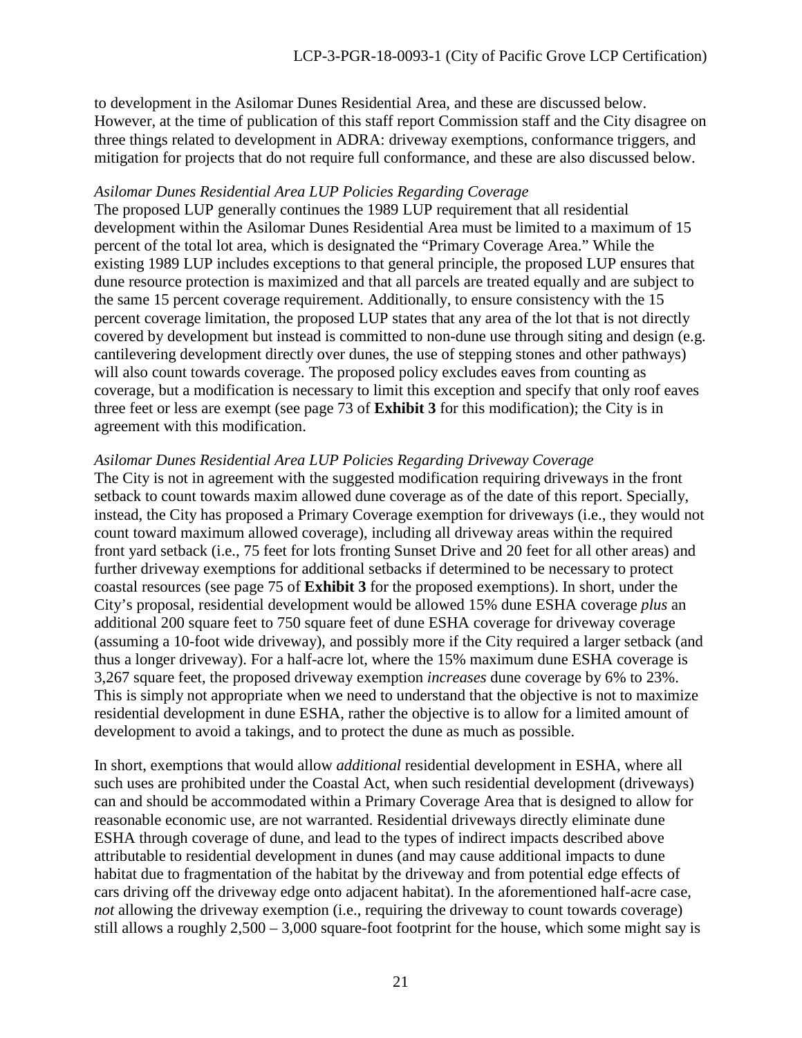to development in the Asilomar Dunes Residential Area, and these are discussed below. However, at the time of publication of this staff report Commission staff and the City disagree on three things related to development in ADRA: driveway exemptions, conformance triggers, and mitigation for projects that do not require full conformance, and these are also discussed below.

*Asilomar Dunes Residential Area LUP Policies Regarding Coverage*

The proposed LUP generally continues the 1989 LUP requirement that all residential development within the Asilomar Dunes Residential Area must be limited to a maximum of 15 percent of the total lot area, which is designated the "Primary Coverage Area." While the existing 1989 LUP includes exceptions to that general principle, the proposed LUP ensures that dune resource protection is maximized and that all parcels are treated equally and are subject to the same 15 percent coverage requirement. Additionally, to ensure consistency with the 15 percent coverage limitation, the proposed LUP states that any area of the lot that is not directly covered by development but instead is committed to non-dune use through siting and design (e.g. cantilevering development directly over dunes, the use of stepping stones and other pathways) will also count towards coverage. The proposed policy excludes eaves from counting as coverage, but a modification is necessary to limit this exception and specify that only roof eaves three feet or less are exempt (see page 73 of **Exhibit 3** for this modification); the City is in agreement with this modification.

*Asilomar Dunes Residential Area LUP Policies Regarding Driveway Coverage*

The City is not in agreement with the suggested modification requiring driveways in the front setback to count towards maxim allowed dune coverage as of the date of this report. Specially, instead, the City has proposed a Primary Coverage exemption for driveways (i.e., they would not count toward maximum allowed coverage), including all driveway areas within the required front yard setback (i.e., 75 feet for lots fronting Sunset Drive and 20 feet for all other areas) and further driveway exemptions for additional setbacks if determined to be necessary to protect coastal resources (see page 75 of **Exhibit 3** for the proposed exemptions). In short, under the City's proposal, residential development would be allowed 15% dune ESHA coverage *plus* an additional 200 square feet to 750 square feet of dune ESHA coverage for driveway coverage (assuming a 10-foot wide driveway), and possibly more if the City required a larger setback (and thus a longer driveway). For a half-acre lot, where the 15% maximum dune ESHA coverage is 3,267 square feet, the proposed driveway exemption *increases* dune coverage by 6% to 23%. This is simply not appropriate when we need to understand that the objective is not to maximize residential development in dune ESHA, rather the objective is to allow for a limited amount of development to avoid a takings, and to protect the dune as much as possible.

In short, exemptions that would allow *additional* residential development in ESHA, where all such uses are prohibited under the Coastal Act, when such residential development (driveways) can and should be accommodated within a Primary Coverage Area that is designed to allow for reasonable economic use, are not warranted. Residential driveways directly eliminate dune ESHA through coverage of dune, and lead to the types of indirect impacts described above attributable to residential development in dunes (and may cause additional impacts to dune habitat due to fragmentation of the habitat by the driveway and from potential edge effects of cars driving off the driveway edge onto adjacent habitat). In the aforementioned half-acre case, *not* allowing the driveway exemption (i.e., requiring the driveway to count towards coverage) still allows a roughly 2,500 – 3,000 square-foot footprint for the house, which some might say is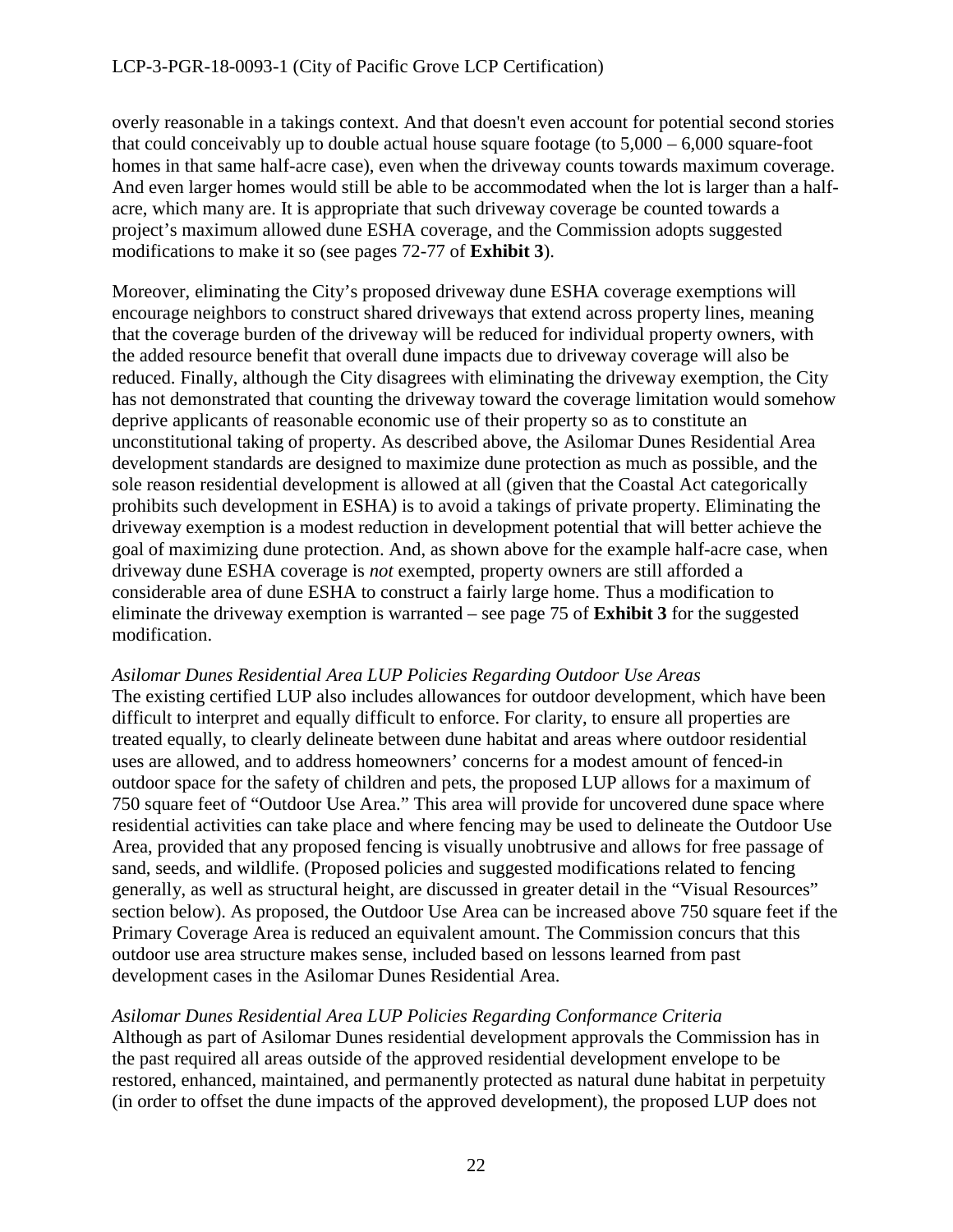overly reasonable in a takings context. And that doesn't even account for potential second stories that could conceivably up to double actual house square footage (to 5,000 – 6,000 square-foot homes in that same half-acre case), even when the driveway counts towards maximum coverage. And even larger homes would still be able to be accommodated when the lot is larger than a half-acre, which many are. It is appropriate that such driveway coverage be counted towards a project's maximum allowed dune ESHA coverage, and the Commission adopts suggested modifications to make it so (see pages 72-77 of **Exhibit 3**).

Moreover, eliminating the City's proposed driveway dune ESHA coverage exemptions will encourage neighbors to construct shared driveways that extend across property lines, meaning that the coverage burden of the driveway will be reduced for individual property owners, with the added resource benefit that overall dune impacts due to driveway coverage will also be reduced. Finally, although the City disagrees with eliminating the driveway exemption, the City has not demonstrated that counting the driveway toward the coverage limitation would somehow deprive applicants of reasonable economic use of their property so as to constitute an unconstitutional taking of property. As described above, the Asilomar Dunes Residential Area development standards are designed to maximize dune protection as much as possible, and the sole reason residential development is allowed at all (given that the Coastal Act categorically prohibits such development in ESHA) is to avoid a takings of private property. Eliminating the driveway exemption is a modest reduction in development potential that will better achieve the goal of maximizing dune protection. And, as shown above for the example half-acre case, when driveway dune ESHA coverage is *not* exempted, property owners are still afforded a considerable area of dune ESHA to construct a fairly large home. Thus a modification to eliminate the driveway exemption is warranted – see page 75 of **Exhibit 3** for the suggested modification.

*Asilomar Dunes Residential Area LUP Policies Regarding Outdoor Use Areas*

The existing certified LUP also includes allowances for outdoor development, which have been difficult to interpret and equally difficult to enforce. For clarity, to ensure all properties are treated equally, to clearly delineate between dune habitat and areas where outdoor residential uses are allowed, and to address homeowners' concerns for a modest amount of fenced-in outdoor space for the safety of children and pets, the proposed LUP allows for a maximum of 750 square feet of "Outdoor Use Area." This area will provide for uncovered dune space where residential activities can take place and where fencing may be used to delineate the Outdoor Use Area, provided that any proposed fencing is visually unobtrusive and allows for free passage of sand, seeds, and wildlife. (Proposed policies and suggested modifications related to fencing generally, as well as structural height, are discussed in greater detail in the "Visual Resources" section below). As proposed, the Outdoor Use Area can be increased above 750 square feet if the Primary Coverage Area is reduced an equivalent amount. The Commission concurs that this outdoor use area structure makes sense, included based on lessons learned from past development cases in the Asilomar Dunes Residential Area.

*Asilomar Dunes Residential Area LUP Policies Regarding Conformance Criteria*

Although as part of Asilomar Dunes residential development approvals the Commission has in the past required all areas outside of the approved residential development envelope to be restored, enhanced, maintained, and permanently protected as natural dune habitat in perpetuity (in order to offset the dune impacts of the approved development), the proposed LUP does not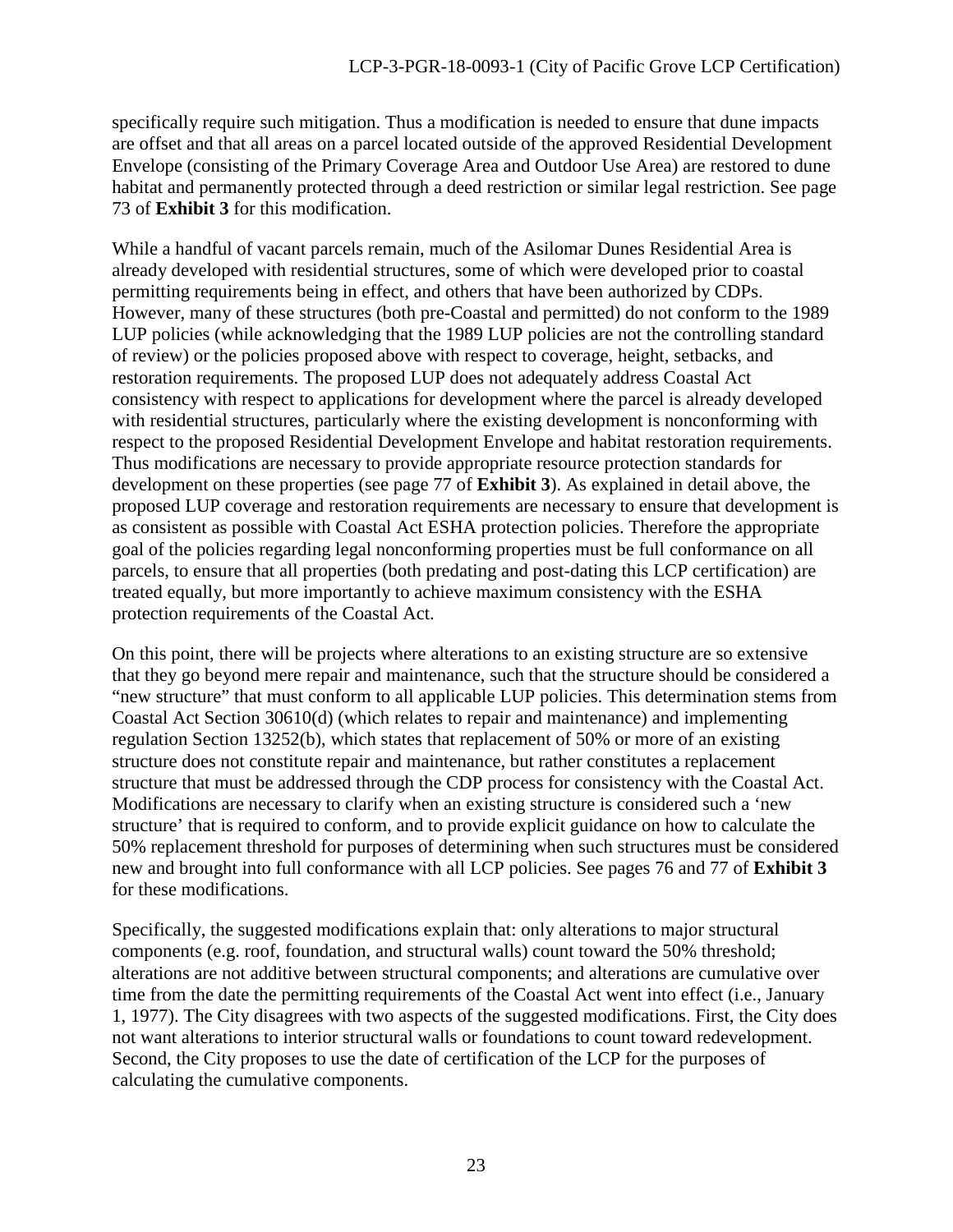specifically require such mitigation. Thus a modification is needed to ensure that dune impacts are offset and that all areas on a parcel located outside of the approved Residential Development Envelope (consisting of the Primary Coverage Area and Outdoor Use Area) are restored to dune habitat and permanently protected through a deed restriction or similar legal restriction. See page 73 of **Exhibit 3** for this modification.

While a handful of vacant parcels remain, much of the Asilomar Dunes Residential Area is already developed with residential structures, some of which were developed prior to coastal permitting requirements being in effect, and others that have been authorized by CDPs. However, many of these structures (both pre-Coastal and permitted) do not conform to the 1989 LUP policies (while acknowledging that the 1989 LUP policies are not the controlling standard of review) or the policies proposed above with respect to coverage, height, setbacks, and restoration requirements. The proposed LUP does not adequately address Coastal Act consistency with respect to applications for development where the parcel is already developed with residential structures, particularly where the existing development is nonconforming with respect to the proposed Residential Development Envelope and habitat restoration requirements. Thus modifications are necessary to provide appropriate resource protection standards for development on these properties (see page 77 of **Exhibit 3**). As explained in detail above, the proposed LUP coverage and restoration requirements are necessary to ensure that development is as consistent as possible with Coastal Act ESHA protection policies. Therefore the appropriate goal of the policies regarding legal nonconforming properties must be full conformance on all parcels, to ensure that all properties (both predating and post-dating this LCP certification) are treated equally, but more importantly to achieve maximum consistency with the ESHA protection requirements of the Coastal Act.

On this point, there will be projects where alterations to an existing structure are so extensive that they go beyond mere repair and maintenance, such that the structure should be considered a "new structure" that must conform to all applicable LUP policies. This determination stems from Coastal Act Section 30610(d) (which relates to repair and maintenance) and implementing regulation Section 13252(b), which states that replacement of 50% or more of an existing structure does not constitute repair and maintenance, but rather constitutes a replacement structure that must be addressed through the CDP process for consistency with the Coastal Act. Modifications are necessary to clarify when an existing structure is considered such a 'new structure' that is required to conform, and to provide explicit guidance on how to calculate the 50% replacement threshold for purposes of determining when such structures must be considered new and brought into full conformance with all LCP policies. See pages 76 and 77 of **Exhibit 3** for these modifications.

Specifically, the suggested modifications explain that: only alterations to major structural components (e.g. roof, foundation, and structural walls) count toward the 50% threshold; alterations are not additive between structural components; and alterations are cumulative over time from the date the permitting requirements of the Coastal Act went into effect (i.e., January 1, 1977). The City disagrees with two aspects of the suggested modifications. First, the City does not want alterations to interior structural walls or foundations to count toward redevelopment. Second, the City proposes to use the date of certification of the LCP for the purposes of calculating the cumulative components.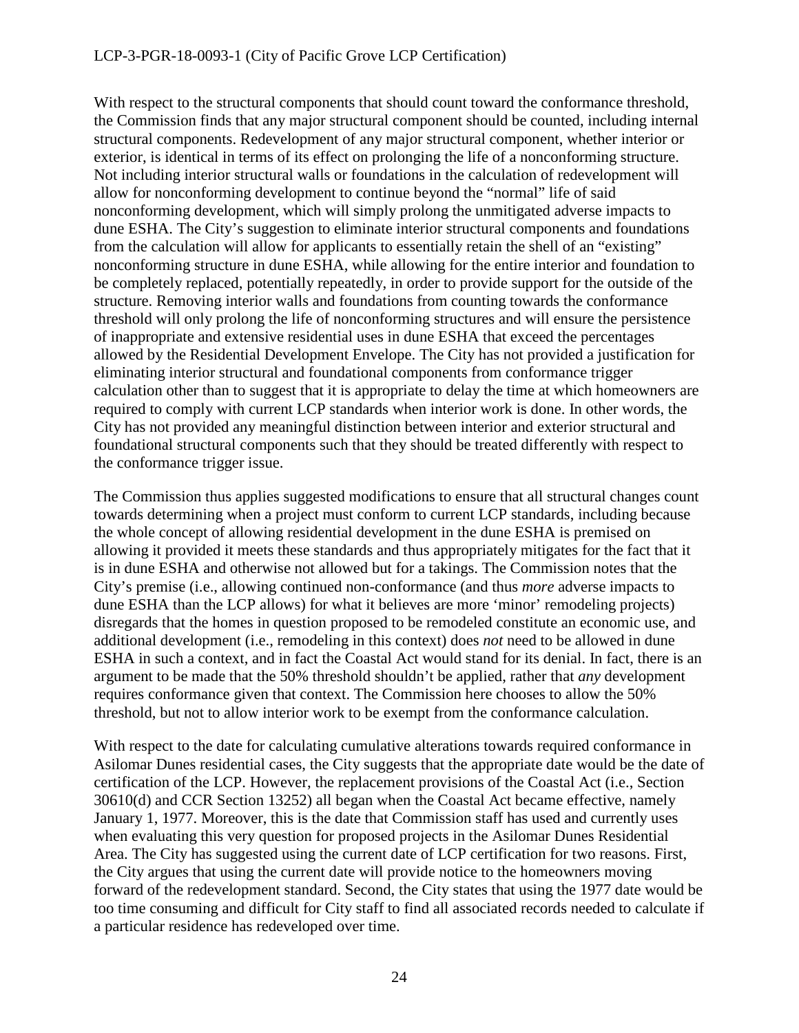With respect to the structural components that should count toward the conformance threshold, the Commission finds that any major structural component should be counted, including internal structural components. Redevelopment of any major structural component, whether interior or exterior, is identical in terms of its effect on prolonging the life of a nonconforming structure. Not including interior structural walls or foundations in the calculation of redevelopment will allow for nonconforming development to continue beyond the "normal" life of said nonconforming development, which will simply prolong the unmitigated adverse impacts to dune ESHA. The City's suggestion to eliminate interior structural components and foundations from the calculation will allow for applicants to essentially retain the shell of an "existing" nonconforming structure in dune ESHA, while allowing for the entire interior and foundation to be completely replaced, potentially repeatedly, in order to provide support for the outside of the structure. Removing interior walls and foundations from counting towards the conformance threshold will only prolong the life of nonconforming structures and will ensure the persistence of inappropriate and extensive residential uses in dune ESHA that exceed the percentages allowed by the Residential Development Envelope. The City has not provided a justification for eliminating interior structural and foundational components from conformance trigger calculation other than to suggest that it is appropriate to delay the time at which homeowners are required to comply with current LCP standards when interior work is done. In other words, the City has not provided any meaningful distinction between interior and exterior structural and foundational structural components such that they should be treated differently with respect to the conformance trigger issue.

The Commission thus applies suggested modifications to ensure that all structural changes count towards determining when a project must conform to current LCP standards, including because the whole concept of allowing residential development in the dune ESHA is premised on allowing it provided it meets these standards and thus appropriately mitigates for the fact that it is in dune ESHA and otherwise not allowed but for a takings. The Commission notes that the City's premise (i.e., allowing continued non-conformance (and thus *more* adverse impacts to dune ESHA than the LCP allows) for what it believes are more 'minor' remodeling projects) disregards that the homes in question proposed to be remodeled constitute an economic use, and additional development (i.e., remodeling in this context) does *not* need to be allowed in dune ESHA in such a context, and in fact the Coastal Act would stand for its denial. In fact, there is an argument to be made that the 50% threshold shouldn't be applied, rather that *any* development requires conformance given that context. The Commission here chooses to allow the 50% threshold, but not to allow interior work to be exempt from the conformance calculation.

With respect to the date for calculating cumulative alterations towards required conformance in Asilomar Dunes residential cases, the City suggests that the appropriate date would be the date of certification of the LCP. However, the replacement provisions of the Coastal Act (i.e., Section 30610(d) and CCR Section 13252) all began when the Coastal Act became effective, namely January 1, 1977. Moreover, this is the date that Commission staff has used and currently uses when evaluating this very question for proposed projects in the Asilomar Dunes Residential Area. The City has suggested using the current date of LCP certification for two reasons. First, the City argues that using the current date will provide notice to the homeowners moving forward of the redevelopment standard. Second, the City states that using the 1977 date would be too time consuming and difficult for City staff to find all associated records needed to calculate if a particular residence has redeveloped over time.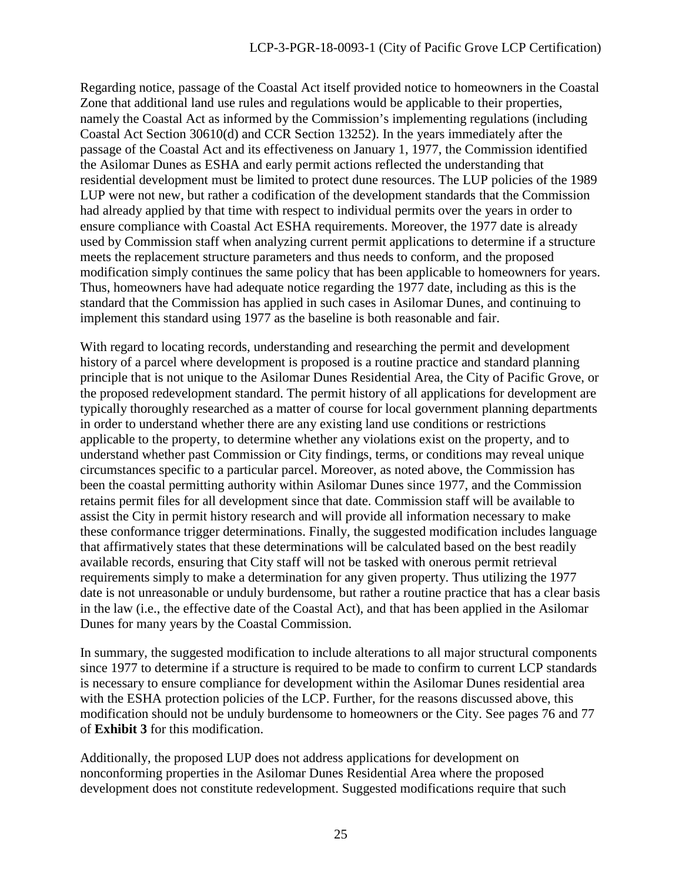Regarding notice, passage of the Coastal Act itself provided notice to homeowners in the Coastal Zone that additional land use rules and regulations would be applicable to their properties, namely the Coastal Act as informed by the Commission's implementing regulations (including Coastal Act Section 30610(d) and CCR Section 13252). In the years immediately after the passage of the Coastal Act and its effectiveness on January 1, 1977, the Commission identified the Asilomar Dunes as ESHA and early permit actions reflected the understanding that residential development must be limited to protect dune resources. The LUP policies of the 1989 LUP were not new, but rather a codification of the development standards that the Commission had already applied by that time with respect to individual permits over the years in order to ensure compliance with Coastal Act ESHA requirements. Moreover, the 1977 date is already used by Commission staff when analyzing current permit applications to determine if a structure meets the replacement structure parameters and thus needs to conform, and the proposed modification simply continues the same policy that has been applicable to homeowners for years. Thus, homeowners have had adequate notice regarding the 1977 date, including as this is the standard that the Commission has applied in such cases in Asilomar Dunes, and continuing to implement this standard using 1977 as the baseline is both reasonable and fair.

With regard to locating records, understanding and researching the permit and development history of a parcel where development is proposed is a routine practice and standard planning principle that is not unique to the Asilomar Dunes Residential Area, the City of Pacific Grove, or the proposed redevelopment standard. The permit history of all applications for development are typically thoroughly researched as a matter of course for local government planning departments in order to understand whether there are any existing land use conditions or restrictions applicable to the property, to determine whether any violations exist on the property, and to understand whether past Commission or City findings, terms, or conditions may reveal unique circumstances specific to a particular parcel. Moreover, as noted above, the Commission has been the coastal permitting authority within Asilomar Dunes since 1977, and the Commission retains permit files for all development since that date. Commission staff will be available to assist the City in permit history research and will provide all information necessary to make these conformance trigger determinations. Finally, the suggested modification includes language that affirmatively states that these determinations will be calculated based on the best readily available records, ensuring that City staff will not be tasked with onerous permit retrieval requirements simply to make a determination for any given property. Thus utilizing the 1977 date is not unreasonable or unduly burdensome, but rather a routine practice that has a clear basis in the law (i.e., the effective date of the Coastal Act), and that has been applied in the Asilomar Dunes for many years by the Coastal Commission.

In summary, the suggested modification to include alterations to all major structural components since 1977 to determine if a structure is required to be made to confirm to current LCP standards is necessary to ensure compliance for development within the Asilomar Dunes residential area with the ESHA protection policies of the LCP. Further, for the reasons discussed above, this modification should not be unduly burdensome to homeowners or the City. See pages 76 and 77 of **Exhibit 3** for this modification.

Additionally, the proposed LUP does not address applications for development on nonconforming properties in the Asilomar Dunes Residential Area where the proposed development does not constitute redevelopment. Suggested modifications require that such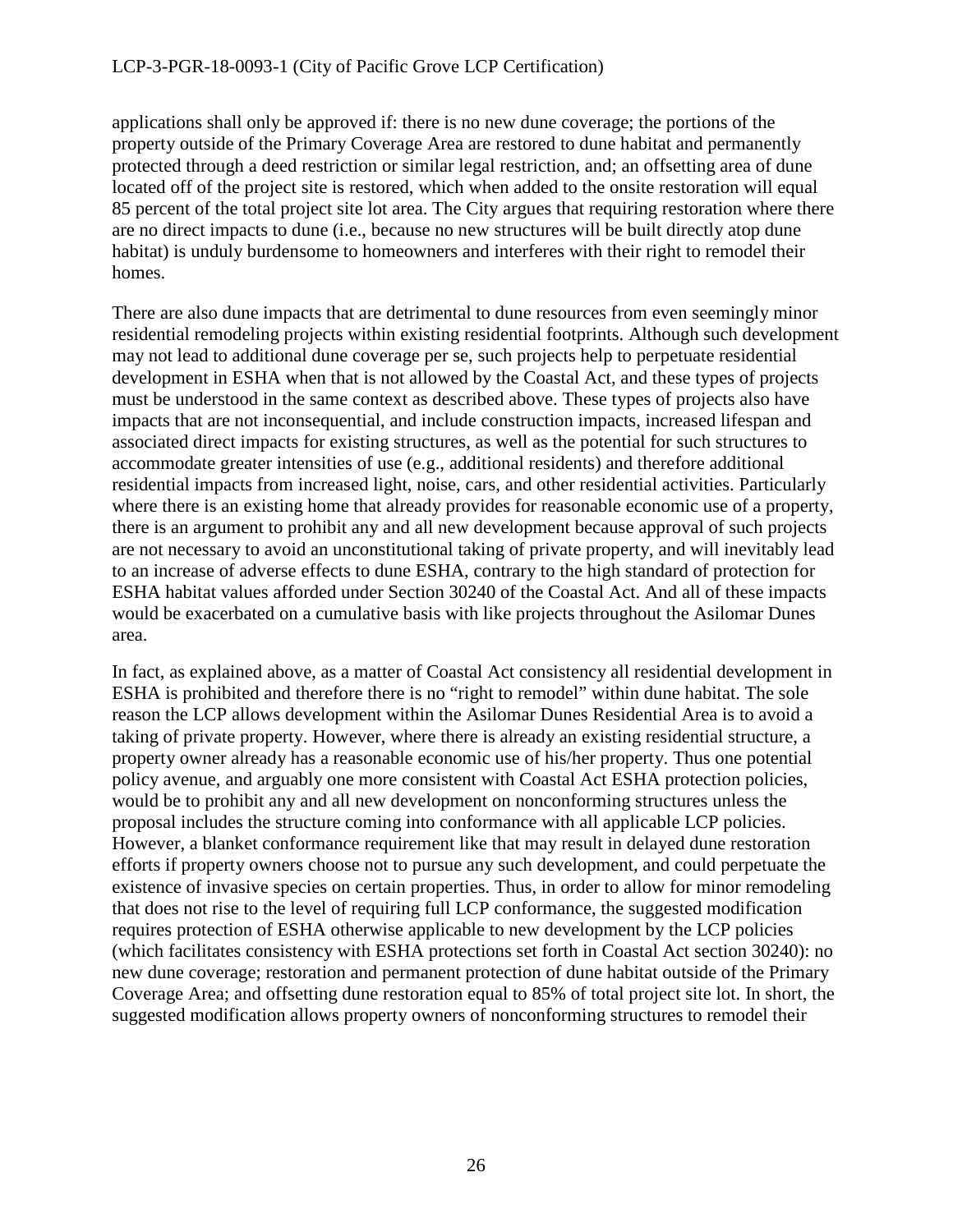applications shall only be approved if: there is no new dune coverage; the portions of the property outside of the Primary Coverage Area are restored to dune habitat and permanently protected through a deed restriction or similar legal restriction, and; an offsetting area of dune located off of the project site is restored, which when added to the onsite restoration will equal 85 percent of the total project site lot area. The City argues that requiring restoration where there are no direct impacts to dune (i.e., because no new structures will be built directly atop dune habitat) is unduly burdensome to homeowners and interferes with their right to remodel their homes.

There are also dune impacts that are detrimental to dune resources from even seemingly minor residential remodeling projects within existing residential footprints. Although such development may not lead to additional dune coverage per se, such projects help to perpetuate residential development in ESHA when that is not allowed by the Coastal Act, and these types of projects must be understood in the same context as described above. These types of projects also have impacts that are not inconsequential, and include construction impacts, increased lifespan and associated direct impacts for existing structures, as well as the potential for such structures to accommodate greater intensities of use (e.g., additional residents) and therefore additional residential impacts from increased light, noise, cars, and other residential activities. Particularly where there is an existing home that already provides for reasonable economic use of a property, there is an argument to prohibit any and all new development because approval of such projects are not necessary to avoid an unconstitutional taking of private property, and will inevitably lead to an increase of adverse effects to dune ESHA, contrary to the high standard of protection for ESHA habitat values afforded under Section 30240 of the Coastal Act. And all of these impacts would be exacerbated on a cumulative basis with like projects throughout the Asilomar Dunes area.

In fact, as explained above, as a matter of Coastal Act consistency all residential development in ESHA is prohibited and therefore there is no "right to remodel" within dune habitat. The sole reason the LCP allows development within the Asilomar Dunes Residential Area is to avoid a taking of private property. However, where there is already an existing residential structure, a property owner already has a reasonable economic use of his/her property. Thus one potential policy avenue, and arguably one more consistent with Coastal Act ESHA protection policies, would be to prohibit any and all new development on nonconforming structures unless the proposal includes the structure coming into conformance with all applicable LCP policies. However, a blanket conformance requirement like that may result in delayed dune restoration efforts if property owners choose not to pursue any such development, and could perpetuate the existence of invasive species on certain properties. Thus, in order to allow for minor remodeling that does not rise to the level of requiring full LCP conformance, the suggested modification requires protection of ESHA otherwise applicable to new development by the LCP policies (which facilitates consistency with ESHA protections set forth in Coastal Act section 30240): no new dune coverage; restoration and permanent protection of dune habitat outside of the Primary Coverage Area; and offsetting dune restoration equal to 85% of total project site lot. In short, the suggested modification allows property owners of nonconforming structures to remodel their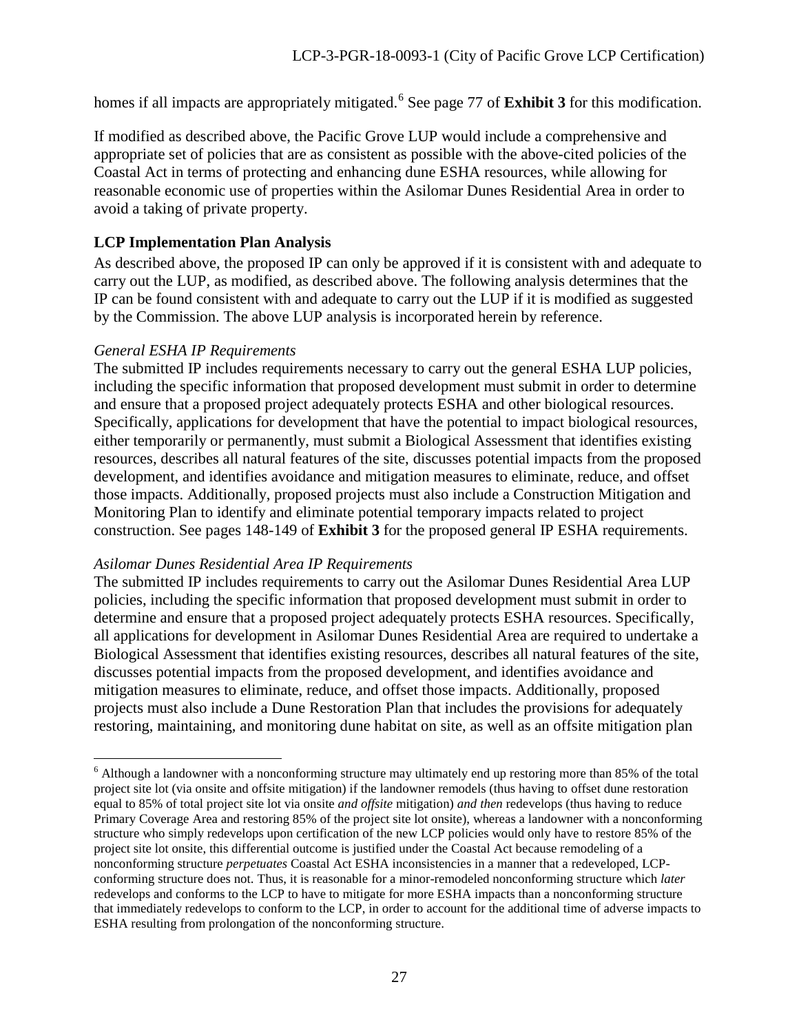homes if all impacts are appropriately mitigated.[6] See page 77 of **Exhibit 3** for this modification.

If modified as described above, the Pacific Grove LUP would include a comprehensive and appropriate set of policies that are as consistent as possible with the above-cited policies of the Coastal Act in terms of protecting and enhancing dune ESHA resources, while allowing for reasonable economic use of properties within the Asilomar Dunes Residential Area in order to avoid a taking of private property.

**LCP Implementation Plan Analysis**

As described above, the proposed IP can only be approved if it is consistent with and adequate to carry out the LUP, as modified, as described above. The following analysis determines that the IP can be found consistent with and adequate to carry out the LUP if it is modified as suggested by the Commission. The above LUP analysis is incorporated herein by reference.

*General ESHA IP Requirements*

The submitted IP includes requirements necessary to carry out the general ESHA LUP policies, including the specific information that proposed development must submit in order to determine and ensure that a proposed project adequately protects ESHA and other biological resources. Specifically, applications for development that have the potential to impact biological resources, either temporarily or permanently, must submit a Biological Assessment that identifies existing resources, describes all natural features of the site, discusses potential impacts from the proposed development, and identifies avoidance and mitigation measures to eliminate, reduce, and offset those impacts. Additionally, proposed projects must also include a Construction Mitigation and Monitoring Plan to identify and eliminate potential temporary impacts related to project construction. See pages 148-149 of **Exhibit 3** for the proposed general IP ESHA requirements.

*Asilomar Dunes Residential Area IP Requirements*

The submitted IP includes requirements to carry out the Asilomar Dunes Residential Area LUP policies, including the specific information that proposed development must submit in order to determine and ensure that a proposed project adequately protects ESHA resources. Specifically, all applications for development in Asilomar Dunes Residential Area are required to undertake a Biological Assessment that identifies existing resources, describes all natural features of the site, discusses potential impacts from the proposed development, and identifies avoidance and mitigation measures to eliminate, reduce, and offset those impacts. Additionally, proposed projects must also include a Dune Restoration Plan that includes the provisions for adequately restoring, maintaining, and monitoring dune habitat on site, as well as an offsite mitigation plan

---

[6] Although a landowner with a nonconforming structure may ultimately end up restoring more than 85% of the total project site lot (via onsite and offsite mitigation) if the landowner remodels (thus having to offset dune restoration equal to 85% of total project site lot via onsite *and offsite* mitigation) *and then* redevelops (thus having to reduce Primary Coverage Area and restoring 85% of the project site lot onsite), whereas a landowner with a nonconforming structure who simply redevelops upon certification of the new LCP policies would only have to restore 85% of the project site lot onsite, this differential outcome is justified under the Coastal Act because remodeling of a nonconforming structure *perpetuates* Coastal Act ESHA inconsistencies in a manner that a redeveloped, LCP-conforming structure does not. Thus, it is reasonable for a minor-remodeled nonconforming structure which *later* redevelops and conforms to the LCP to have to mitigate for more ESHA impacts than a nonconforming structure that immediately redevelops to conform to the LCP, in order to account for the additional time of adverse impacts to ESHA resulting from prolongation of the nonconforming structure.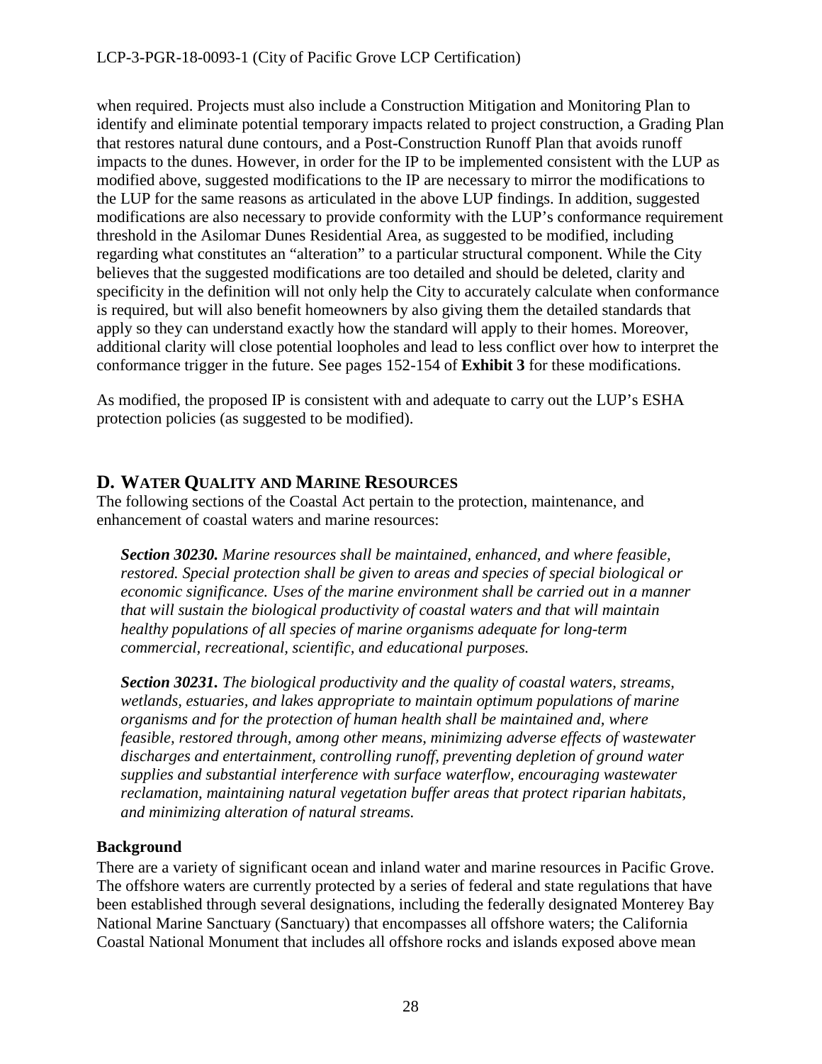when required. Projects must also include a Construction Mitigation and Monitoring Plan to identify and eliminate potential temporary impacts related to project construction, a Grading Plan that restores natural dune contours, and a Post-Construction Runoff Plan that avoids runoff impacts to the dunes. However, in order for the IP to be implemented consistent with the LUP as modified above, suggested modifications to the IP are necessary to mirror the modifications to the LUP for the same reasons as articulated in the above LUP findings. In addition, suggested modifications are also necessary to provide conformity with the LUP's conformance requirement threshold in the Asilomar Dunes Residential Area, as suggested to be modified, including regarding what constitutes an "alteration" to a particular structural component. While the City believes that the suggested modifications are too detailed and should be deleted, clarity and specificity in the definition will not only help the City to accurately calculate when conformance is required, but will also benefit homeowners by also giving them the detailed standards that apply so they can understand exactly how the standard will apply to their homes. Moreover, additional clarity will close potential loopholes and lead to less conflict over how to interpret the conformance trigger in the future. See pages 152-154 of **Exhibit 3** for these modifications.

As modified, the proposed IP is consistent with and adequate to carry out the LUP's ESHA protection policies (as suggested to be modified).

## D. WATER QUALITY AND MARINE RESOURCES

The following sections of the Coastal Act pertain to the protection, maintenance, and enhancement of coastal waters and marine resources:

> ***Section 30230.*** *Marine resources shall be maintained, enhanced, and where feasible, restored. Special protection shall be given to areas and species of special biological or economic significance. Uses of the marine environment shall be carried out in a manner that will sustain the biological productivity of coastal waters and that will maintain healthy populations of all species of marine organisms adequate for long-term commercial, recreational, scientific, and educational purposes.*
>
> ***Section 30231.*** *The biological productivity and the quality of coastal waters, streams, wetlands, estuaries, and lakes appropriate to maintain optimum populations of marine organisms and for the protection of human health shall be maintained and, where feasible, restored through, among other means, minimizing adverse effects of wastewater discharges and entertainment, controlling runoff, preventing depletion of ground water supplies and substantial interference with surface waterflow, encouraging wastewater reclamation, maintaining natural vegetation buffer areas that protect riparian habitats, and minimizing alteration of natural streams.*

### Background

There are a variety of significant ocean and inland water and marine resources in Pacific Grove. The offshore waters are currently protected by a series of federal and state regulations that have been established through several designations, including the federally designated Monterey Bay National Marine Sanctuary (Sanctuary) that encompasses all offshore waters; the California Coastal National Monument that includes all offshore rocks and islands exposed above mean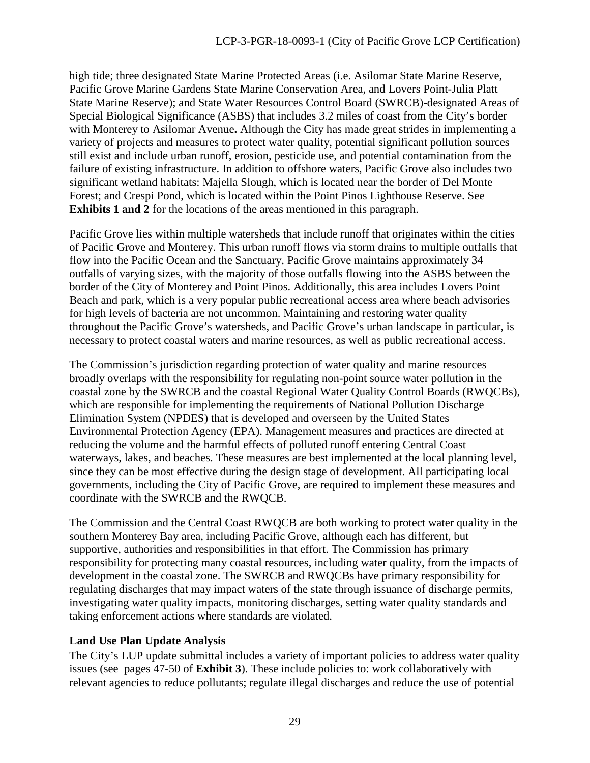high tide; three designated State Marine Protected Areas (i.e. Asilomar State Marine Reserve, Pacific Grove Marine Gardens State Marine Conservation Area, and Lovers Point-Julia Platt State Marine Reserve); and State Water Resources Control Board (SWRCB)-designated Areas of Special Biological Significance (ASBS) that includes 3.2 miles of coast from the City's border with Monterey to Asilomar Avenue**.** Although the City has made great strides in implementing a variety of projects and measures to protect water quality, potential significant pollution sources still exist and include urban runoff, erosion, pesticide use, and potential contamination from the failure of existing infrastructure. In addition to offshore waters, Pacific Grove also includes two significant wetland habitats: Majella Slough, which is located near the border of Del Monte Forest; and Crespi Pond, which is located within the Point Pinos Lighthouse Reserve. See **Exhibits 1 and 2** for the locations of the areas mentioned in this paragraph.

Pacific Grove lies within multiple watersheds that include runoff that originates within the cities of Pacific Grove and Monterey. This urban runoff flows via storm drains to multiple outfalls that flow into the Pacific Ocean and the Sanctuary. Pacific Grove maintains approximately 34 outfalls of varying sizes, with the majority of those outfalls flowing into the ASBS between the border of the City of Monterey and Point Pinos. Additionally, this area includes Lovers Point Beach and park, which is a very popular public recreational access area where beach advisories for high levels of bacteria are not uncommon. Maintaining and restoring water quality throughout the Pacific Grove's watersheds, and Pacific Grove's urban landscape in particular, is necessary to protect coastal waters and marine resources, as well as public recreational access.

The Commission's jurisdiction regarding protection of water quality and marine resources broadly overlaps with the responsibility for regulating non-point source water pollution in the coastal zone by the SWRCB and the coastal Regional Water Quality Control Boards (RWQCBs), which are responsible for implementing the requirements of National Pollution Discharge Elimination System (NPDES) that is developed and overseen by the United States Environmental Protection Agency (EPA). Management measures and practices are directed at reducing the volume and the harmful effects of polluted runoff entering Central Coast waterways, lakes, and beaches. These measures are best implemented at the local planning level, since they can be most effective during the design stage of development. All participating local governments, including the City of Pacific Grove, are required to implement these measures and coordinate with the SWRCB and the RWQCB.

The Commission and the Central Coast RWQCB are both working to protect water quality in the southern Monterey Bay area, including Pacific Grove, although each has different, but supportive, authorities and responsibilities in that effort. The Commission has primary responsibility for protecting many coastal resources, including water quality, from the impacts of development in the coastal zone. The SWRCB and RWQCBs have primary responsibility for regulating discharges that may impact waters of the state through issuance of discharge permits, investigating water quality impacts, monitoring discharges, setting water quality standards and taking enforcement actions where standards are violated.

**Land Use Plan Update Analysis**

The City's LUP update submittal includes a variety of important policies to address water quality issues (see pages 47-50 of **Exhibit 3**). These include policies to: work collaboratively with relevant agencies to reduce pollutants; regulate illegal discharges and reduce the use of potential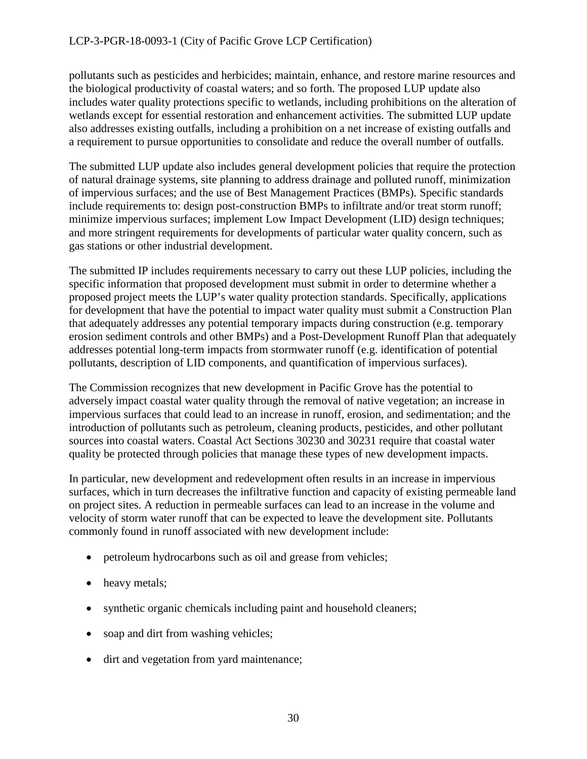pollutants such as pesticides and herbicides; maintain, enhance, and restore marine resources and the biological productivity of coastal waters; and so forth. The proposed LUP update also includes water quality protections specific to wetlands, including prohibitions on the alteration of wetlands except for essential restoration and enhancement activities. The submitted LUP update also addresses existing outfalls, including a prohibition on a net increase of existing outfalls and a requirement to pursue opportunities to consolidate and reduce the overall number of outfalls.

The submitted LUP update also includes general development policies that require the protection of natural drainage systems, site planning to address drainage and polluted runoff, minimization of impervious surfaces; and the use of Best Management Practices (BMPs). Specific standards include requirements to: design post-construction BMPs to infiltrate and/or treat storm runoff; minimize impervious surfaces; implement Low Impact Development (LID) design techniques; and more stringent requirements for developments of particular water quality concern, such as gas stations or other industrial development.

The submitted IP includes requirements necessary to carry out these LUP policies, including the specific information that proposed development must submit in order to determine whether a proposed project meets the LUP's water quality protection standards. Specifically, applications for development that have the potential to impact water quality must submit a Construction Plan that adequately addresses any potential temporary impacts during construction (e.g. temporary erosion sediment controls and other BMPs) and a Post-Development Runoff Plan that adequately addresses potential long-term impacts from stormwater runoff (e.g. identification of potential pollutants, description of LID components, and quantification of impervious surfaces).

The Commission recognizes that new development in Pacific Grove has the potential to adversely impact coastal water quality through the removal of native vegetation; an increase in impervious surfaces that could lead to an increase in runoff, erosion, and sedimentation; and the introduction of pollutants such as petroleum, cleaning products, pesticides, and other pollutant sources into coastal waters. Coastal Act Sections 30230 and 30231 require that coastal water quality be protected through policies that manage these types of new development impacts.

In particular, new development and redevelopment often results in an increase in impervious surfaces, which in turn decreases the infiltrative function and capacity of existing permeable land on project sites. A reduction in permeable surfaces can lead to an increase in the volume and velocity of storm water runoff that can be expected to leave the development site. Pollutants commonly found in runoff associated with new development include:

- petroleum hydrocarbons such as oil and grease from vehicles;
- heavy metals;
- synthetic organic chemicals including paint and household cleaners;
- soap and dirt from washing vehicles;
- dirt and vegetation from yard maintenance;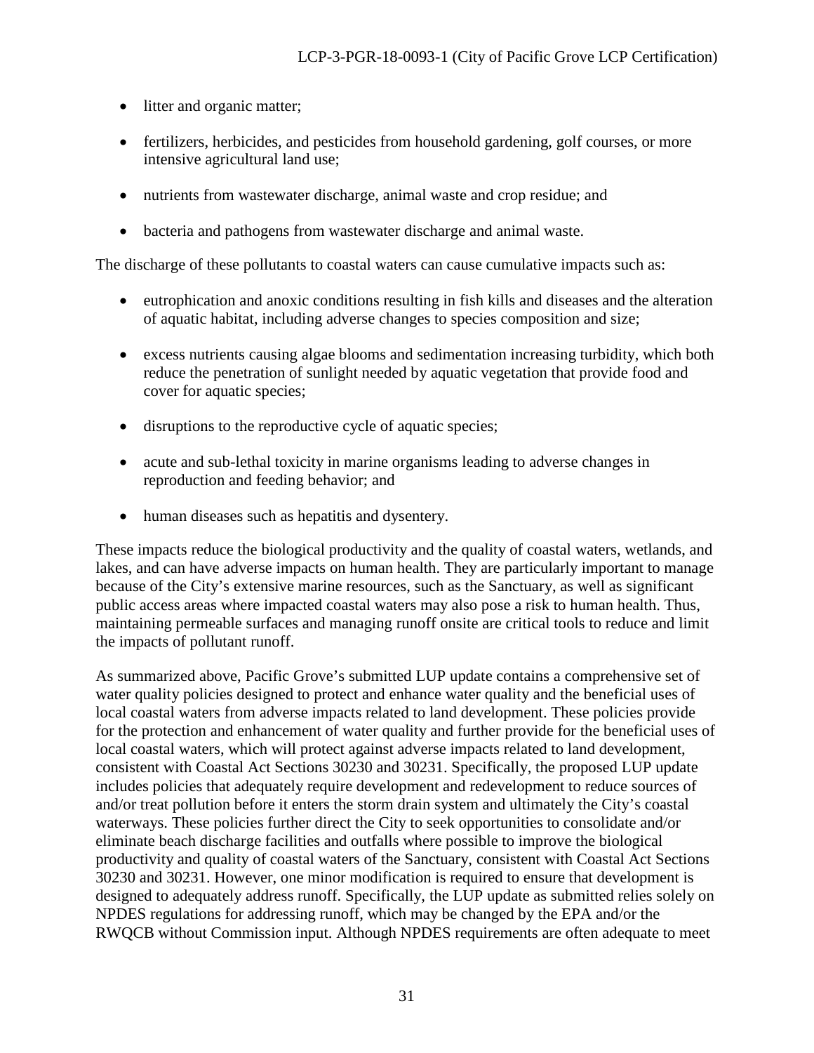- litter and organic matter;
- fertilizers, herbicides, and pesticides from household gardening, golf courses, or more intensive agricultural land use;
- nutrients from wastewater discharge, animal waste and crop residue; and
- bacteria and pathogens from wastewater discharge and animal waste.

The discharge of these pollutants to coastal waters can cause cumulative impacts such as:

- eutrophication and anoxic conditions resulting in fish kills and diseases and the alteration of aquatic habitat, including adverse changes to species composition and size;
- excess nutrients causing algae blooms and sedimentation increasing turbidity, which both reduce the penetration of sunlight needed by aquatic vegetation that provide food and cover for aquatic species;
- disruptions to the reproductive cycle of aquatic species;
- acute and sub-lethal toxicity in marine organisms leading to adverse changes in reproduction and feeding behavior; and
- human diseases such as hepatitis and dysentery.

These impacts reduce the biological productivity and the quality of coastal waters, wetlands, and lakes, and can have adverse impacts on human health. They are particularly important to manage because of the City's extensive marine resources, such as the Sanctuary, as well as significant public access areas where impacted coastal waters may also pose a risk to human health. Thus, maintaining permeable surfaces and managing runoff onsite are critical tools to reduce and limit the impacts of pollutant runoff.

As summarized above, Pacific Grove's submitted LUP update contains a comprehensive set of water quality policies designed to protect and enhance water quality and the beneficial uses of local coastal waters from adverse impacts related to land development. These policies provide for the protection and enhancement of water quality and further provide for the beneficial uses of local coastal waters, which will protect against adverse impacts related to land development, consistent with Coastal Act Sections 30230 and 30231. Specifically, the proposed LUP update includes policies that adequately require development and redevelopment to reduce sources of and/or treat pollution before it enters the storm drain system and ultimately the City's coastal waterways. These policies further direct the City to seek opportunities to consolidate and/or eliminate beach discharge facilities and outfalls where possible to improve the biological productivity and quality of coastal waters of the Sanctuary, consistent with Coastal Act Sections 30230 and 30231. However, one minor modification is required to ensure that development is designed to adequately address runoff. Specifically, the LUP update as submitted relies solely on NPDES regulations for addressing runoff, which may be changed by the EPA and/or the RWQCB without Commission input. Although NPDES requirements are often adequate to meet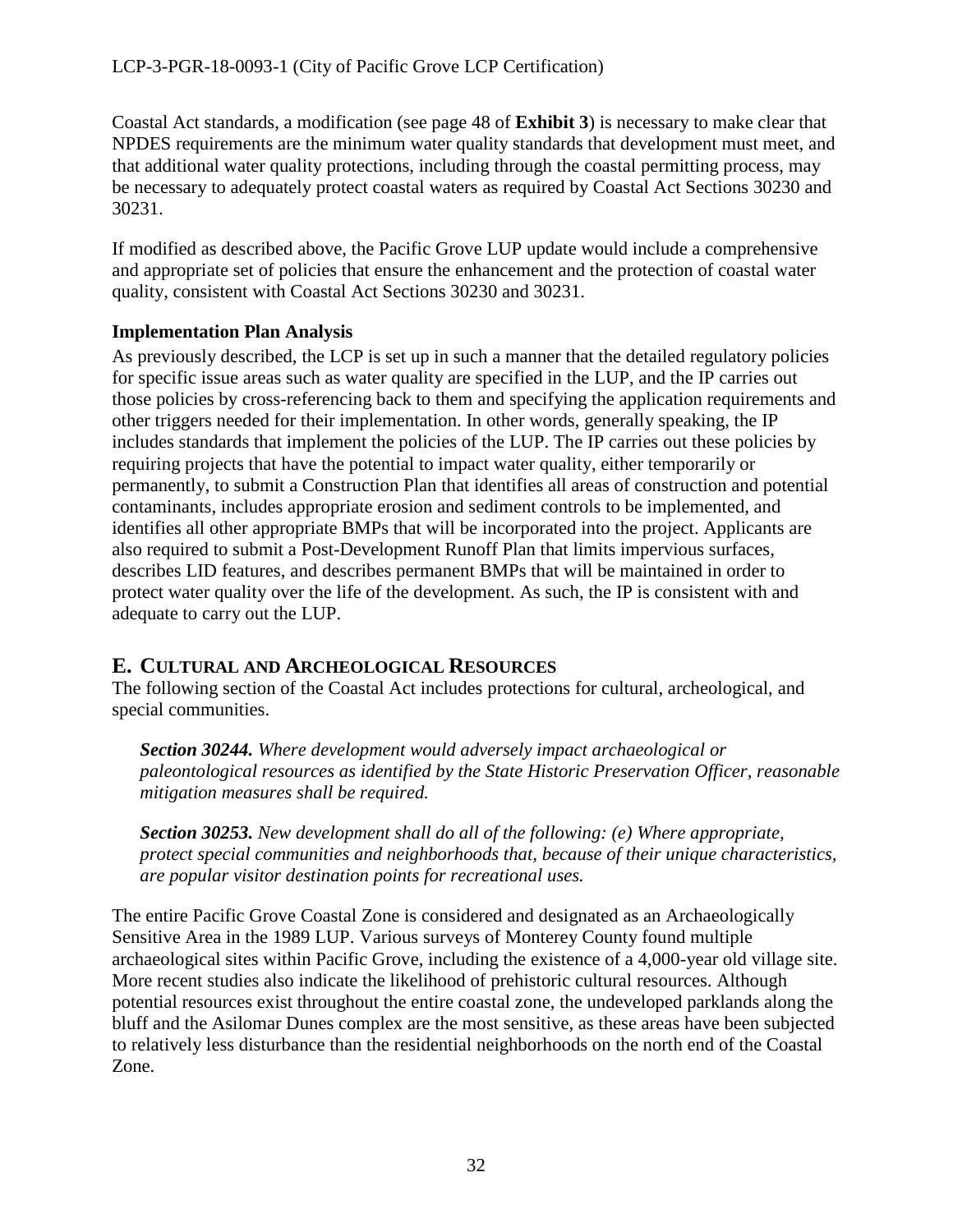Coastal Act standards, a modification (see page 48 of **Exhibit 3**) is necessary to make clear that NPDES requirements are the minimum water quality standards that development must meet, and that additional water quality protections, including through the coastal permitting process, may be necessary to adequately protect coastal waters as required by Coastal Act Sections 30230 and 30231.

If modified as described above, the Pacific Grove LUP update would include a comprehensive and appropriate set of policies that ensure the enhancement and the protection of coastal water quality, consistent with Coastal Act Sections 30230 and 30231.

### Implementation Plan Analysis

As previously described, the LCP is set up in such a manner that the detailed regulatory policies for specific issue areas such as water quality are specified in the LUP, and the IP carries out those policies by cross-referencing back to them and specifying the application requirements and other triggers needed for their implementation. In other words, generally speaking, the IP includes standards that implement the policies of the LUP. The IP carries out these policies by requiring projects that have the potential to impact water quality, either temporarily or permanently, to submit a Construction Plan that identifies all areas of construction and potential contaminants, includes appropriate erosion and sediment controls to be implemented, and identifies all other appropriate BMPs that will be incorporated into the project. Applicants are also required to submit a Post-Development Runoff Plan that limits impervious surfaces, describes LID features, and describes permanent BMPs that will be maintained in order to protect water quality over the life of the development. As such, the IP is consistent with and adequate to carry out the LUP.

## E. Cultural and Archeological Resources

The following section of the Coastal Act includes protections for cultural, archeological, and special communities.

> ***Section 30244.*** *Where development would adversely impact archaeological or paleontological resources as identified by the State Historic Preservation Officer, reasonable mitigation measures shall be required.*
>
> ***Section 30253.*** *New development shall do all of the following: (e) Where appropriate, protect special communities and neighborhoods that, because of their unique characteristics, are popular visitor destination points for recreational uses.*

The entire Pacific Grove Coastal Zone is considered and designated as an Archaeologically Sensitive Area in the 1989 LUP. Various surveys of Monterey County found multiple archaeological sites within Pacific Grove, including the existence of a 4,000-year old village site. More recent studies also indicate the likelihood of prehistoric cultural resources. Although potential resources exist throughout the entire coastal zone, the undeveloped parklands along the bluff and the Asilomar Dunes complex are the most sensitive, as these areas have been subjected to relatively less disturbance than the residential neighborhoods on the north end of the Coastal Zone.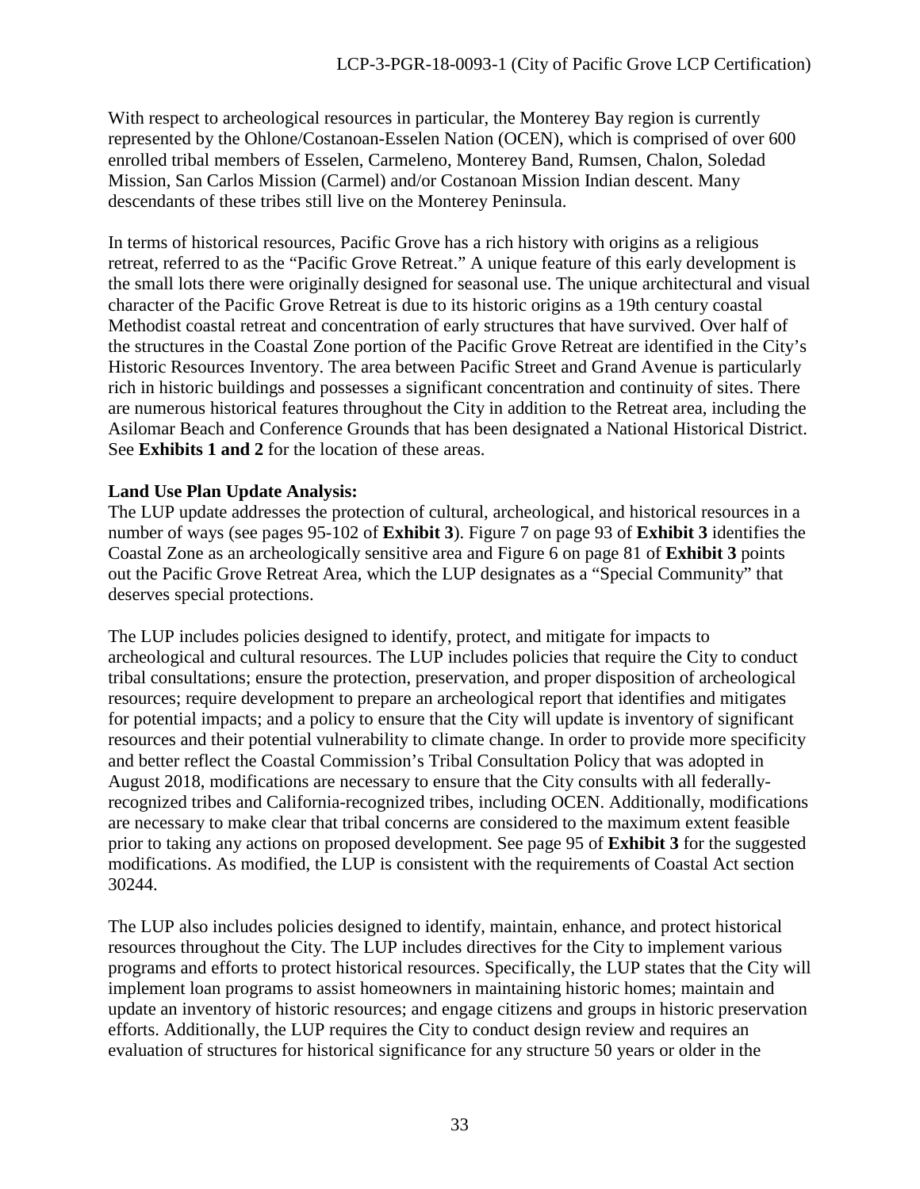With respect to archeological resources in particular, the Monterey Bay region is currently represented by the Ohlone/Costanoan-Esselen Nation (OCEN), which is comprised of over 600 enrolled tribal members of Esselen, Carmeleno, Monterey Band, Rumsen, Chalon, Soledad Mission, San Carlos Mission (Carmel) and/or Costanoan Mission Indian descent. Many descendants of these tribes still live on the Monterey Peninsula.

In terms of historical resources, Pacific Grove has a rich history with origins as a religious retreat, referred to as the "Pacific Grove Retreat." A unique feature of this early development is the small lots there were originally designed for seasonal use. The unique architectural and visual character of the Pacific Grove Retreat is due to its historic origins as a 19th century coastal Methodist coastal retreat and concentration of early structures that have survived. Over half of the structures in the Coastal Zone portion of the Pacific Grove Retreat are identified in the City's Historic Resources Inventory. The area between Pacific Street and Grand Avenue is particularly rich in historic buildings and possesses a significant concentration and continuity of sites. There are numerous historical features throughout the City in addition to the Retreat area, including the Asilomar Beach and Conference Grounds that has been designated a National Historical District. See **Exhibits 1 and 2** for the location of these areas.

**Land Use Plan Update Analysis:**
The LUP update addresses the protection of cultural, archeological, and historical resources in a number of ways (see pages 95-102 of **Exhibit 3**). Figure 7 on page 93 of **Exhibit 3** identifies the Coastal Zone as an archeologically sensitive area and Figure 6 on page 81 of **Exhibit 3** points out the Pacific Grove Retreat Area, which the LUP designates as a "Special Community" that deserves special protections.

The LUP includes policies designed to identify, protect, and mitigate for impacts to archeological and cultural resources. The LUP includes policies that require the City to conduct tribal consultations; ensure the protection, preservation, and proper disposition of archeological resources; require development to prepare an archeological report that identifies and mitigates for potential impacts; and a policy to ensure that the City will update is inventory of significant resources and their potential vulnerability to climate change. In order to provide more specificity and better reflect the Coastal Commission's Tribal Consultation Policy that was adopted in August 2018, modifications are necessary to ensure that the City consults with all federally-recognized tribes and California-recognized tribes, including OCEN. Additionally, modifications are necessary to make clear that tribal concerns are considered to the maximum extent feasible prior to taking any actions on proposed development. See page 95 of **Exhibit 3** for the suggested modifications. As modified, the LUP is consistent with the requirements of Coastal Act section 30244.

The LUP also includes policies designed to identify, maintain, enhance, and protect historical resources throughout the City. The LUP includes directives for the City to implement various programs and efforts to protect historical resources. Specifically, the LUP states that the City will implement loan programs to assist homeowners in maintaining historic homes; maintain and update an inventory of historic resources; and engage citizens and groups in historic preservation efforts. Additionally, the LUP requires the City to conduct design review and requires an evaluation of structures for historical significance for any structure 50 years or older in the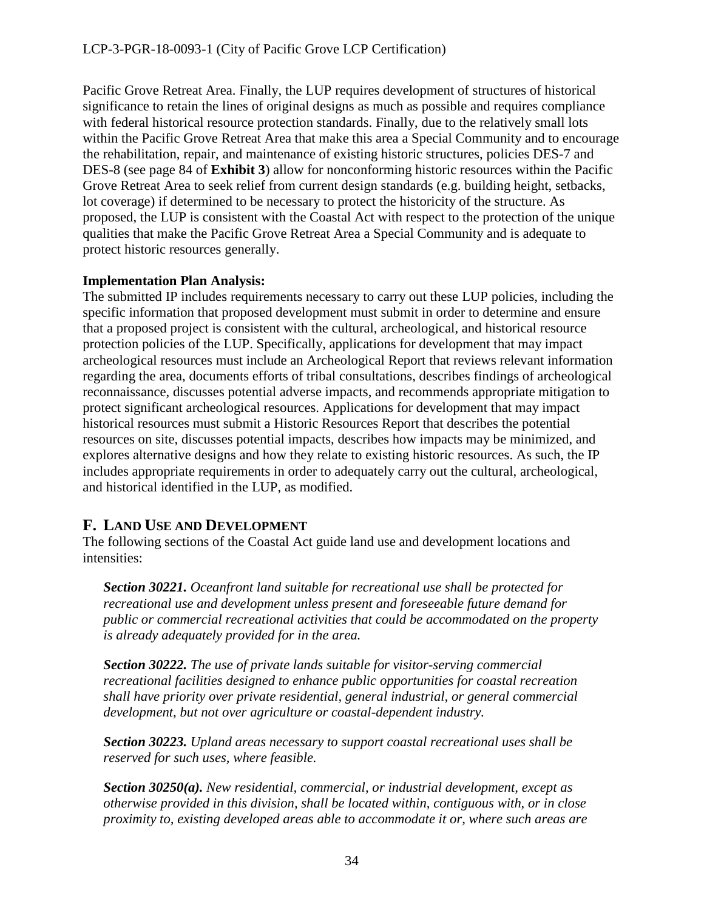Pacific Grove Retreat Area. Finally, the LUP requires development of structures of historical significance to retain the lines of original designs as much as possible and requires compliance with federal historical resource protection standards. Finally, due to the relatively small lots within the Pacific Grove Retreat Area that make this area a Special Community and to encourage the rehabilitation, repair, and maintenance of existing historic structures, policies DES-7 and DES-8 (see page 84 of **Exhibit 3**) allow for nonconforming historic resources within the Pacific Grove Retreat Area to seek relief from current design standards (e.g. building height, setbacks, lot coverage) if determined to be necessary to protect the historicity of the structure. As proposed, the LUP is consistent with the Coastal Act with respect to the protection of the unique qualities that make the Pacific Grove Retreat Area a Special Community and is adequate to protect historic resources generally.

**Implementation Plan Analysis:**

The submitted IP includes requirements necessary to carry out these LUP policies, including the specific information that proposed development must submit in order to determine and ensure that a proposed project is consistent with the cultural, archeological, and historical resource protection policies of the LUP. Specifically, applications for development that may impact archeological resources must include an Archeological Report that reviews relevant information regarding the area, documents efforts of tribal consultations, describes findings of archeological reconnaissance, discusses potential adverse impacts, and recommends appropriate mitigation to protect significant archeological resources. Applications for development that may impact historical resources must submit a Historic Resources Report that describes the potential resources on site, discusses potential impacts, describes how impacts may be minimized, and explores alternative designs and how they relate to existing historic resources. As such, the IP includes appropriate requirements in order to adequately carry out the cultural, archeological, and historical identified in the LUP, as modified.

## F. LAND USE AND DEVELOPMENT

The following sections of the Coastal Act guide land use and development locations and intensities:

> ***Section 30221.*** *Oceanfront land suitable for recreational use shall be protected for recreational use and development unless present and foreseeable future demand for public or commercial recreational activities that could be accommodated on the property is already adequately provided for in the area.*
>
> ***Section 30222.*** *The use of private lands suitable for visitor-serving commercial recreational facilities designed to enhance public opportunities for coastal recreation shall have priority over private residential, general industrial, or general commercial development, but not over agriculture or coastal-dependent industry.*
>
> ***Section 30223.*** *Upland areas necessary to support coastal recreational uses shall be reserved for such uses, where feasible.*
>
> ***Section 30250(a).*** *New residential, commercial, or industrial development, except as otherwise provided in this division, shall be located within, contiguous with, or in close proximity to, existing developed areas able to accommodate it or, where such areas are*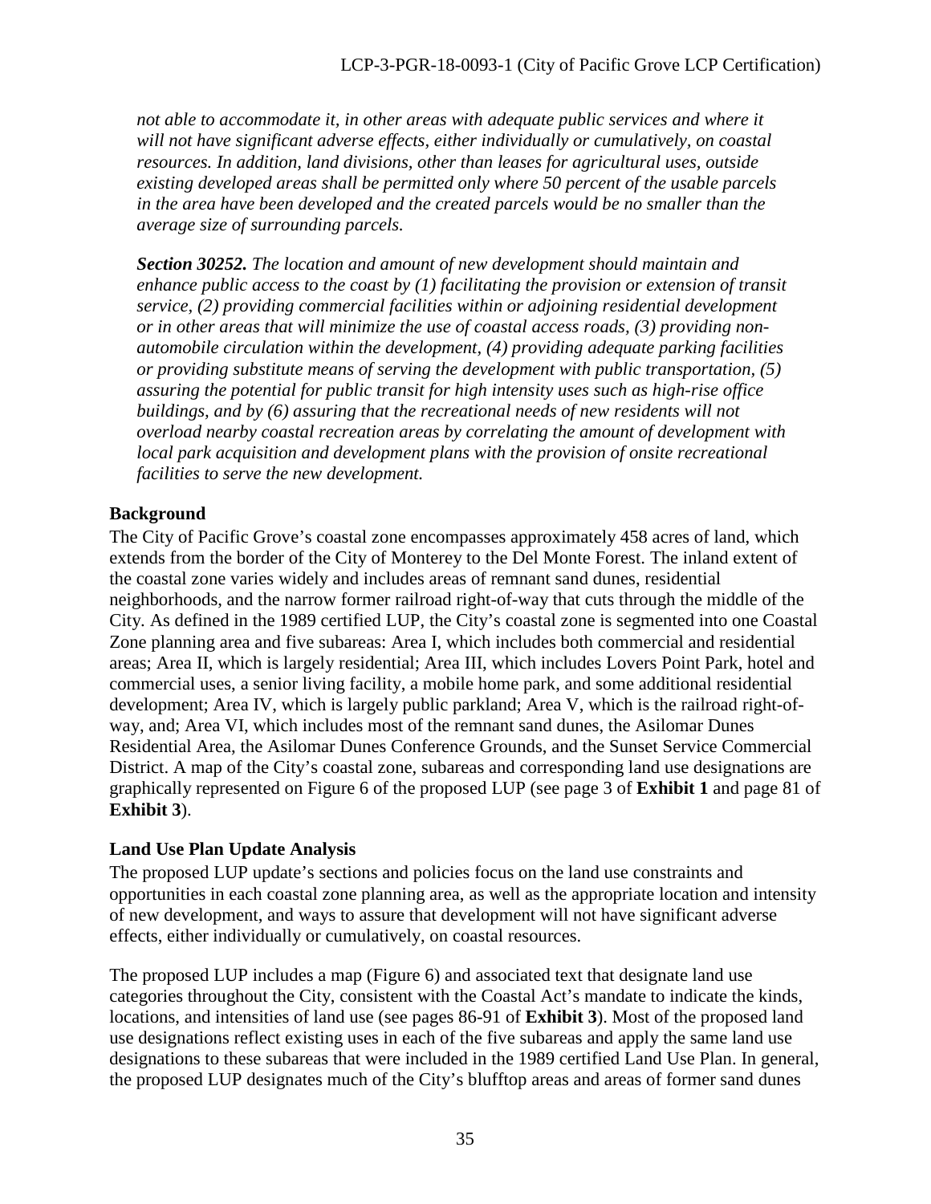*not able to accommodate it, in other areas with adequate public services and where it will not have significant adverse effects, either individually or cumulatively, on coastal resources. In addition, land divisions, other than leases for agricultural uses, outside existing developed areas shall be permitted only where 50 percent of the usable parcels in the area have been developed and the created parcels would be no smaller than the average size of surrounding parcels.*

***Section 30252.*** *The location and amount of new development should maintain and enhance public access to the coast by (1) facilitating the provision or extension of transit service, (2) providing commercial facilities within or adjoining residential development or in other areas that will minimize the use of coastal access roads, (3) providing non-automobile circulation within the development, (4) providing adequate parking facilities or providing substitute means of serving the development with public transportation, (5) assuring the potential for public transit for high intensity uses such as high-rise office buildings, and by (6) assuring that the recreational needs of new residents will not overload nearby coastal recreation areas by correlating the amount of development with local park acquisition and development plans with the provision of onsite recreational facilities to serve the new development.*

**Background**

The City of Pacific Grove's coastal zone encompasses approximately 458 acres of land, which extends from the border of the City of Monterey to the Del Monte Forest. The inland extent of the coastal zone varies widely and includes areas of remnant sand dunes, residential neighborhoods, and the narrow former railroad right-of-way that cuts through the middle of the City. As defined in the 1989 certified LUP, the City's coastal zone is segmented into one Coastal Zone planning area and five subareas: Area I, which includes both commercial and residential areas; Area II, which is largely residential; Area III, which includes Lovers Point Park, hotel and commercial uses, a senior living facility, a mobile home park, and some additional residential development; Area IV, which is largely public parkland; Area V, which is the railroad right-of-way, and; Area VI, which includes most of the remnant sand dunes, the Asilomar Dunes Residential Area, the Asilomar Dunes Conference Grounds, and the Sunset Service Commercial District. A map of the City's coastal zone, subareas and corresponding land use designations are graphically represented on Figure 6 of the proposed LUP (see page 3 of **Exhibit 1** and page 81 of **Exhibit 3**).

**Land Use Plan Update Analysis**

The proposed LUP update's sections and policies focus on the land use constraints and opportunities in each coastal zone planning area, as well as the appropriate location and intensity of new development, and ways to assure that development will not have significant adverse effects, either individually or cumulatively, on coastal resources.

The proposed LUP includes a map (Figure 6) and associated text that designate land use categories throughout the City, consistent with the Coastal Act's mandate to indicate the kinds, locations, and intensities of land use (see pages 86-91 of **Exhibit 3**). Most of the proposed land use designations reflect existing uses in each of the five subareas and apply the same land use designations to these subareas that were included in the 1989 certified Land Use Plan. In general, the proposed LUP designates much of the City's blufftop areas and areas of former sand dunes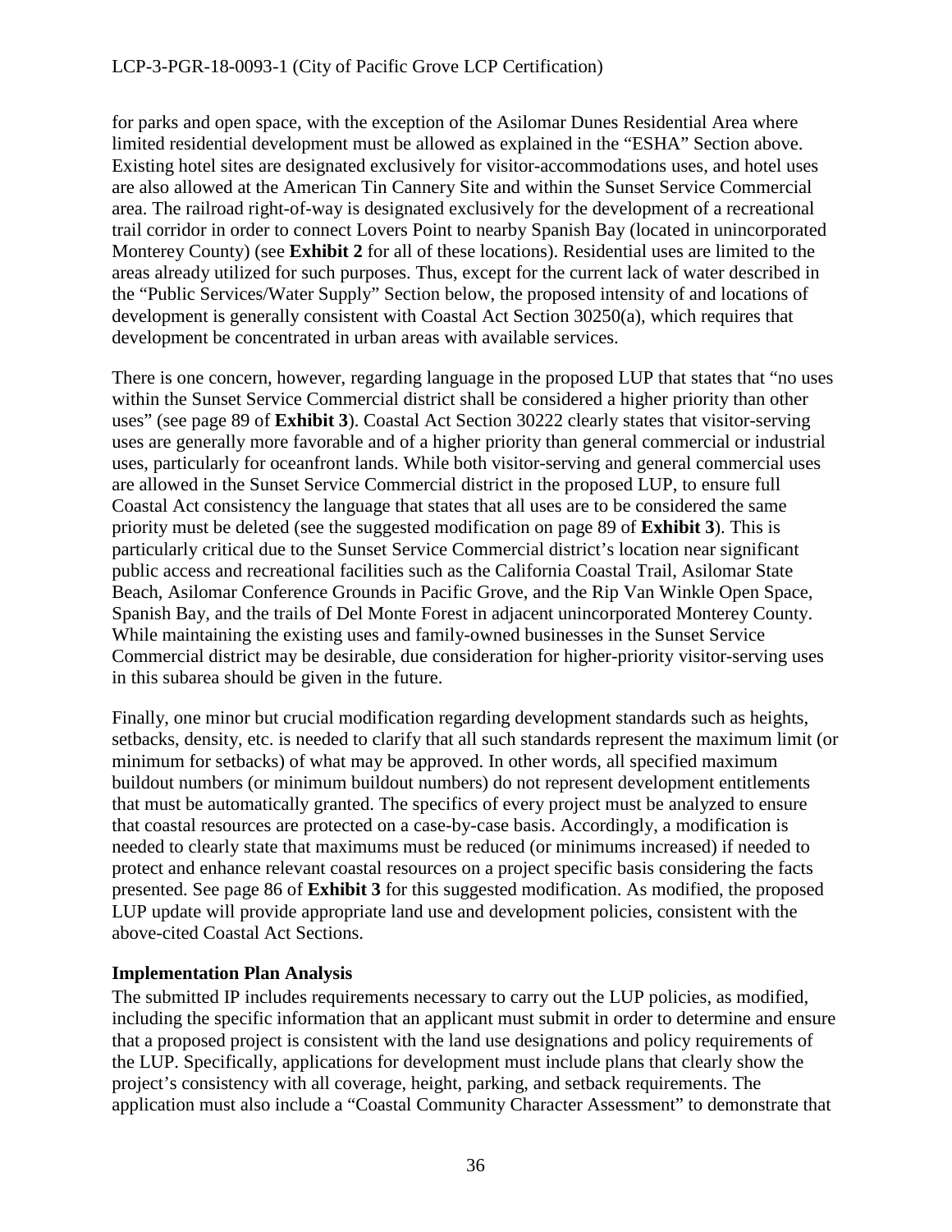for parks and open space, with the exception of the Asilomar Dunes Residential Area where limited residential development must be allowed as explained in the "ESHA" Section above. Existing hotel sites are designated exclusively for visitor-accommodations uses, and hotel uses are also allowed at the American Tin Cannery Site and within the Sunset Service Commercial area. The railroad right-of-way is designated exclusively for the development of a recreational trail corridor in order to connect Lovers Point to nearby Spanish Bay (located in unincorporated Monterey County) (see **Exhibit 2** for all of these locations). Residential uses are limited to the areas already utilized for such purposes. Thus, except for the current lack of water described in the "Public Services/Water Supply" Section below, the proposed intensity of and locations of development is generally consistent with Coastal Act Section 30250(a), which requires that development be concentrated in urban areas with available services.

There is one concern, however, regarding language in the proposed LUP that states that "no uses within the Sunset Service Commercial district shall be considered a higher priority than other uses" (see page 89 of **Exhibit 3**). Coastal Act Section 30222 clearly states that visitor-serving uses are generally more favorable and of a higher priority than general commercial or industrial uses, particularly for oceanfront lands. While both visitor-serving and general commercial uses are allowed in the Sunset Service Commercial district in the proposed LUP, to ensure full Coastal Act consistency the language that states that all uses are to be considered the same priority must be deleted (see the suggested modification on page 89 of **Exhibit 3**). This is particularly critical due to the Sunset Service Commercial district's location near significant public access and recreational facilities such as the California Coastal Trail, Asilomar State Beach, Asilomar Conference Grounds in Pacific Grove, and the Rip Van Winkle Open Space, Spanish Bay, and the trails of Del Monte Forest in adjacent unincorporated Monterey County. While maintaining the existing uses and family-owned businesses in the Sunset Service Commercial district may be desirable, due consideration for higher-priority visitor-serving uses in this subarea should be given in the future.

Finally, one minor but crucial modification regarding development standards such as heights, setbacks, density, etc. is needed to clarify that all such standards represent the maximum limit (or minimum for setbacks) of what may be approved. In other words, all specified maximum buildout numbers (or minimum buildout numbers) do not represent development entitlements that must be automatically granted. The specifics of every project must be analyzed to ensure that coastal resources are protected on a case-by-case basis. Accordingly, a modification is needed to clearly state that maximums must be reduced (or minimums increased) if needed to protect and enhance relevant coastal resources on a project specific basis considering the facts presented. See page 86 of **Exhibit 3** for this suggested modification. As modified, the proposed LUP update will provide appropriate land use and development policies, consistent with the above-cited Coastal Act Sections.

**Implementation Plan Analysis**

The submitted IP includes requirements necessary to carry out the LUP policies, as modified, including the specific information that an applicant must submit in order to determine and ensure that a proposed project is consistent with the land use designations and policy requirements of the LUP. Specifically, applications for development must include plans that clearly show the project's consistency with all coverage, height, parking, and setback requirements. The application must also include a "Coastal Community Character Assessment" to demonstrate that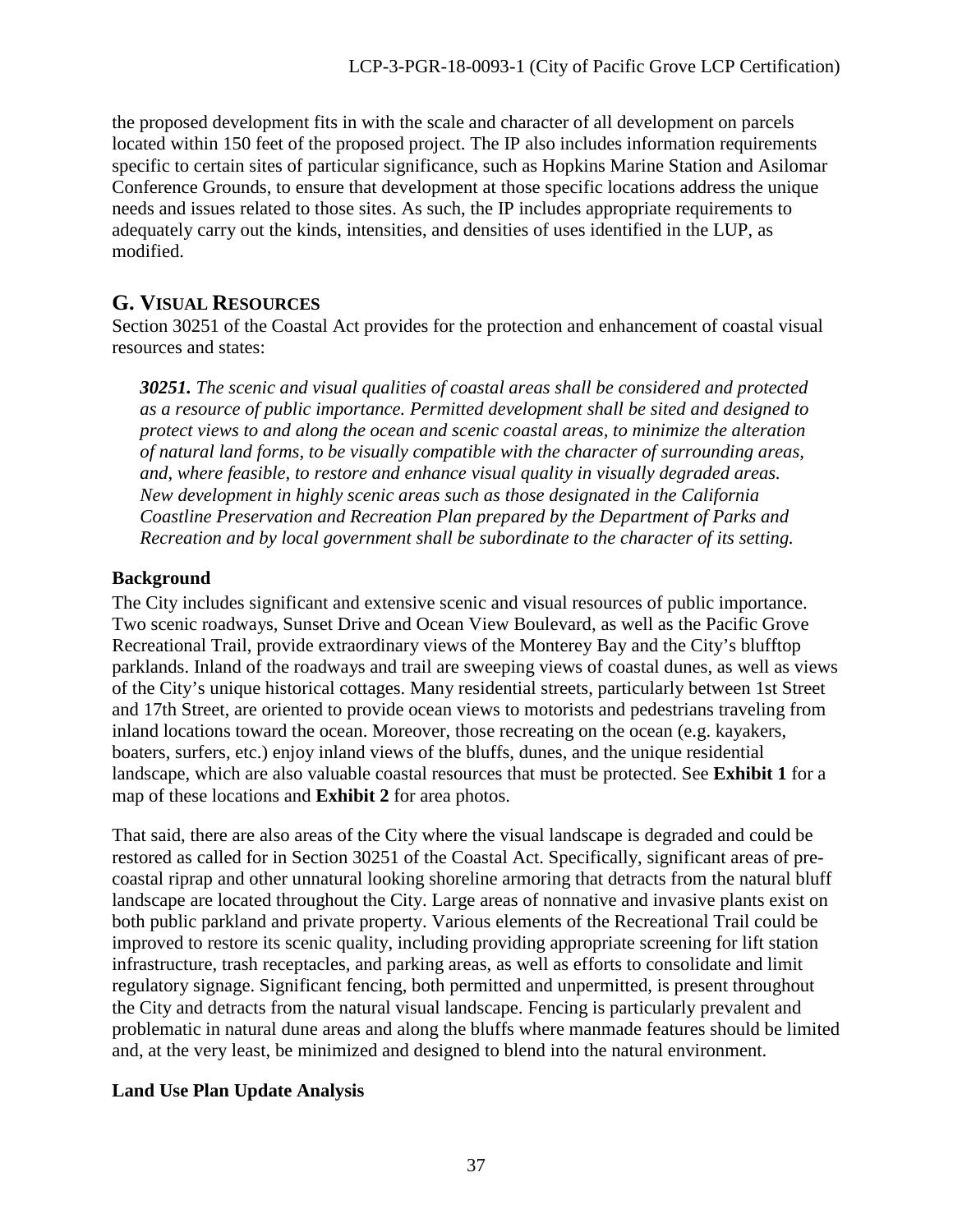the proposed development fits in with the scale and character of all development on parcels located within 150 feet of the proposed project. The IP also includes information requirements specific to certain sites of particular significance, such as Hopkins Marine Station and Asilomar Conference Grounds, to ensure that development at those specific locations address the unique needs and issues related to those sites. As such, the IP includes appropriate requirements to adequately carry out the kinds, intensities, and densities of uses identified in the LUP, as modified.

## G. VISUAL RESOURCES

Section 30251 of the Coastal Act provides for the protection and enhancement of coastal visual resources and states:

> ***30251.*** *The scenic and visual qualities of coastal areas shall be considered and protected as a resource of public importance. Permitted development shall be sited and designed to protect views to and along the ocean and scenic coastal areas, to minimize the alteration of natural land forms, to be visually compatible with the character of surrounding areas, and, where feasible, to restore and enhance visual quality in visually degraded areas. New development in highly scenic areas such as those designated in the California Coastline Preservation and Recreation Plan prepared by the Department of Parks and Recreation and by local government shall be subordinate to the character of its setting.*

### Background

The City includes significant and extensive scenic and visual resources of public importance. Two scenic roadways, Sunset Drive and Ocean View Boulevard, as well as the Pacific Grove Recreational Trail, provide extraordinary views of the Monterey Bay and the City's blufftop parklands. Inland of the roadways and trail are sweeping views of coastal dunes, as well as views of the City's unique historical cottages. Many residential streets, particularly between 1st Street and 17th Street, are oriented to provide ocean views to motorists and pedestrians traveling from inland locations toward the ocean. Moreover, those recreating on the ocean (e.g. kayakers, boaters, surfers, etc.) enjoy inland views of the bluffs, dunes, and the unique residential landscape, which are also valuable coastal resources that must be protected. See **Exhibit 1** for a map of these locations and **Exhibit 2** for area photos.

That said, there are also areas of the City where the visual landscape is degraded and could be restored as called for in Section 30251 of the Coastal Act. Specifically, significant areas of pre-coastal riprap and other unnatural looking shoreline armoring that detracts from the natural bluff landscape are located throughout the City. Large areas of nonnative and invasive plants exist on both public parkland and private property. Various elements of the Recreational Trail could be improved to restore its scenic quality, including providing appropriate screening for lift station infrastructure, trash receptacles, and parking areas, as well as efforts to consolidate and limit regulatory signage. Significant fencing, both permitted and unpermitted, is present throughout the City and detracts from the natural visual landscape. Fencing is particularly prevalent and problematic in natural dune areas and along the bluffs where manmade features should be limited and, at the very least, be minimized and designed to blend into the natural environment.

### Land Use Plan Update Analysis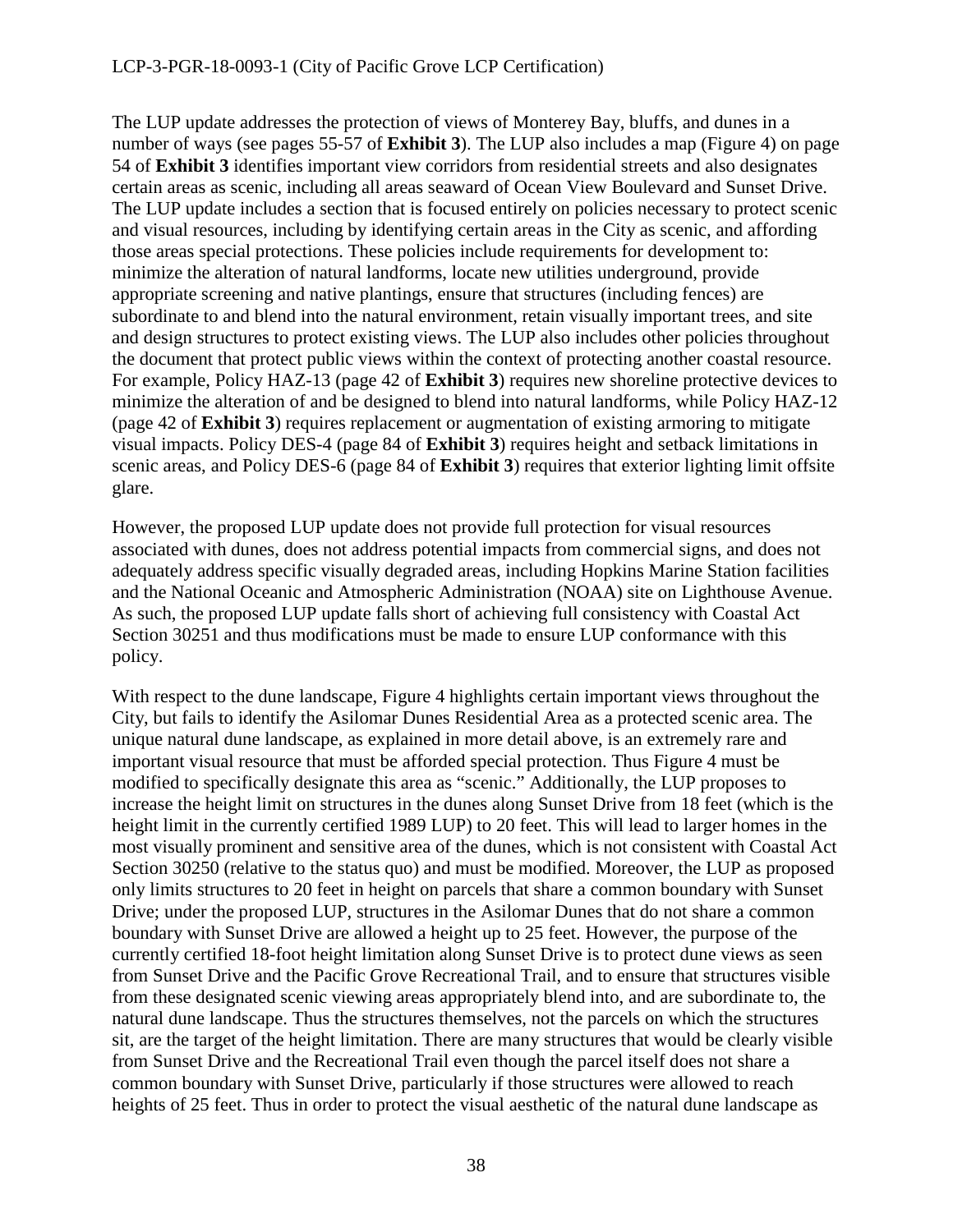The LUP update addresses the protection of views of Monterey Bay, bluffs, and dunes in a number of ways (see pages 55-57 of **Exhibit 3**). The LUP also includes a map (Figure 4) on page 54 of **Exhibit 3** identifies important view corridors from residential streets and also designates certain areas as scenic, including all areas seaward of Ocean View Boulevard and Sunset Drive. The LUP update includes a section that is focused entirely on policies necessary to protect scenic and visual resources, including by identifying certain areas in the City as scenic, and affording those areas special protections. These policies include requirements for development to: minimize the alteration of natural landforms, locate new utilities underground, provide appropriate screening and native plantings, ensure that structures (including fences) are subordinate to and blend into the natural environment, retain visually important trees, and site and design structures to protect existing views. The LUP also includes other policies throughout the document that protect public views within the context of protecting another coastal resource. For example, Policy HAZ-13 (page 42 of **Exhibit 3**) requires new shoreline protective devices to minimize the alteration of and be designed to blend into natural landforms, while Policy HAZ-12 (page 42 of **Exhibit 3**) requires replacement or augmentation of existing armoring to mitigate visual impacts. Policy DES-4 (page 84 of **Exhibit 3**) requires height and setback limitations in scenic areas, and Policy DES-6 (page 84 of **Exhibit 3**) requires that exterior lighting limit offsite glare.

However, the proposed LUP update does not provide full protection for visual resources associated with dunes, does not address potential impacts from commercial signs, and does not adequately address specific visually degraded areas, including Hopkins Marine Station facilities and the National Oceanic and Atmospheric Administration (NOAA) site on Lighthouse Avenue. As such, the proposed LUP update falls short of achieving full consistency with Coastal Act Section 30251 and thus modifications must be made to ensure LUP conformance with this policy.

With respect to the dune landscape, Figure 4 highlights certain important views throughout the City, but fails to identify the Asilomar Dunes Residential Area as a protected scenic area. The unique natural dune landscape, as explained in more detail above, is an extremely rare and important visual resource that must be afforded special protection. Thus Figure 4 must be modified to specifically designate this area as "scenic." Additionally, the LUP proposes to increase the height limit on structures in the dunes along Sunset Drive from 18 feet (which is the height limit in the currently certified 1989 LUP) to 20 feet. This will lead to larger homes in the most visually prominent and sensitive area of the dunes, which is not consistent with Coastal Act Section 30250 (relative to the status quo) and must be modified. Moreover, the LUP as proposed only limits structures to 20 feet in height on parcels that share a common boundary with Sunset Drive; under the proposed LUP, structures in the Asilomar Dunes that do not share a common boundary with Sunset Drive are allowed a height up to 25 feet. However, the purpose of the currently certified 18-foot height limitation along Sunset Drive is to protect dune views as seen from Sunset Drive and the Pacific Grove Recreational Trail, and to ensure that structures visible from these designated scenic viewing areas appropriately blend into, and are subordinate to, the natural dune landscape. Thus the structures themselves, not the parcels on which the structures sit, are the target of the height limitation. There are many structures that would be clearly visible from Sunset Drive and the Recreational Trail even though the parcel itself does not share a common boundary with Sunset Drive, particularly if those structures were allowed to reach heights of 25 feet. Thus in order to protect the visual aesthetic of the natural dune landscape as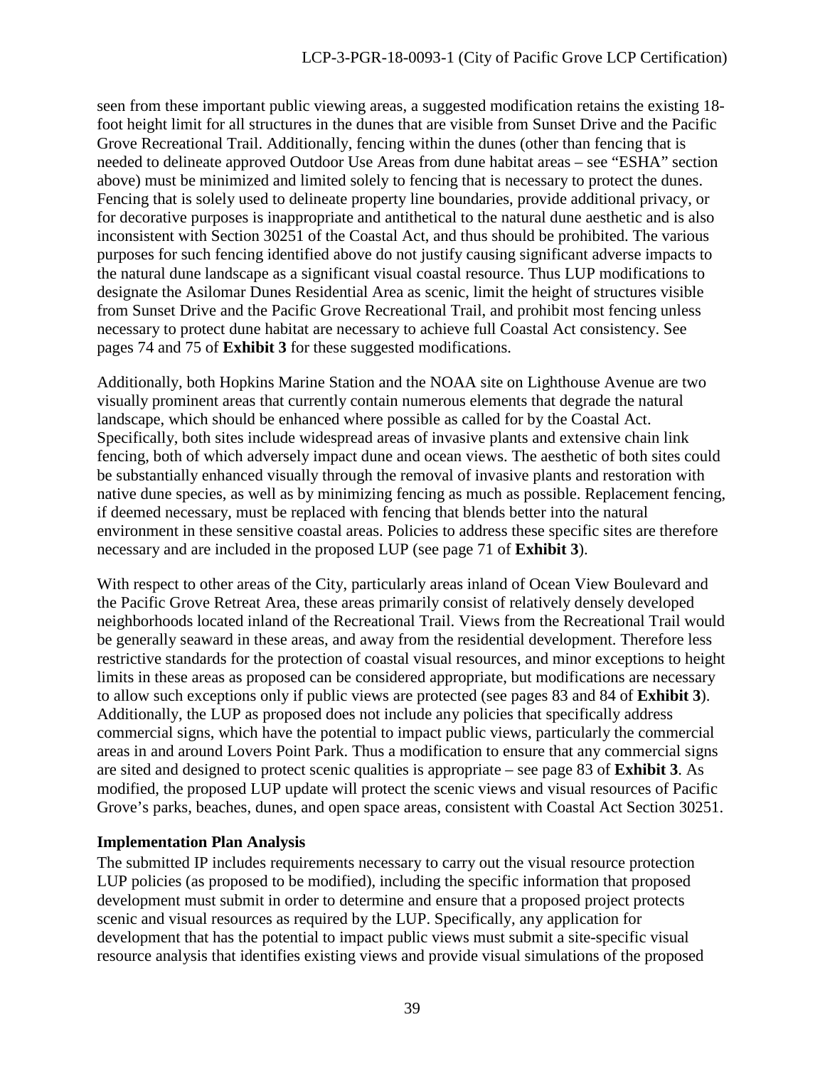seen from these important public viewing areas, a suggested modification retains the existing 18-foot height limit for all structures in the dunes that are visible from Sunset Drive and the Pacific Grove Recreational Trail. Additionally, fencing within the dunes (other than fencing that is needed to delineate approved Outdoor Use Areas from dune habitat areas – see "ESHA" section above) must be minimized and limited solely to fencing that is necessary to protect the dunes. Fencing that is solely used to delineate property line boundaries, provide additional privacy, or for decorative purposes is inappropriate and antithetical to the natural dune aesthetic and is also inconsistent with Section 30251 of the Coastal Act, and thus should be prohibited. The various purposes for such fencing identified above do not justify causing significant adverse impacts to the natural dune landscape as a significant visual coastal resource. Thus LUP modifications to designate the Asilomar Dunes Residential Area as scenic, limit the height of structures visible from Sunset Drive and the Pacific Grove Recreational Trail, and prohibit most fencing unless necessary to protect dune habitat are necessary to achieve full Coastal Act consistency. See pages 74 and 75 of **Exhibit 3** for these suggested modifications.

Additionally, both Hopkins Marine Station and the NOAA site on Lighthouse Avenue are two visually prominent areas that currently contain numerous elements that degrade the natural landscape, which should be enhanced where possible as called for by the Coastal Act. Specifically, both sites include widespread areas of invasive plants and extensive chain link fencing, both of which adversely impact dune and ocean views. The aesthetic of both sites could be substantially enhanced visually through the removal of invasive plants and restoration with native dune species, as well as by minimizing fencing as much as possible. Replacement fencing, if deemed necessary, must be replaced with fencing that blends better into the natural environment in these sensitive coastal areas. Policies to address these specific sites are therefore necessary and are included in the proposed LUP (see page 71 of **Exhibit 3**).

With respect to other areas of the City, particularly areas inland of Ocean View Boulevard and the Pacific Grove Retreat Area, these areas primarily consist of relatively densely developed neighborhoods located inland of the Recreational Trail. Views from the Recreational Trail would be generally seaward in these areas, and away from the residential development. Therefore less restrictive standards for the protection of coastal visual resources, and minor exceptions to height limits in these areas as proposed can be considered appropriate, but modifications are necessary to allow such exceptions only if public views are protected (see pages 83 and 84 of **Exhibit 3**). Additionally, the LUP as proposed does not include any policies that specifically address commercial signs, which have the potential to impact public views, particularly the commercial areas in and around Lovers Point Park. Thus a modification to ensure that any commercial signs are sited and designed to protect scenic qualities is appropriate – see page 83 of **Exhibit 3**. As modified, the proposed LUP update will protect the scenic views and visual resources of Pacific Grove's parks, beaches, dunes, and open space areas, consistent with Coastal Act Section 30251.

**Implementation Plan Analysis**

The submitted IP includes requirements necessary to carry out the visual resource protection LUP policies (as proposed to be modified), including the specific information that proposed development must submit in order to determine and ensure that a proposed project protects scenic and visual resources as required by the LUP. Specifically, any application for development that has the potential to impact public views must submit a site-specific visual resource analysis that identifies existing views and provide visual simulations of the proposed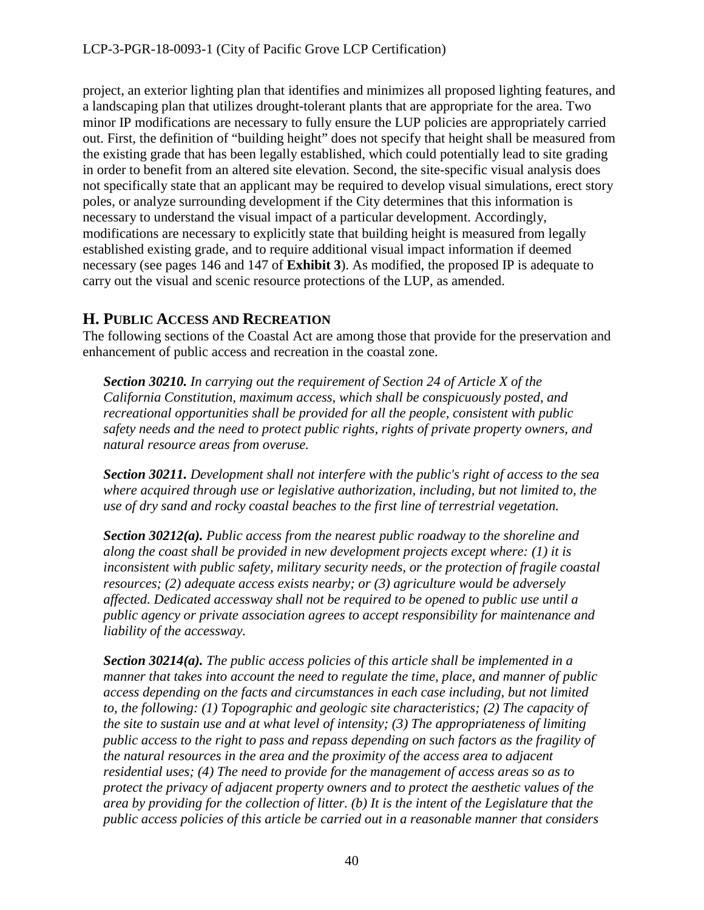project, an exterior lighting plan that identifies and minimizes all proposed lighting features, and a landscaping plan that utilizes drought-tolerant plants that are appropriate for the area. Two minor IP modifications are necessary to fully ensure the LUP policies are appropriately carried out. First, the definition of "building height" does not specify that height shall be measured from the existing grade that has been legally established, which could potentially lead to site grading in order to benefit from an altered site elevation. Second, the site-specific visual analysis does not specifically state that an applicant may be required to develop visual simulations, erect story poles, or analyze surrounding development if the City determines that this information is necessary to understand the visual impact of a particular development. Accordingly, modifications are necessary to explicitly state that building height is measured from legally established existing grade, and to require additional visual impact information if deemed necessary (see pages 146 and 147 of **Exhibit 3**). As modified, the proposed IP is adequate to carry out the visual and scenic resource protections of the LUP, as amended.

## H. PUBLIC ACCESS AND RECREATION

The following sections of the Coastal Act are among those that provide for the preservation and enhancement of public access and recreation in the coastal zone.

> ***Section 30210.*** *In carrying out the requirement of Section 24 of Article X of the California Constitution, maximum access, which shall be conspicuously posted, and recreational opportunities shall be provided for all the people, consistent with public safety needs and the need to protect public rights, rights of private property owners, and natural resource areas from overuse.*
>
> ***Section 30211.*** *Development shall not interfere with the public's right of access to the sea where acquired through use or legislative authorization, including, but not limited to, the use of dry sand and rocky coastal beaches to the first line of terrestrial vegetation.*
>
> ***Section 30212(a).*** *Public access from the nearest public roadway to the shoreline and along the coast shall be provided in new development projects except where: (1) it is inconsistent with public safety, military security needs, or the protection of fragile coastal resources; (2) adequate access exists nearby; or (3) agriculture would be adversely affected. Dedicated accessway shall not be required to be opened to public use until a public agency or private association agrees to accept responsibility for maintenance and liability of the accessway.*
>
> ***Section 30214(a).*** *The public access policies of this article shall be implemented in a manner that takes into account the need to regulate the time, place, and manner of public access depending on the facts and circumstances in each case including, but not limited to, the following: (1) Topographic and geologic site characteristics; (2) The capacity of the site to sustain use and at what level of intensity; (3) The appropriateness of limiting public access to the right to pass and repass depending on such factors as the fragility of the natural resources in the area and the proximity of the access area to adjacent residential uses; (4) The need to provide for the management of access areas so as to protect the privacy of adjacent property owners and to protect the aesthetic values of the area by providing for the collection of litter. (b) It is the intent of the Legislature that the public access policies of this article be carried out in a reasonable manner that considers*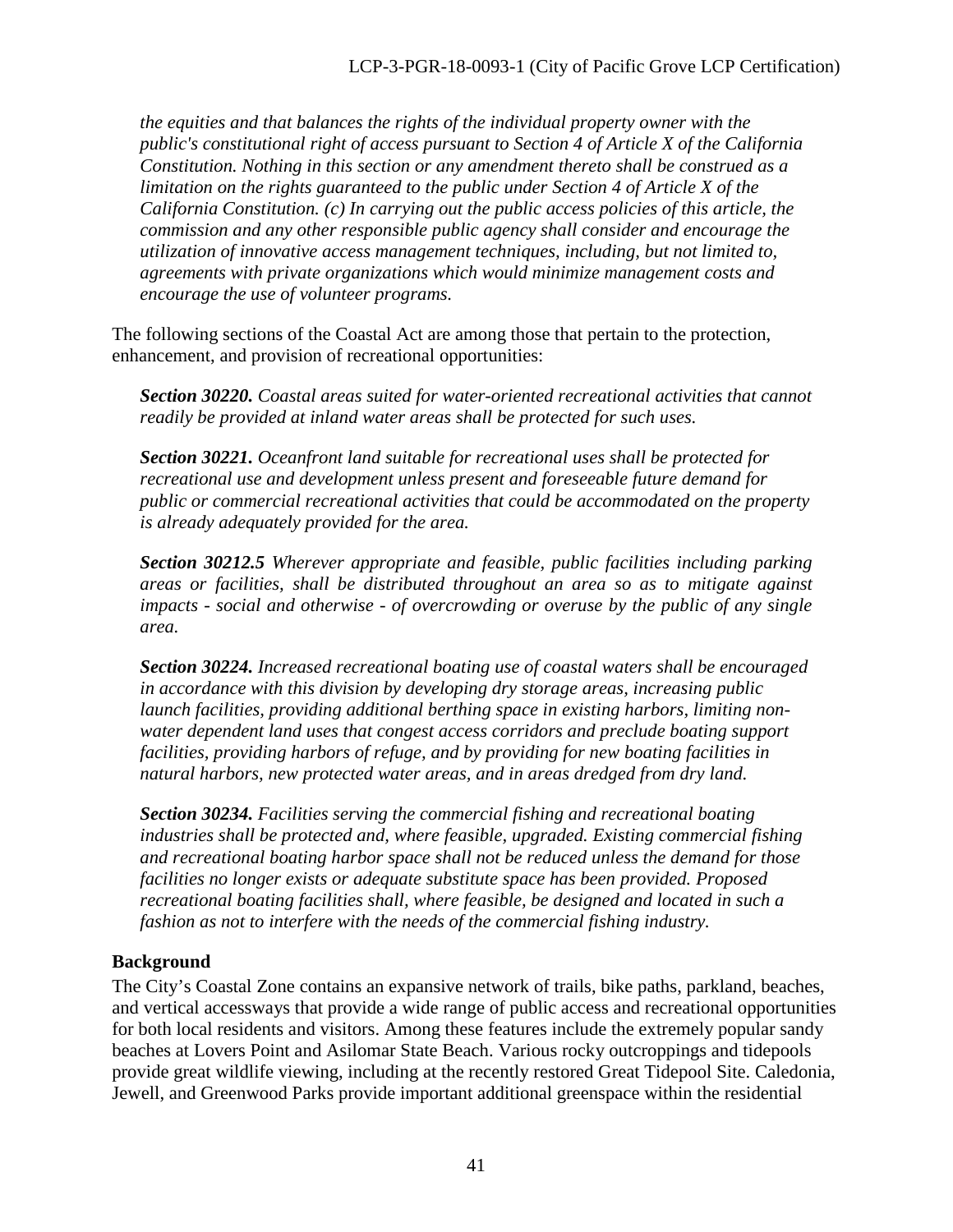*the equities and that balances the rights of the individual property owner with the public's constitutional right of access pursuant to Section 4 of Article X of the California Constitution. Nothing in this section or any amendment thereto shall be construed as a limitation on the rights guaranteed to the public under Section 4 of Article X of the California Constitution. (c) In carrying out the public access policies of this article, the commission and any other responsible public agency shall consider and encourage the utilization of innovative access management techniques, including, but not limited to, agreements with private organizations which would minimize management costs and encourage the use of volunteer programs.*

The following sections of the Coastal Act are among those that pertain to the protection, enhancement, and provision of recreational opportunities:

***Section 30220.*** *Coastal areas suited for water-oriented recreational activities that cannot readily be provided at inland water areas shall be protected for such uses.*

***Section 30221.*** *Oceanfront land suitable for recreational uses shall be protected for recreational use and development unless present and foreseeable future demand for public or commercial recreational activities that could be accommodated on the property is already adequately provided for the area.*

***Section 30212.5*** *Wherever appropriate and feasible, public facilities including parking areas or facilities, shall be distributed throughout an area so as to mitigate against impacts - social and otherwise - of overcrowding or overuse by the public of any single area.*

***Section 30224.*** *Increased recreational boating use of coastal waters shall be encouraged in accordance with this division by developing dry storage areas, increasing public launch facilities, providing additional berthing space in existing harbors, limiting non-water dependent land uses that congest access corridors and preclude boating support facilities, providing harbors of refuge, and by providing for new boating facilities in natural harbors, new protected water areas, and in areas dredged from dry land.*

***Section 30234.*** *Facilities serving the commercial fishing and recreational boating industries shall be protected and, where feasible, upgraded. Existing commercial fishing and recreational boating harbor space shall not be reduced unless the demand for those facilities no longer exists or adequate substitute space has been provided. Proposed recreational boating facilities shall, where feasible, be designed and located in such a fashion as not to interfere with the needs of the commercial fishing industry.*

**Background**

The City's Coastal Zone contains an expansive network of trails, bike paths, parkland, beaches, and vertical accessways that provide a wide range of public access and recreational opportunities for both local residents and visitors. Among these features include the extremely popular sandy beaches at Lovers Point and Asilomar State Beach. Various rocky outcroppings and tidepools provide great wildlife viewing, including at the recently restored Great Tidepool Site. Caledonia, Jewell, and Greenwood Parks provide important additional greenspace within the residential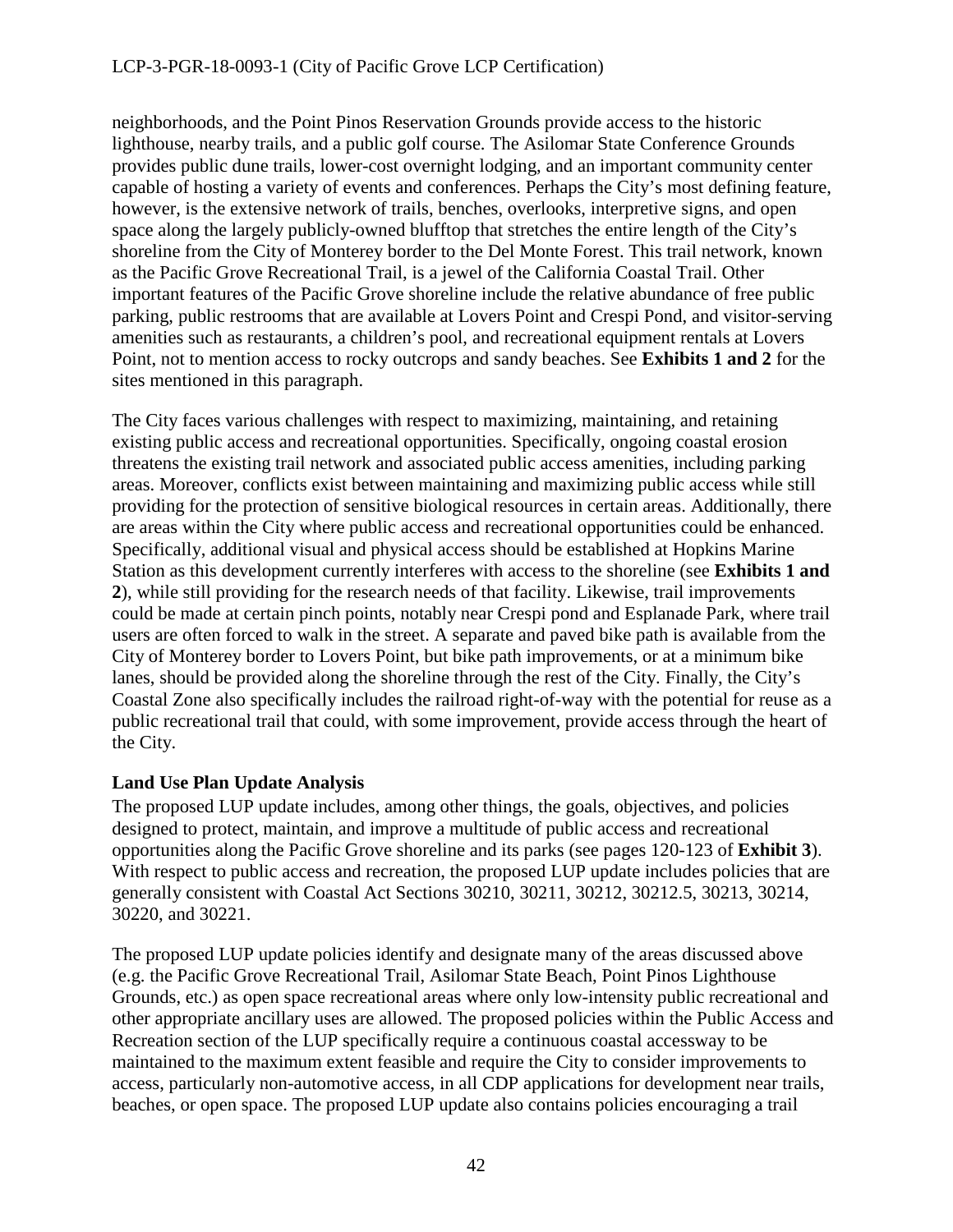neighborhoods, and the Point Pinos Reservation Grounds provide access to the historic lighthouse, nearby trails, and a public golf course. The Asilomar State Conference Grounds provides public dune trails, lower-cost overnight lodging, and an important community center capable of hosting a variety of events and conferences. Perhaps the City's most defining feature, however, is the extensive network of trails, benches, overlooks, interpretive signs, and open space along the largely publicly-owned blufftop that stretches the entire length of the City's shoreline from the City of Monterey border to the Del Monte Forest. This trail network, known as the Pacific Grove Recreational Trail, is a jewel of the California Coastal Trail. Other important features of the Pacific Grove shoreline include the relative abundance of free public parking, public restrooms that are available at Lovers Point and Crespi Pond, and visitor-serving amenities such as restaurants, a children's pool, and recreational equipment rentals at Lovers Point, not to mention access to rocky outcrops and sandy beaches. See **Exhibits 1 and 2** for the sites mentioned in this paragraph.

The City faces various challenges with respect to maximizing, maintaining, and retaining existing public access and recreational opportunities. Specifically, ongoing coastal erosion threatens the existing trail network and associated public access amenities, including parking areas. Moreover, conflicts exist between maintaining and maximizing public access while still providing for the protection of sensitive biological resources in certain areas. Additionally, there are areas within the City where public access and recreational opportunities could be enhanced. Specifically, additional visual and physical access should be established at Hopkins Marine Station as this development currently interferes with access to the shoreline (see **Exhibits 1 and 2**), while still providing for the research needs of that facility. Likewise, trail improvements could be made at certain pinch points, notably near Crespi pond and Esplanade Park, where trail users are often forced to walk in the street. A separate and paved bike path is available from the City of Monterey border to Lovers Point, but bike path improvements, or at a minimum bike lanes, should be provided along the shoreline through the rest of the City. Finally, the City's Coastal Zone also specifically includes the railroad right-of-way with the potential for reuse as a public recreational trail that could, with some improvement, provide access through the heart of the City.

**Land Use Plan Update Analysis**

The proposed LUP update includes, among other things, the goals, objectives, and policies designed to protect, maintain, and improve a multitude of public access and recreational opportunities along the Pacific Grove shoreline and its parks (see pages 120-123 of **Exhibit 3**). With respect to public access and recreation, the proposed LUP update includes policies that are generally consistent with Coastal Act Sections 30210, 30211, 30212, 30212.5, 30213, 30214, 30220, and 30221.

The proposed LUP update policies identify and designate many of the areas discussed above (e.g. the Pacific Grove Recreational Trail, Asilomar State Beach, Point Pinos Lighthouse Grounds, etc.) as open space recreational areas where only low-intensity public recreational and other appropriate ancillary uses are allowed. The proposed policies within the Public Access and Recreation section of the LUP specifically require a continuous coastal accessway to be maintained to the maximum extent feasible and require the City to consider improvements to access, particularly non-automotive access, in all CDP applications for development near trails, beaches, or open space. The proposed LUP update also contains policies encouraging a trail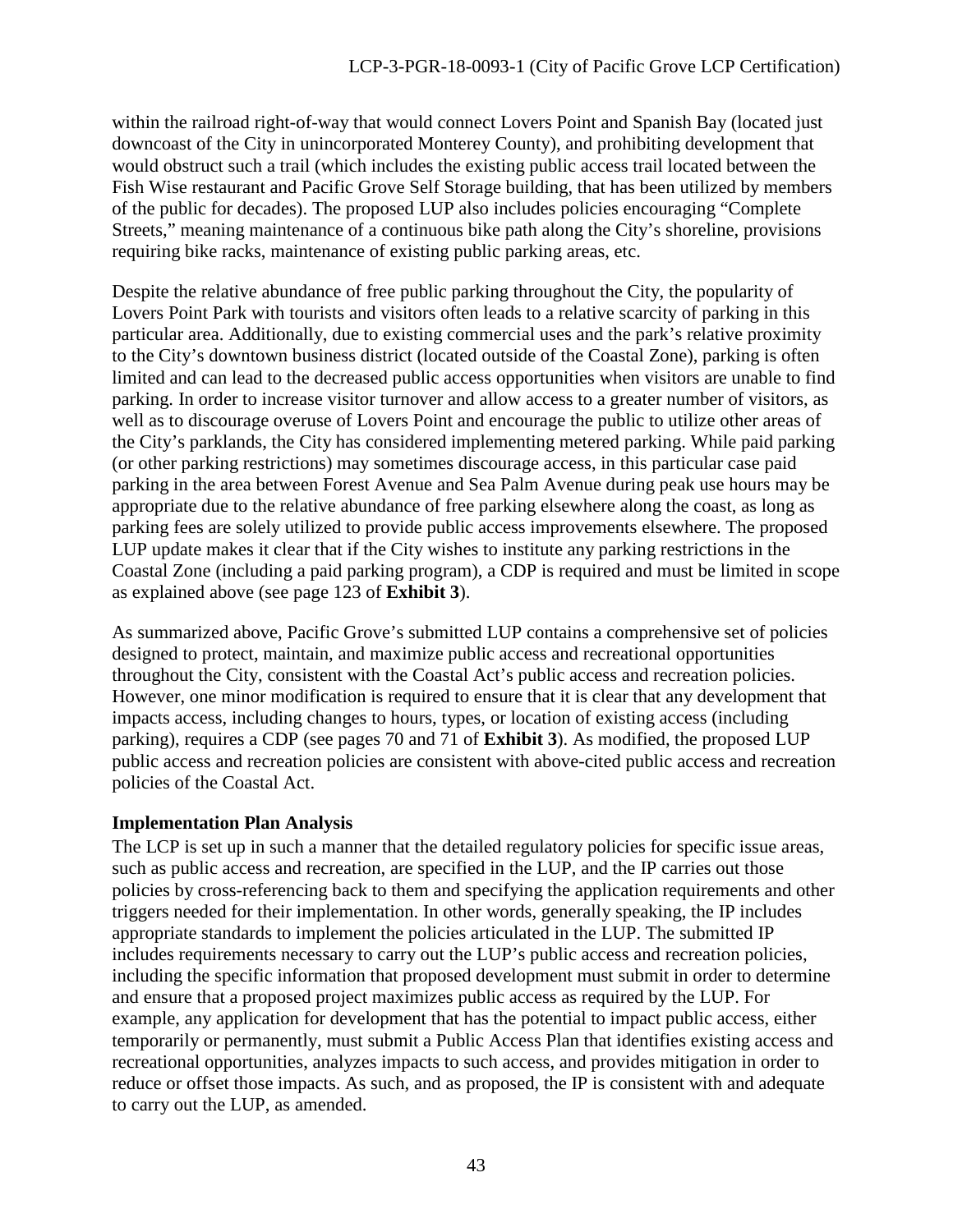within the railroad right-of-way that would connect Lovers Point and Spanish Bay (located just downcoast of the City in unincorporated Monterey County), and prohibiting development that would obstruct such a trail (which includes the existing public access trail located between the Fish Wise restaurant and Pacific Grove Self Storage building, that has been utilized by members of the public for decades). The proposed LUP also includes policies encouraging "Complete Streets," meaning maintenance of a continuous bike path along the City's shoreline, provisions requiring bike racks, maintenance of existing public parking areas, etc.

Despite the relative abundance of free public parking throughout the City, the popularity of Lovers Point Park with tourists and visitors often leads to a relative scarcity of parking in this particular area. Additionally, due to existing commercial uses and the park's relative proximity to the City's downtown business district (located outside of the Coastal Zone), parking is often limited and can lead to the decreased public access opportunities when visitors are unable to find parking. In order to increase visitor turnover and allow access to a greater number of visitors, as well as to discourage overuse of Lovers Point and encourage the public to utilize other areas of the City's parklands, the City has considered implementing metered parking. While paid parking (or other parking restrictions) may sometimes discourage access, in this particular case paid parking in the area between Forest Avenue and Sea Palm Avenue during peak use hours may be appropriate due to the relative abundance of free parking elsewhere along the coast, as long as parking fees are solely utilized to provide public access improvements elsewhere. The proposed LUP update makes it clear that if the City wishes to institute any parking restrictions in the Coastal Zone (including a paid parking program), a CDP is required and must be limited in scope as explained above (see page 123 of **Exhibit 3**).

As summarized above, Pacific Grove's submitted LUP contains a comprehensive set of policies designed to protect, maintain, and maximize public access and recreational opportunities throughout the City, consistent with the Coastal Act's public access and recreation policies. However, one minor modification is required to ensure that it is clear that any development that impacts access, including changes to hours, types, or location of existing access (including parking), requires a CDP (see pages 70 and 71 of **Exhibit 3**). As modified, the proposed LUP public access and recreation policies are consistent with above-cited public access and recreation policies of the Coastal Act.

**Implementation Plan Analysis**

The LCP is set up in such a manner that the detailed regulatory policies for specific issue areas, such as public access and recreation, are specified in the LUP, and the IP carries out those policies by cross-referencing back to them and specifying the application requirements and other triggers needed for their implementation. In other words, generally speaking, the IP includes appropriate standards to implement the policies articulated in the LUP. The submitted IP includes requirements necessary to carry out the LUP's public access and recreation policies, including the specific information that proposed development must submit in order to determine and ensure that a proposed project maximizes public access as required by the LUP. For example, any application for development that has the potential to impact public access, either temporarily or permanently, must submit a Public Access Plan that identifies existing access and recreational opportunities, analyzes impacts to such access, and provides mitigation in order to reduce or offset those impacts. As such, and as proposed, the IP is consistent with and adequate to carry out the LUP, as amended.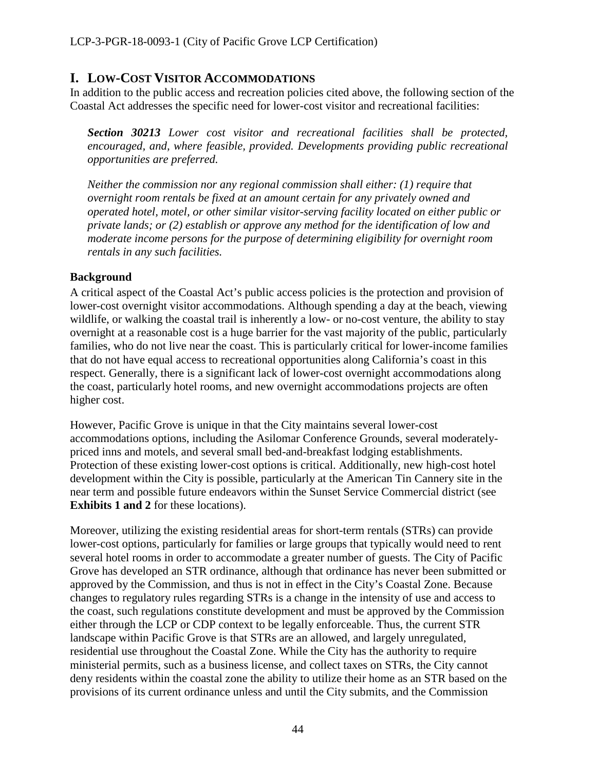## I. Low-Cost Visitor Accommodations

In addition to the public access and recreation policies cited above, the following section of the Coastal Act addresses the specific need for lower-cost visitor and recreational facilities:

> ***Section 30213*** *Lower cost visitor and recreational facilities shall be protected, encouraged, and, where feasible, provided. Developments providing public recreational opportunities are preferred.*
>
> *Neither the commission nor any regional commission shall either: (1) require that overnight room rentals be fixed at an amount certain for any privately owned and operated hotel, motel, or other similar visitor-serving facility located on either public or private lands; or (2) establish or approve any method for the identification of low and moderate income persons for the purpose of determining eligibility for overnight room rentals in any such facilities.*

### Background

A critical aspect of the Coastal Act's public access policies is the protection and provision of lower-cost overnight visitor accommodations. Although spending a day at the beach, viewing wildlife, or walking the coastal trail is inherently a low- or no-cost venture, the ability to stay overnight at a reasonable cost is a huge barrier for the vast majority of the public, particularly families, who do not live near the coast. This is particularly critical for lower-income families that do not have equal access to recreational opportunities along California's coast in this respect. Generally, there is a significant lack of lower-cost overnight accommodations along the coast, particularly hotel rooms, and new overnight accommodations projects are often higher cost.

However, Pacific Grove is unique in that the City maintains several lower-cost accommodations options, including the Asilomar Conference Grounds, several moderately-priced inns and motels, and several small bed-and-breakfast lodging establishments. Protection of these existing lower-cost options is critical. Additionally, new high-cost hotel development within the City is possible, particularly at the American Tin Cannery site in the near term and possible future endeavors within the Sunset Service Commercial district (see **Exhibits 1 and 2** for these locations).

Moreover, utilizing the existing residential areas for short-term rentals (STRs) can provide lower-cost options, particularly for families or large groups that typically would need to rent several hotel rooms in order to accommodate a greater number of guests. The City of Pacific Grove has developed an STR ordinance, although that ordinance has never been submitted or approved by the Commission, and thus is not in effect in the City's Coastal Zone. Because changes to regulatory rules regarding STRs is a change in the intensity of use and access to the coast, such regulations constitute development and must be approved by the Commission either through the LCP or CDP context to be legally enforceable. Thus, the current STR landscape within Pacific Grove is that STRs are an allowed, and largely unregulated, residential use throughout the Coastal Zone. While the City has the authority to require ministerial permits, such as a business license, and collect taxes on STRs, the City cannot deny residents within the coastal zone the ability to utilize their home as an STR based on the provisions of its current ordinance unless and until the City submits, and the Commission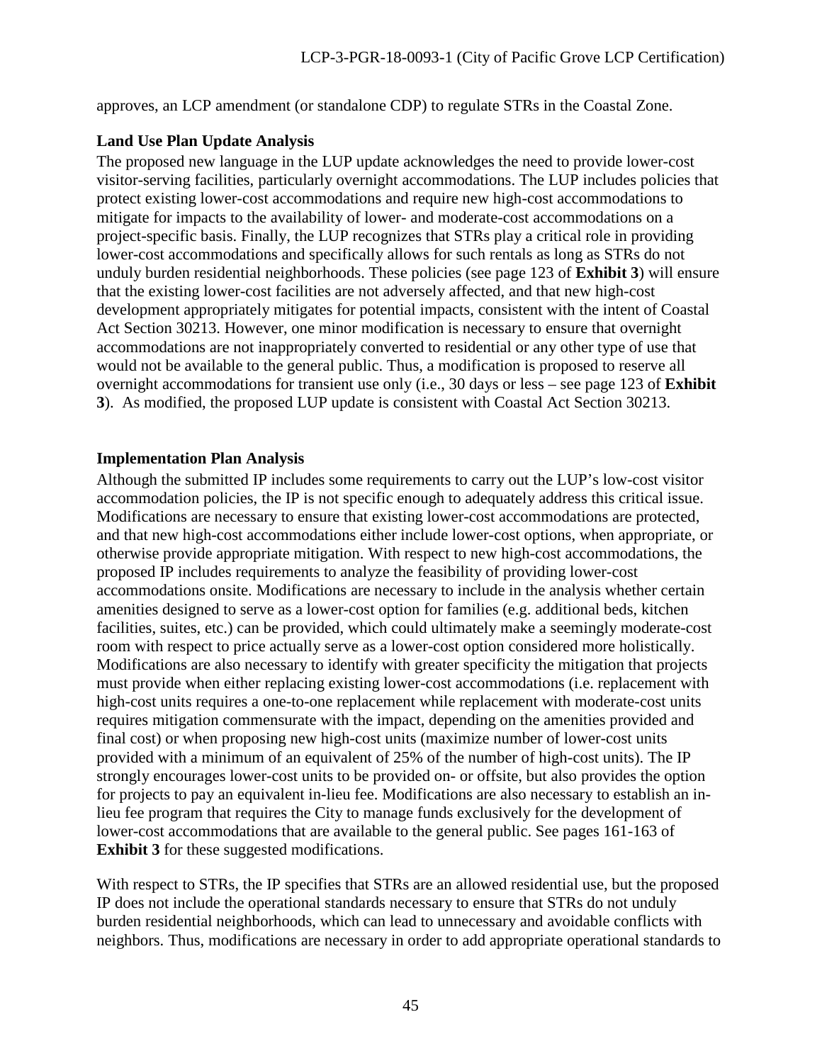approves, an LCP amendment (or standalone CDP) to regulate STRs in the Coastal Zone.

### Land Use Plan Update Analysis

The proposed new language in the LUP update acknowledges the need to provide lower-cost visitor-serving facilities, particularly overnight accommodations. The LUP includes policies that protect existing lower-cost accommodations and require new high-cost accommodations to mitigate for impacts to the availability of lower- and moderate-cost accommodations on a project-specific basis. Finally, the LUP recognizes that STRs play a critical role in providing lower-cost accommodations and specifically allows for such rentals as long as STRs do not unduly burden residential neighborhoods. These policies (see page 123 of **Exhibit 3**) will ensure that the existing lower-cost facilities are not adversely affected, and that new high-cost development appropriately mitigates for potential impacts, consistent with the intent of Coastal Act Section 30213. However, one minor modification is necessary to ensure that overnight accommodations are not inappropriately converted to residential or any other type of use that would not be available to the general public. Thus, a modification is proposed to reserve all overnight accommodations for transient use only (i.e., 30 days or less – see page 123 of **Exhibit 3**). As modified, the proposed LUP update is consistent with Coastal Act Section 30213.

### Implementation Plan Analysis

Although the submitted IP includes some requirements to carry out the LUP's low-cost visitor accommodation policies, the IP is not specific enough to adequately address this critical issue. Modifications are necessary to ensure that existing lower-cost accommodations are protected, and that new high-cost accommodations either include lower-cost options, when appropriate, or otherwise provide appropriate mitigation. With respect to new high-cost accommodations, the proposed IP includes requirements to analyze the feasibility of providing lower-cost accommodations onsite. Modifications are necessary to include in the analysis whether certain amenities designed to serve as a lower-cost option for families (e.g. additional beds, kitchen facilities, suites, etc.) can be provided, which could ultimately make a seemingly moderate-cost room with respect to price actually serve as a lower-cost option considered more holistically. Modifications are also necessary to identify with greater specificity the mitigation that projects must provide when either replacing existing lower-cost accommodations (i.e. replacement with high-cost units requires a one-to-one replacement while replacement with moderate-cost units requires mitigation commensurate with the impact, depending on the amenities provided and final cost) or when proposing new high-cost units (maximize number of lower-cost units provided with a minimum of an equivalent of 25% of the number of high-cost units). The IP strongly encourages lower-cost units to be provided on- or offsite, but also provides the option for projects to pay an equivalent in-lieu fee. Modifications are also necessary to establish an in-lieu fee program that requires the City to manage funds exclusively for the development of lower-cost accommodations that are available to the general public. See pages 161-163 of **Exhibit 3** for these suggested modifications.

With respect to STRs, the IP specifies that STRs are an allowed residential use, but the proposed IP does not include the operational standards necessary to ensure that STRs do not unduly burden residential neighborhoods, which can lead to unnecessary and avoidable conflicts with neighbors. Thus, modifications are necessary in order to add appropriate operational standards to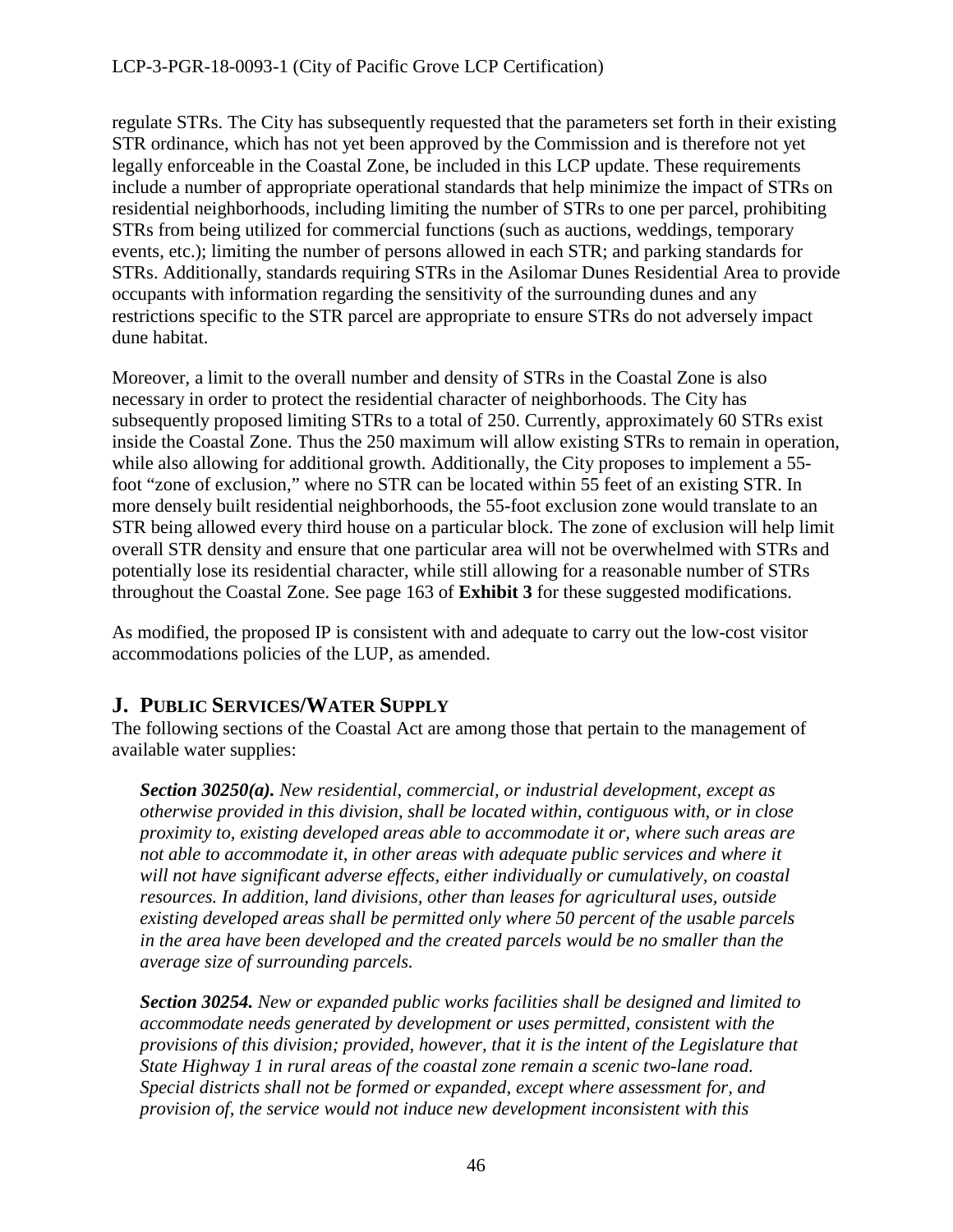regulate STRs. The City has subsequently requested that the parameters set forth in their existing STR ordinance, which has not yet been approved by the Commission and is therefore not yet legally enforceable in the Coastal Zone, be included in this LCP update. These requirements include a number of appropriate operational standards that help minimize the impact of STRs on residential neighborhoods, including limiting the number of STRs to one per parcel, prohibiting STRs from being utilized for commercial functions (such as auctions, weddings, temporary events, etc.); limiting the number of persons allowed in each STR; and parking standards for STRs. Additionally, standards requiring STRs in the Asilomar Dunes Residential Area to provide occupants with information regarding the sensitivity of the surrounding dunes and any restrictions specific to the STR parcel are appropriate to ensure STRs do not adversely impact dune habitat.

Moreover, a limit to the overall number and density of STRs in the Coastal Zone is also necessary in order to protect the residential character of neighborhoods. The City has subsequently proposed limiting STRs to a total of 250. Currently, approximately 60 STRs exist inside the Coastal Zone. Thus the 250 maximum will allow existing STRs to remain in operation, while also allowing for additional growth. Additionally, the City proposes to implement a 55-foot "zone of exclusion," where no STR can be located within 55 feet of an existing STR. In more densely built residential neighborhoods, the 55-foot exclusion zone would translate to an STR being allowed every third house on a particular block. The zone of exclusion will help limit overall STR density and ensure that one particular area will not be overwhelmed with STRs and potentially lose its residential character, while still allowing for a reasonable number of STRs throughout the Coastal Zone. See page 163 of **Exhibit 3** for these suggested modifications.

As modified, the proposed IP is consistent with and adequate to carry out the low-cost visitor accommodations policies of the LUP, as amended.

## J. PUBLIC SERVICES/WATER SUPPLY

The following sections of the Coastal Act are among those that pertain to the management of available water supplies:

> ***Section 30250(a).*** *New residential, commercial, or industrial development, except as otherwise provided in this division, shall be located within, contiguous with, or in close proximity to, existing developed areas able to accommodate it or, where such areas are not able to accommodate it, in other areas with adequate public services and where it will not have significant adverse effects, either individually or cumulatively, on coastal resources. In addition, land divisions, other than leases for agricultural uses, outside existing developed areas shall be permitted only where 50 percent of the usable parcels in the area have been developed and the created parcels would be no smaller than the average size of surrounding parcels.*

> ***Section 30254.*** *New or expanded public works facilities shall be designed and limited to accommodate needs generated by development or uses permitted, consistent with the provisions of this division; provided, however, that it is the intent of the Legislature that State Highway 1 in rural areas of the coastal zone remain a scenic two-lane road. Special districts shall not be formed or expanded, except where assessment for, and provision of, the service would not induce new development inconsistent with this*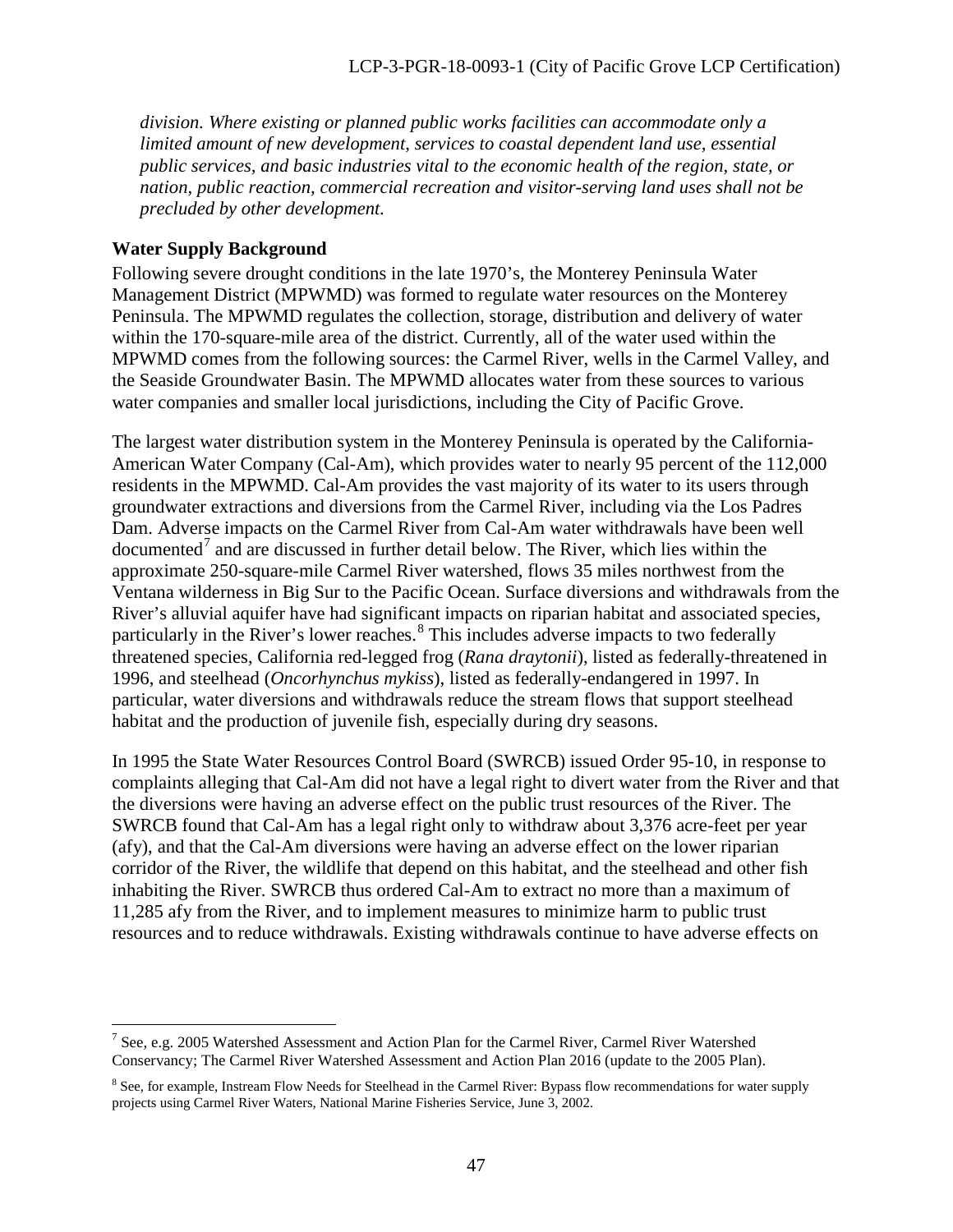*division. Where existing or planned public works facilities can accommodate only a limited amount of new development, services to coastal dependent land use, essential public services, and basic industries vital to the economic health of the region, state, or nation, public reaction, commercial recreation and visitor-serving land uses shall not be precluded by other development.*

**Water Supply Background**

Following severe drought conditions in the late 1970's, the Monterey Peninsula Water Management District (MPWMD) was formed to regulate water resources on the Monterey Peninsula. The MPWMD regulates the collection, storage, distribution and delivery of water within the 170-square-mile area of the district. Currently, all of the water used within the MPWMD comes from the following sources: the Carmel River, wells in the Carmel Valley, and the Seaside Groundwater Basin. The MPWMD allocates water from these sources to various water companies and smaller local jurisdictions, including the City of Pacific Grove.

The largest water distribution system in the Monterey Peninsula is operated by the California-American Water Company (Cal-Am), which provides water to nearly 95 percent of the 112,000 residents in the MPWMD. Cal-Am provides the vast majority of its water to its users through groundwater extractions and diversions from the Carmel River, including via the Los Padres Dam. Adverse impacts on the Carmel River from Cal-Am water withdrawals have been well documented[7] and are discussed in further detail below. The River, which lies within the approximate 250-square-mile Carmel River watershed, flows 35 miles northwest from the Ventana wilderness in Big Sur to the Pacific Ocean. Surface diversions and withdrawals from the River's alluvial aquifer have had significant impacts on riparian habitat and associated species, particularly in the River's lower reaches.[8] This includes adverse impacts to two federally threatened species, California red-legged frog (*Rana draytonii*), listed as federally-threatened in 1996, and steelhead (*Oncorhynchus mykiss*), listed as federally-endangered in 1997. In particular, water diversions and withdrawals reduce the stream flows that support steelhead habitat and the production of juvenile fish, especially during dry seasons.

In 1995 the State Water Resources Control Board (SWRCB) issued Order 95-10, in response to complaints alleging that Cal-Am did not have a legal right to divert water from the River and that the diversions were having an adverse effect on the public trust resources of the River. The SWRCB found that Cal-Am has a legal right only to withdraw about 3,376 acre-feet per year (afy), and that the Cal-Am diversions were having an adverse effect on the lower riparian corridor of the River, the wildlife that depend on this habitat, and the steelhead and other fish inhabiting the River. SWRCB thus ordered Cal-Am to extract no more than a maximum of 11,285 afy from the River, and to implement measures to minimize harm to public trust resources and to reduce withdrawals. Existing withdrawals continue to have adverse effects on

[7] See, e.g. 2005 Watershed Assessment and Action Plan for the Carmel River, Carmel River Watershed Conservancy; The Carmel River Watershed Assessment and Action Plan 2016 (update to the 2005 Plan).

[8] See, for example, Instream Flow Needs for Steelhead in the Carmel River: Bypass flow recommendations for water supply projects using Carmel River Waters, National Marine Fisheries Service, June 3, 2002.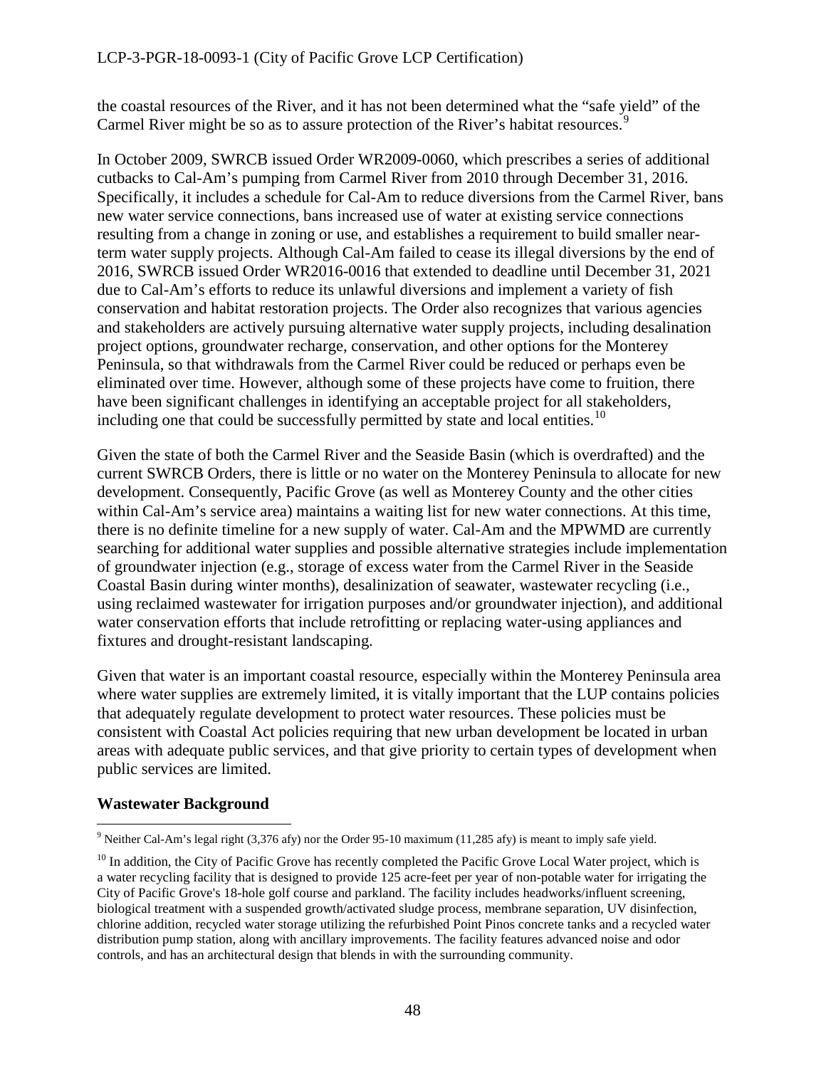the coastal resources of the River, and it has not been determined what the "safe yield" of the Carmel River might be so as to assure protection of the River's habitat resources.[9]

In October 2009, SWRCB issued Order WR2009-0060, which prescribes a series of additional cutbacks to Cal-Am's pumping from Carmel River from 2010 through December 31, 2016. Specifically, it includes a schedule for Cal-Am to reduce diversions from the Carmel River, bans new water service connections, bans increased use of water at existing service connections resulting from a change in zoning or use, and establishes a requirement to build smaller near-term water supply projects. Although Cal-Am failed to cease its illegal diversions by the end of 2016, SWRCB issued Order WR2016-0016 that extended to deadline until December 31, 2021 due to Cal-Am's efforts to reduce its unlawful diversions and implement a variety of fish conservation and habitat restoration projects. The Order also recognizes that various agencies and stakeholders are actively pursuing alternative water supply projects, including desalination project options, groundwater recharge, conservation, and other options for the Monterey Peninsula, so that withdrawals from the Carmel River could be reduced or perhaps even be eliminated over time. However, although some of these projects have come to fruition, there have been significant challenges in identifying an acceptable project for all stakeholders, including one that could be successfully permitted by state and local entities.[10]

Given the state of both the Carmel River and the Seaside Basin (which is overdrafted) and the current SWRCB Orders, there is little or no water on the Monterey Peninsula to allocate for new development. Consequently, Pacific Grove (as well as Monterey County and the other cities within Cal-Am's service area) maintains a waiting list for new water connections. At this time, there is no definite timeline for a new supply of water. Cal-Am and the MPWMD are currently searching for additional water supplies and possible alternative strategies include implementation of groundwater injection (e.g., storage of excess water from the Carmel River in the Seaside Coastal Basin during winter months), desalinization of seawater, wastewater recycling (i.e., using reclaimed wastewater for irrigation purposes and/or groundwater injection), and additional water conservation efforts that include retrofitting or replacing water-using appliances and fixtures and drought-resistant landscaping.

Given that water is an important coastal resource, especially within the Monterey Peninsula area where water supplies are extremely limited, it is vitally important that the LUP contains policies that adequately regulate development to protect water resources. These policies must be consistent with Coastal Act policies requiring that new urban development be located in urban areas with adequate public services, and that give priority to certain types of development when public services are limited.

**Wastewater Background**

[9] Neither Cal-Am's legal right (3,376 afy) nor the Order 95-10 maximum (11,285 afy) is meant to imply safe yield.

[10] In addition, the City of Pacific Grove has recently completed the Pacific Grove Local Water project, which is a water recycling facility that is designed to provide 125 acre-feet per year of non-potable water for irrigating the City of Pacific Grove's 18-hole golf course and parkland. The facility includes headworks/influent screening, biological treatment with a suspended growth/activated sludge process, membrane separation, UV disinfection, chlorine addition, recycled water storage utilizing the refurbished Point Pinos concrete tanks and a recycled water distribution pump station, along with ancillary improvements. The facility features advanced noise and odor controls, and has an architectural design that blends in with the surrounding community.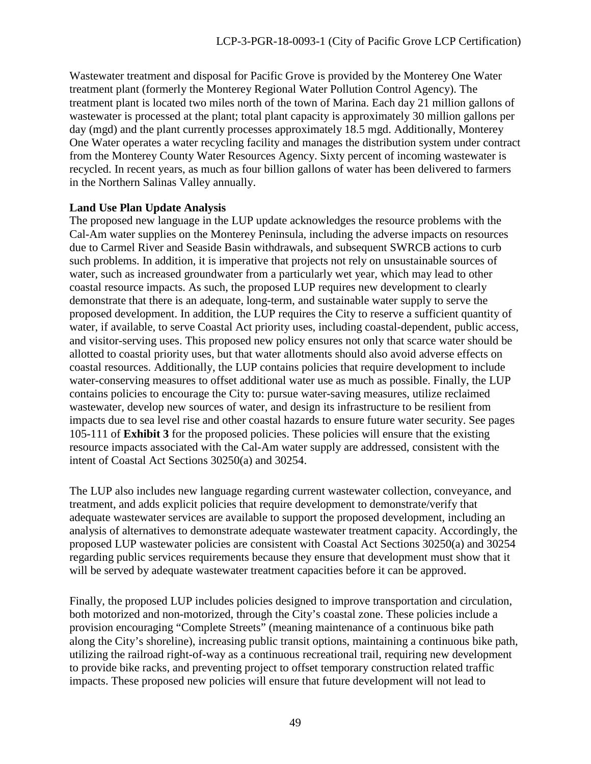Wastewater treatment and disposal for Pacific Grove is provided by the Monterey One Water treatment plant (formerly the Monterey Regional Water Pollution Control Agency). The treatment plant is located two miles north of the town of Marina. Each day 21 million gallons of wastewater is processed at the plant; total plant capacity is approximately 30 million gallons per day (mgd) and the plant currently processes approximately 18.5 mgd. Additionally, Monterey One Water operates a water recycling facility and manages the distribution system under contract from the Monterey County Water Resources Agency. Sixty percent of incoming wastewater is recycled. In recent years, as much as four billion gallons of water has been delivered to farmers in the Northern Salinas Valley annually.

**Land Use Plan Update Analysis**

The proposed new language in the LUP update acknowledges the resource problems with the Cal-Am water supplies on the Monterey Peninsula, including the adverse impacts on resources due to Carmel River and Seaside Basin withdrawals, and subsequent SWRCB actions to curb such problems. In addition, it is imperative that projects not rely on unsustainable sources of water, such as increased groundwater from a particularly wet year, which may lead to other coastal resource impacts. As such, the proposed LUP requires new development to clearly demonstrate that there is an adequate, long-term, and sustainable water supply to serve the proposed development. In addition, the LUP requires the City to reserve a sufficient quantity of water, if available, to serve Coastal Act priority uses, including coastal-dependent, public access, and visitor-serving uses. This proposed new policy ensures not only that scarce water should be allotted to coastal priority uses, but that water allotments should also avoid adverse effects on coastal resources. Additionally, the LUP contains policies that require development to include water-conserving measures to offset additional water use as much as possible. Finally, the LUP contains policies to encourage the City to: pursue water-saving measures, utilize reclaimed wastewater, develop new sources of water, and design its infrastructure to be resilient from impacts due to sea level rise and other coastal hazards to ensure future water security. See pages 105-111 of **Exhibit 3** for the proposed policies. These policies will ensure that the existing resource impacts associated with the Cal-Am water supply are addressed, consistent with the intent of Coastal Act Sections 30250(a) and 30254.

The LUP also includes new language regarding current wastewater collection, conveyance, and treatment, and adds explicit policies that require development to demonstrate/verify that adequate wastewater services are available to support the proposed development, including an analysis of alternatives to demonstrate adequate wastewater treatment capacity. Accordingly, the proposed LUP wastewater policies are consistent with Coastal Act Sections 30250(a) and 30254 regarding public services requirements because they ensure that development must show that it will be served by adequate wastewater treatment capacities before it can be approved.

Finally, the proposed LUP includes policies designed to improve transportation and circulation, both motorized and non-motorized, through the City's coastal zone. These policies include a provision encouraging "Complete Streets" (meaning maintenance of a continuous bike path along the City's shoreline), increasing public transit options, maintaining a continuous bike path, utilizing the railroad right-of-way as a continuous recreational trail, requiring new development to provide bike racks, and preventing project to offset temporary construction related traffic impacts. These proposed new policies will ensure that future development will not lead to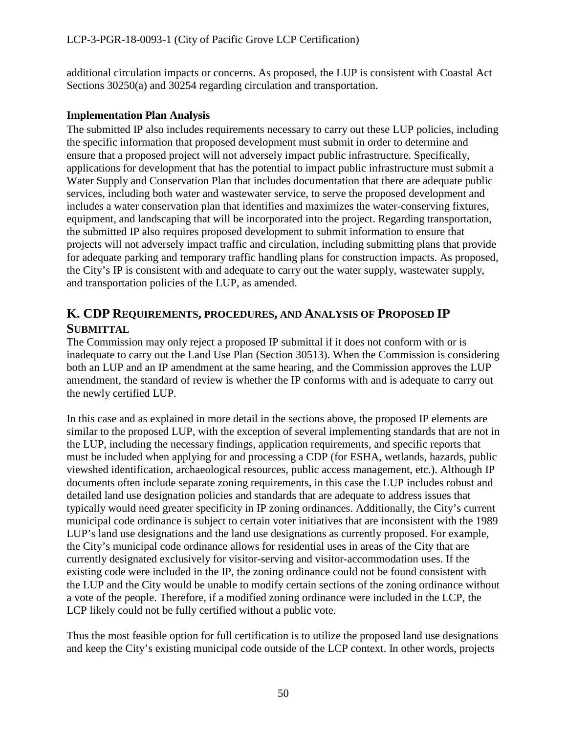additional circulation impacts or concerns. As proposed, the LUP is consistent with Coastal Act Sections 30250(a) and 30254 regarding circulation and transportation.

**Implementation Plan Analysis**

The submitted IP also includes requirements necessary to carry out these LUP policies, including the specific information that proposed development must submit in order to determine and ensure that a proposed project will not adversely impact public infrastructure. Specifically, applications for development that has the potential to impact public infrastructure must submit a Water Supply and Conservation Plan that includes documentation that there are adequate public services, including both water and wastewater service, to serve the proposed development and includes a water conservation plan that identifies and maximizes the water-conserving fixtures, equipment, and landscaping that will be incorporated into the project. Regarding transportation, the submitted IP also requires proposed development to submit information to ensure that projects will not adversely impact traffic and circulation, including submitting plans that provide for adequate parking and temporary traffic handling plans for construction impacts. As proposed, the City's IP is consistent with and adequate to carry out the water supply, wastewater supply, and transportation policies of the LUP, as amended.

## K. CDP REQUIREMENTS, PROCEDURES, AND ANALYSIS OF PROPOSED IP SUBMITTAL

The Commission may only reject a proposed IP submittal if it does not conform with or is inadequate to carry out the Land Use Plan (Section 30513). When the Commission is considering both an LUP and an IP amendment at the same hearing, and the Commission approves the LUP amendment, the standard of review is whether the IP conforms with and is adequate to carry out the newly certified LUP.

In this case and as explained in more detail in the sections above, the proposed IP elements are similar to the proposed LUP, with the exception of several implementing standards that are not in the LUP, including the necessary findings, application requirements, and specific reports that must be included when applying for and processing a CDP (for ESHA, wetlands, hazards, public viewshed identification, archaeological resources, public access management, etc.). Although IP documents often include separate zoning requirements, in this case the LUP includes robust and detailed land use designation policies and standards that are adequate to address issues that typically would need greater specificity in IP zoning ordinances. Additionally, the City's current municipal code ordinance is subject to certain voter initiatives that are inconsistent with the 1989 LUP's land use designations and the land use designations as currently proposed. For example, the City's municipal code ordinance allows for residential uses in areas of the City that are currently designated exclusively for visitor-serving and visitor-accommodation uses. If the existing code were included in the IP, the zoning ordinance could not be found consistent with the LUP and the City would be unable to modify certain sections of the zoning ordinance without a vote of the people. Therefore, if a modified zoning ordinance were included in the LCP, the LCP likely could not be fully certified without a public vote.

Thus the most feasible option for full certification is to utilize the proposed land use designations and keep the City's existing municipal code outside of the LCP context. In other words, projects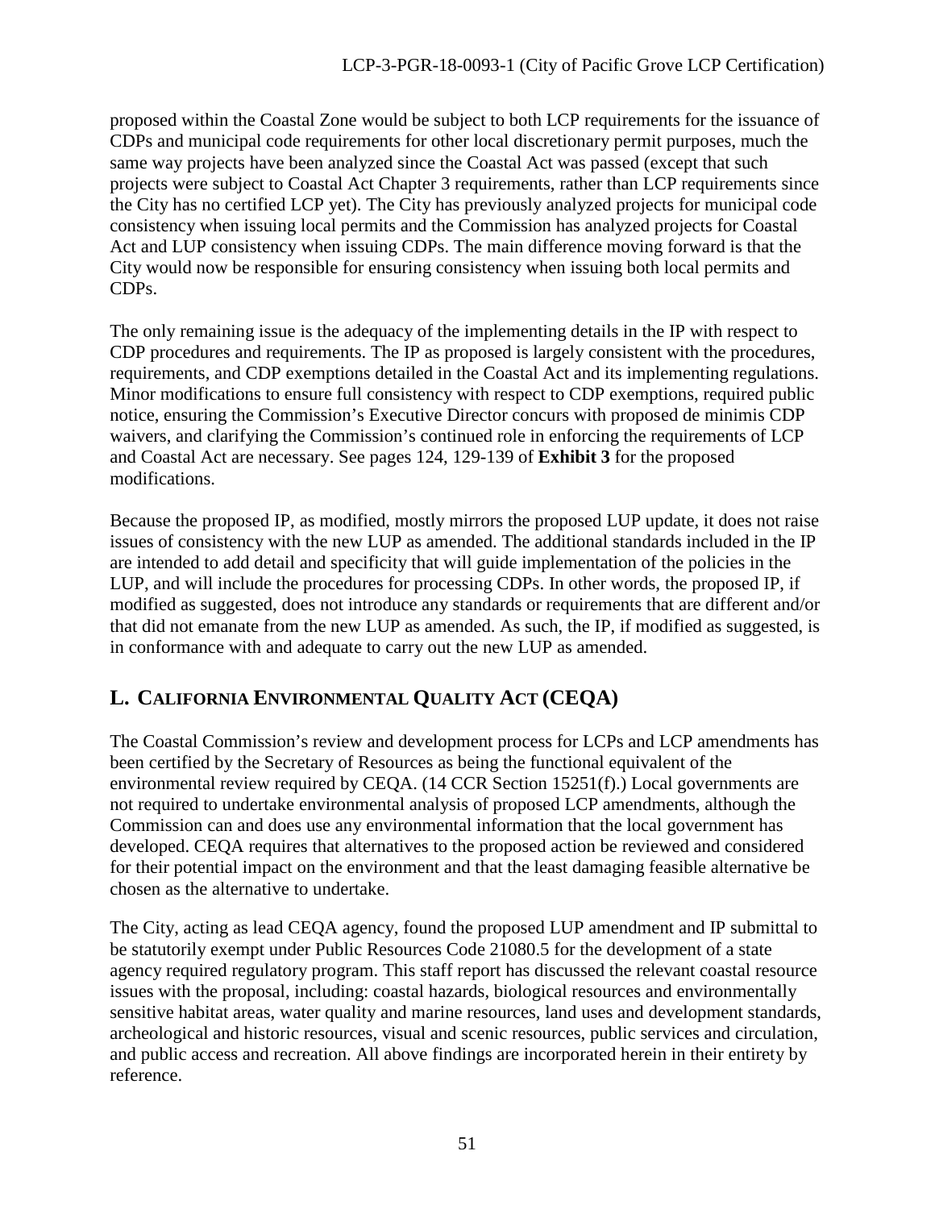proposed within the Coastal Zone would be subject to both LCP requirements for the issuance of CDPs and municipal code requirements for other local discretionary permit purposes, much the same way projects have been analyzed since the Coastal Act was passed (except that such projects were subject to Coastal Act Chapter 3 requirements, rather than LCP requirements since the City has no certified LCP yet). The City has previously analyzed projects for municipal code consistency when issuing local permits and the Commission has analyzed projects for Coastal Act and LUP consistency when issuing CDPs. The main difference moving forward is that the City would now be responsible for ensuring consistency when issuing both local permits and CDPs.

The only remaining issue is the adequacy of the implementing details in the IP with respect to CDP procedures and requirements. The IP as proposed is largely consistent with the procedures, requirements, and CDP exemptions detailed in the Coastal Act and its implementing regulations. Minor modifications to ensure full consistency with respect to CDP exemptions, required public notice, ensuring the Commission's Executive Director concurs with proposed de minimis CDP waivers, and clarifying the Commission's continued role in enforcing the requirements of LCP and Coastal Act are necessary. See pages 124, 129-139 of **Exhibit 3** for the proposed modifications.

Because the proposed IP, as modified, mostly mirrors the proposed LUP update, it does not raise issues of consistency with the new LUP as amended. The additional standards included in the IP are intended to add detail and specificity that will guide implementation of the policies in the LUP, and will include the procedures for processing CDPs. In other words, the proposed IP, if modified as suggested, does not introduce any standards or requirements that are different and/or that did not emanate from the new LUP as amended. As such, the IP, if modified as suggested, is in conformance with and adequate to carry out the new LUP as amended.

## L. CALIFORNIA ENVIRONMENTAL QUALITY ACT (CEQA)

The Coastal Commission's review and development process for LCPs and LCP amendments has been certified by the Secretary of Resources as being the functional equivalent of the environmental review required by CEQA. (14 CCR Section 15251(f).) Local governments are not required to undertake environmental analysis of proposed LCP amendments, although the Commission can and does use any environmental information that the local government has developed. CEQA requires that alternatives to the proposed action be reviewed and considered for their potential impact on the environment and that the least damaging feasible alternative be chosen as the alternative to undertake.

The City, acting as lead CEQA agency, found the proposed LUP amendment and IP submittal to be statutorily exempt under Public Resources Code 21080.5 for the development of a state agency required regulatory program. This staff report has discussed the relevant coastal resource issues with the proposal, including: coastal hazards, biological resources and environmentally sensitive habitat areas, water quality and marine resources, land uses and development standards, archeological and historic resources, visual and scenic resources, public services and circulation, and public access and recreation. All above findings are incorporated herein in their entirety by reference.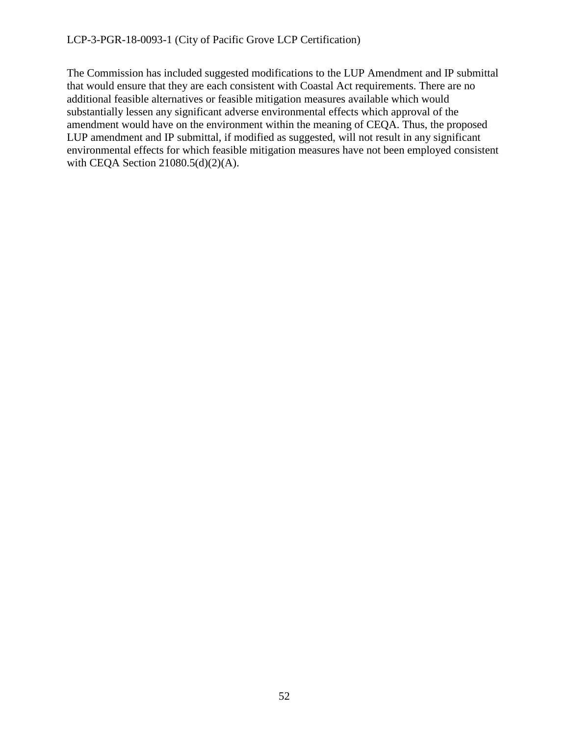The Commission has included suggested modifications to the LUP Amendment and IP submittal that would ensure that they are each consistent with Coastal Act requirements. There are no additional feasible alternatives or feasible mitigation measures available which would substantially lessen any significant adverse environmental effects which approval of the amendment would have on the environment within the meaning of CEQA. Thus, the proposed LUP amendment and IP submittal, if modified as suggested, will not result in any significant environmental effects for which feasible mitigation measures have not been employed consistent with CEQA Section 21080.5(d)(2)(A).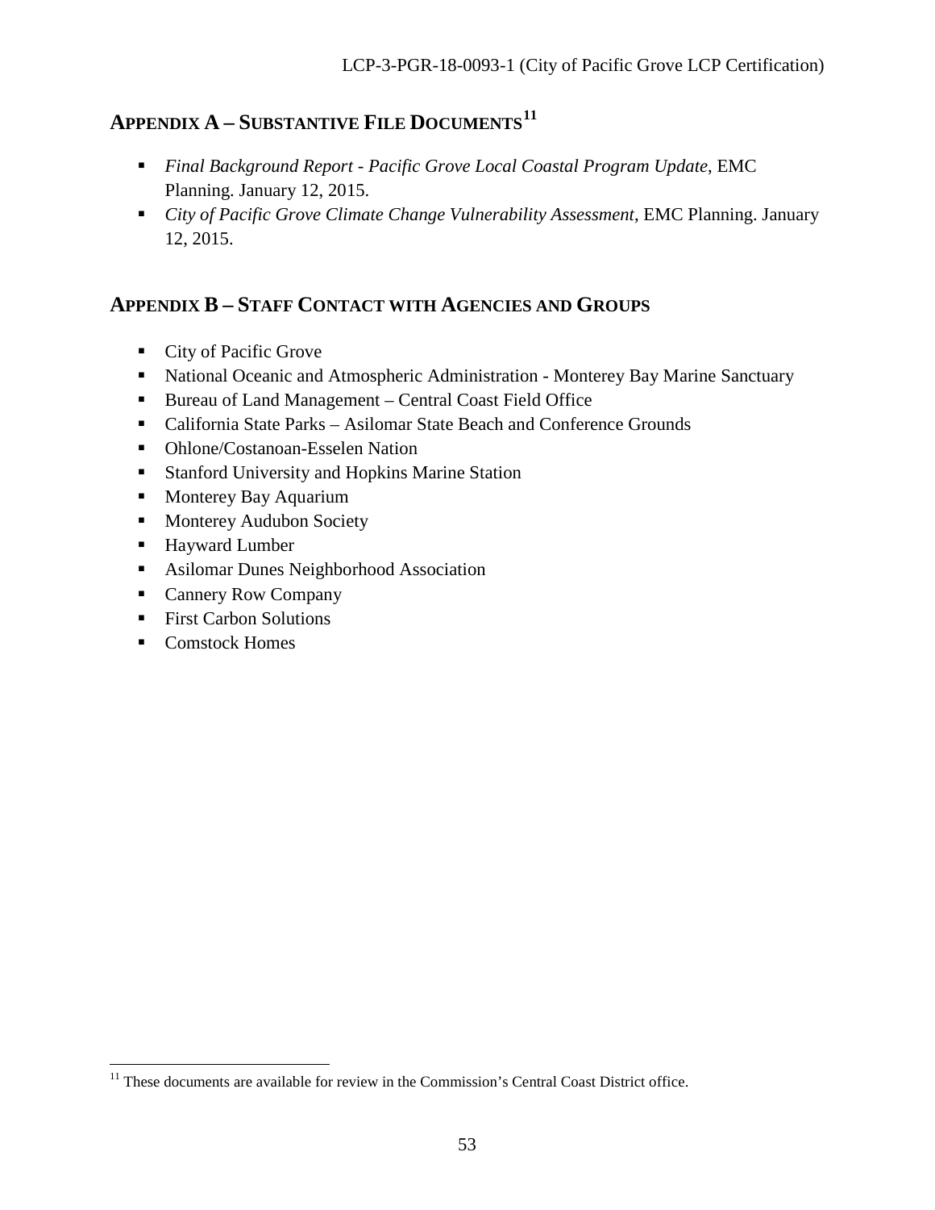## Appendix A – Substantive File Documents[11]

- *Final Background Report - Pacific Grove Local Coastal Program Update*, EMC Planning. January 12, 2015.
- *City of Pacific Grove Climate Change Vulnerability Assessment*, EMC Planning. January 12, 2015.

## Appendix B – Staff Contact with Agencies and Groups

- City of Pacific Grove
- National Oceanic and Atmospheric Administration - Monterey Bay Marine Sanctuary
- Bureau of Land Management – Central Coast Field Office
- California State Parks – Asilomar State Beach and Conference Grounds
- Ohlone/Costanoan-Esselen Nation
- Stanford University and Hopkins Marine Station
- Monterey Bay Aquarium
- Monterey Audubon Society
- Hayward Lumber
- Asilomar Dunes Neighborhood Association
- Cannery Row Company
- First Carbon Solutions
- Comstock Homes

[11] These documents are available for review in the Commission's Central Coast District office.